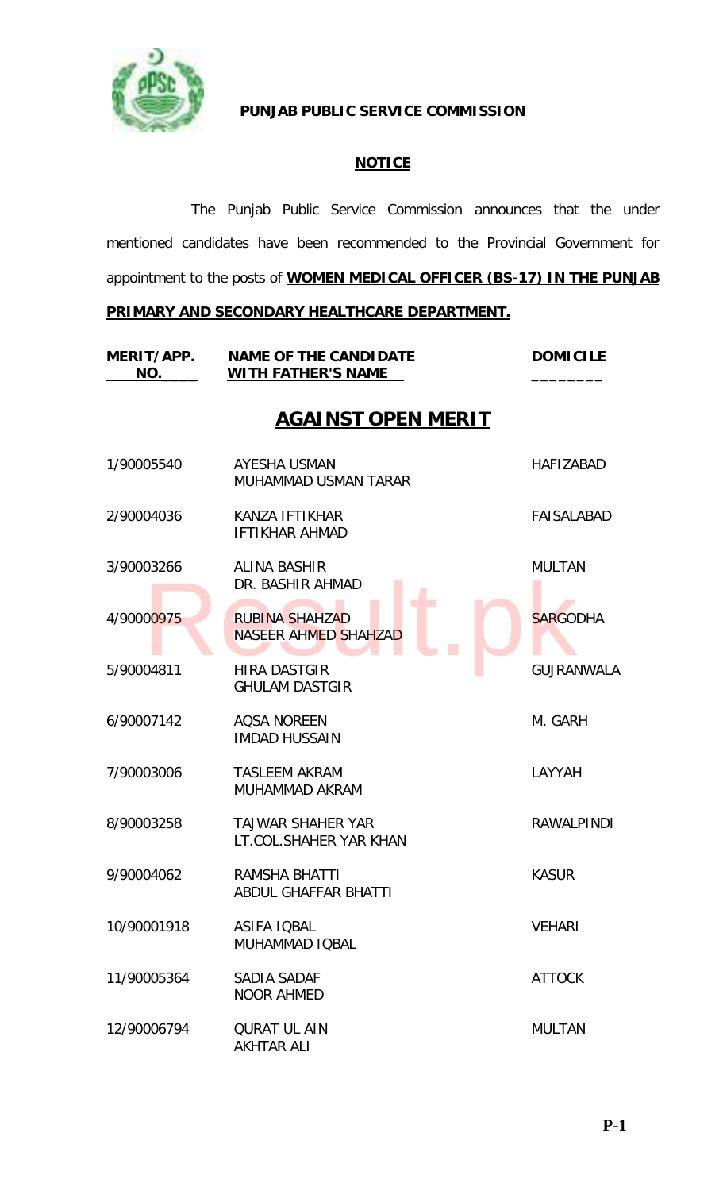**PUNJAB PUBLIC SERVICE COMMISSION**

## NOTICE

The Punjab Public Service Commission announces that the under mentioned candidates have been recommended to the Provincial Government for appointment to the posts of **WOMEN MEDICAL OFFICER (BS-17) IN THE PUNJAB PRIMARY AND SECONDARY HEALTHCARE DEPARTMENT.**

## AGAINST OPEN MERIT

| MERIT/APP. NO. | NAME OF THE CANDIDATE WITH FATHER'S NAME | DOMICILE |
|---|---|---|
| 1/90005540 | AYESHA USMAN<br>MUHAMMAD USMAN TARAR | HAFIZABAD |
| 2/90004036 | KANZA IFTIKHAR<br>IFTIKHAR AHMAD | FAISALABAD |
| 3/90003266 | ALINA BASHIR<br>DR. BASHIR AHMAD | MULTAN |
| 4/90000975 | RUBINA SHAHZAD<br>NASEER AHMED SHAHZAD | SARGODHA |
| 5/90004811 | HIRA DASTGIR<br>GHULAM DASTGIR | GUJRANWALA |
| 6/90007142 | AQSA NOREEN<br>IMDAD HUSSAIN | M. GARH |
| 7/90003006 | TASLEEM AKRAM<br>MUHAMMAD AKRAM | LAYYAH |
| 8/90003258 | TAJWAR SHAHER YAR<br>LT.COL.SHAHER YAR KHAN | RAWALPINDI |
| 9/90004062 | RAMSHA BHATTI<br>ABDUL GHAFFAR BHATTI | KASUR |
| 10/90001918 | ASIFA IQBAL<br>MUHAMMAD IQBAL | VEHARI |
| 11/90005364 | SADIA SADAF<br>NOOR AHMED | ATTOCK |
| 12/90006794 | QURAT UL AIN<br>AKHTAR ALI | MULTAN |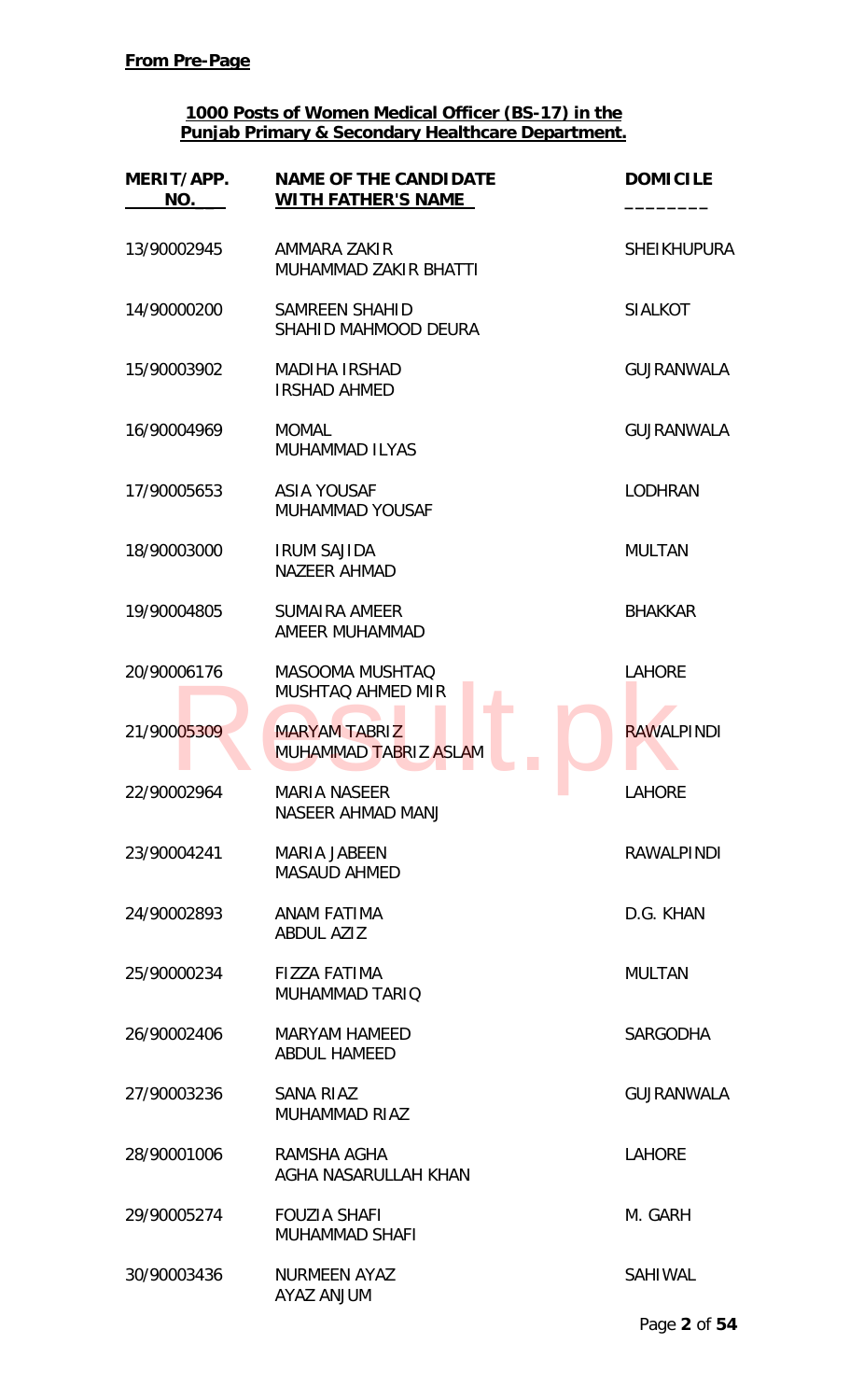**From Pre-Page**

**1000 Posts of Women Medical Officer (BS-17) in the Punjab Primary & Secondary Healthcare Department.**

| MERIT/APP. NO. | NAME OF THE CANDIDATE WITH FATHER'S NAME | DOMICILE |
|---|---|---|
| 13/90002945 | AMMARA ZAKIR<br>MUHAMMAD ZAKIR BHATTI | SHEIKHUPURA |
| 14/90000200 | SAMREEN SHAHID<br>SHAHID MAHMOOD DEURA | SIALKOT |
| 15/90003902 | MADIHA IRSHAD<br>IRSHAD AHMED | GUJRANWALA |
| 16/90004969 | MOMAL<br>MUHAMMAD ILYAS | GUJRANWALA |
| 17/90005653 | ASIA YOUSAF<br>MUHAMMAD YOUSAF | LODHRAN |
| 18/90003000 | IRUM SAJIDA<br>NAZEER AHMAD | MULTAN |
| 19/90004805 | SUMAIRA AMEER<br>AMEER MUHAMMAD | BHAKKAR |
| 20/90006176 | MASOOMA MUSHTAQ<br>MUSHTAQ AHMED MIR | LAHORE |
| 21/90005309 | MARYAM TABRIZ<br>MUHAMMAD TABRIZ ASLAM | RAWALPINDI |
| 22/90002964 | MARIA NASEER<br>NASEER AHMAD MANJ | LAHORE |
| 23/90004241 | MARIA JABEEN<br>MASAUD AHMED | RAWALPINDI |
| 24/90002893 | ANAM FATIMA<br>ABDUL AZIZ | D.G. KHAN |
| 25/90000234 | FIZZA FATIMA<br>MUHAMMAD TARIQ | MULTAN |
| 26/90002406 | MARYAM HAMEED<br>ABDUL HAMEED | SARGODHA |
| 27/90003236 | SANA RIAZ<br>MUHAMMAD RIAZ | GUJRANWALA |
| 28/90001006 | RAMSHA AGHA<br>AGHA NASARULLAH KHAN | LAHORE |
| 29/90005274 | FOUZIA SHAFI<br>MUHAMMAD SHAFI | M. GARH |
| 30/90003436 | NURMEEN AYAZ<br>AYAZ ANJUM | SAHIWAL |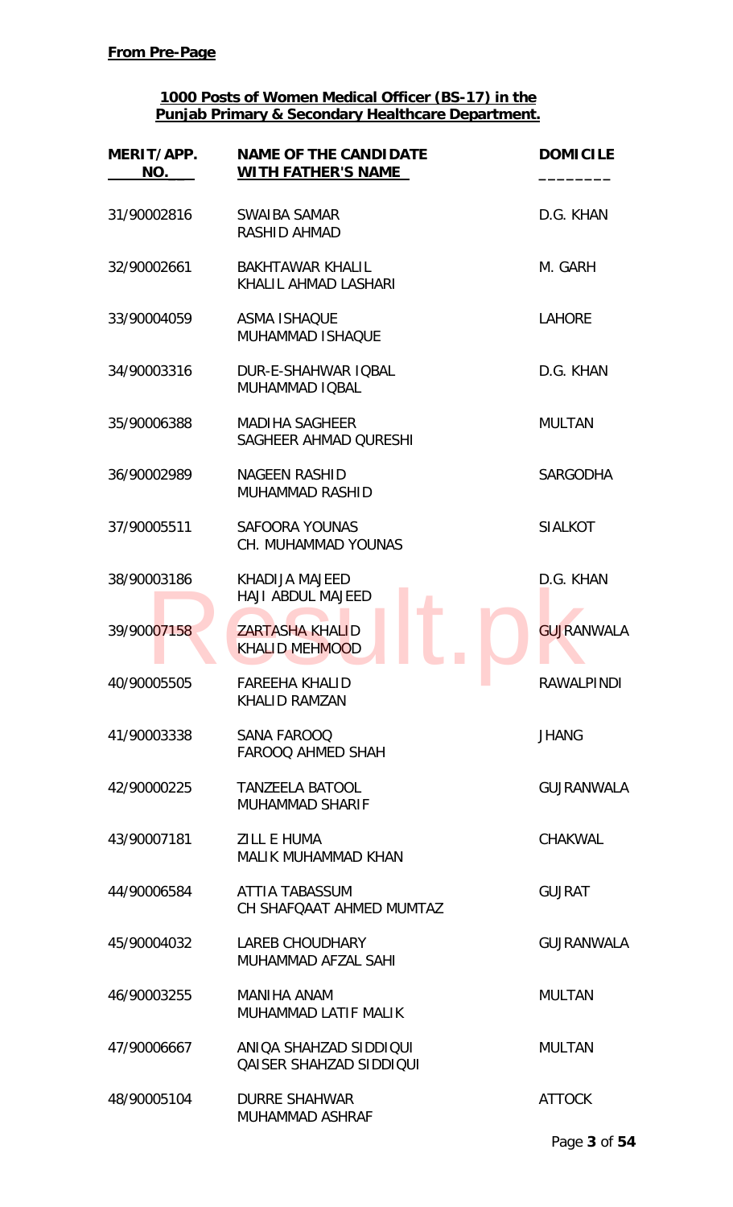**From Pre-Page**

**1000 Posts of Women Medical Officer (BS-17) in the Punjab Primary & Secondary Healthcare Department.**

| MERIT/APP. NO. | NAME OF THE CANDIDATE WITH FATHER'S NAME | DOMICILE |
|---|---|---|
| 31/90002816 | SWAIBA SAMAR<br>RASHID AHMAD | D.G. KHAN |
| 32/90002661 | BAKHTAWAR KHALIL<br>KHALIL AHMAD LASHARI | M. GARH |
| 33/90004059 | ASMA ISHAQUE<br>MUHAMMAD ISHAQUE | LAHORE |
| 34/90003316 | DUR-E-SHAHWAR IQBAL<br>MUHAMMAD IQBAL | D.G. KHAN |
| 35/90006388 | MADIHA SAGHEER<br>SAGHEER AHMAD QURESHI | MULTAN |
| 36/90002989 | NAGEEN RASHID<br>MUHAMMAD RASHID | SARGODHA |
| 37/90005511 | SAFOORA YOUNAS<br>CH. MUHAMMAD YOUNAS | SIALKOT |
| 38/90003186 | KHADIJA MAJEED<br>HAJI ABDUL MAJEED | D.G. KHAN |
| 39/90007158 | ZARTASHA KHALID<br>KHALID MEHMOOD | GUJRANWALA |
| 40/90005505 | FAREEHA KHALID<br>KHALID RAMZAN | RAWALPINDI |
| 41/90003338 | SANA FAROOQ<br>FAROOQ AHMED SHAH | JHANG |
| 42/90000225 | TANZEELA BATOOL<br>MUHAMMAD SHARIF | GUJRANWALA |
| 43/90007181 | ZILL E HUMA<br>MALIK MUHAMMAD KHAN | CHAKWAL |
| 44/90006584 | ATTIA TABASSUM<br>CH SHAFQAAT AHMED MUMTAZ | GUJRAT |
| 45/90004032 | LAREB CHOUDHARY<br>MUHAMMAD AFZAL SAHI | GUJRANWALA |
| 46/90003255 | MANIHA ANAM<br>MUHAMMAD LATIF MALIK | MULTAN |
| 47/90006667 | ANIQA SHAHZAD SIDDIQUI<br>QAISER SHAHZAD SIDDIQUI | MULTAN |
| 48/90005104 | DURRE SHAHWAR<br>MUHAMMAD ASHRAF | ATTOCK |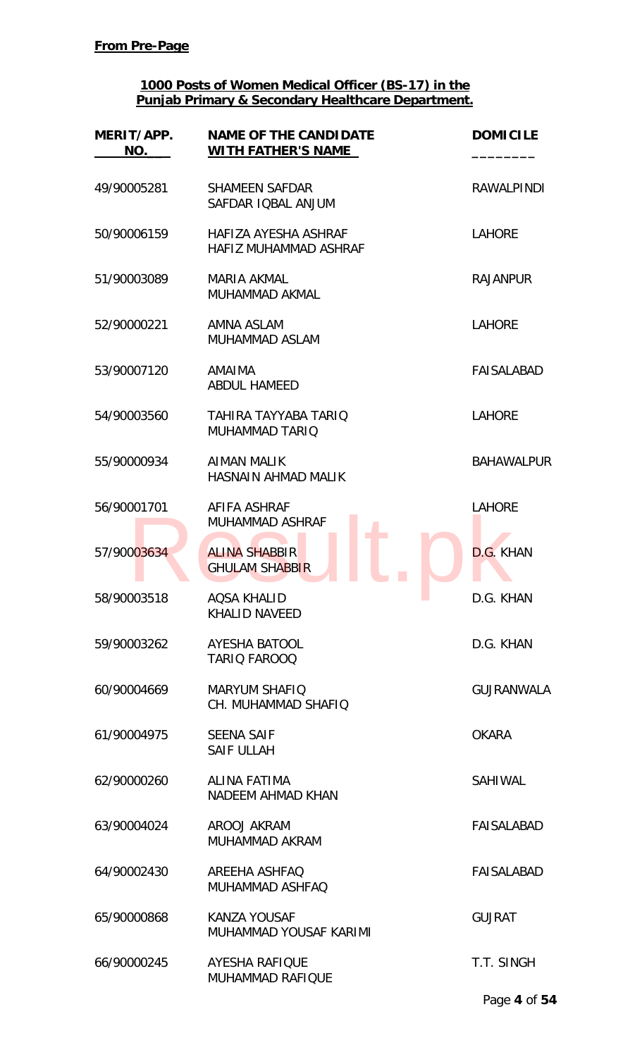**From Pre-Page**

**1000 Posts of Women Medical Officer (BS-17) in the Punjab Primary & Secondary Healthcare Department.**

| MERIT/APP. NO. | NAME OF THE CANDIDATE WITH FATHER'S NAME | DOMICILE |
|---|---|---|
| 49/90005281 | SHAMEEN SAFDAR<br>SAFDAR IQBAL ANJUM | RAWALPINDI |
| 50/90006159 | HAFIZA AYESHA ASHRAF<br>HAFIZ MUHAMMAD ASHRAF | LAHORE |
| 51/90003089 | MARIA AKMAL<br>MUHAMMAD AKMAL | RAJANPUR |
| 52/90000221 | AMNA ASLAM<br>MUHAMMAD ASLAM | LAHORE |
| 53/90007120 | AMAIMA<br>ABDUL HAMEED | FAISALABAD |
| 54/90003560 | TAHIRA TAYYABA TARIQ<br>MUHAMMAD TARIQ | LAHORE |
| 55/90000934 | AIMAN MALIK<br>HASNAIN AHMAD MALIK | BAHAWALPUR |
| 56/90001701 | AFIFA ASHRAF<br>MUHAMMAD ASHRAF | LAHORE |
| 57/90003634 | ALINA SHABBIR<br>GHULAM SHABBIR | D.G. KHAN |
| 58/90003518 | AQSA KHALID<br>KHALID NAVEED | D.G. KHAN |
| 59/90003262 | AYESHA BATOOL<br>TARIQ FAROOQ | D.G. KHAN |
| 60/90004669 | MARYUM SHAFIQ<br>CH. MUHAMMAD SHAFIQ | GUJRANWALA |
| 61/90004975 | SEENA SAIF<br>SAIF ULLAH | OKARA |
| 62/90000260 | ALINA FATIMA<br>NADEEM AHMAD KHAN | SAHIWAL |
| 63/90004024 | AROOJ AKRAM<br>MUHAMMAD AKRAM | FAISALABAD |
| 64/90002430 | AREEHA ASHFAQ<br>MUHAMMAD ASHFAQ | FAISALABAD |
| 65/90000868 | KANZA YOUSAF<br>MUHAMMAD YOUSAF KARIMI | GUJRAT |
| 66/90000245 | AYESHA RAFIQUE<br>MUHAMMAD RAFIQUE | T.T. SINGH |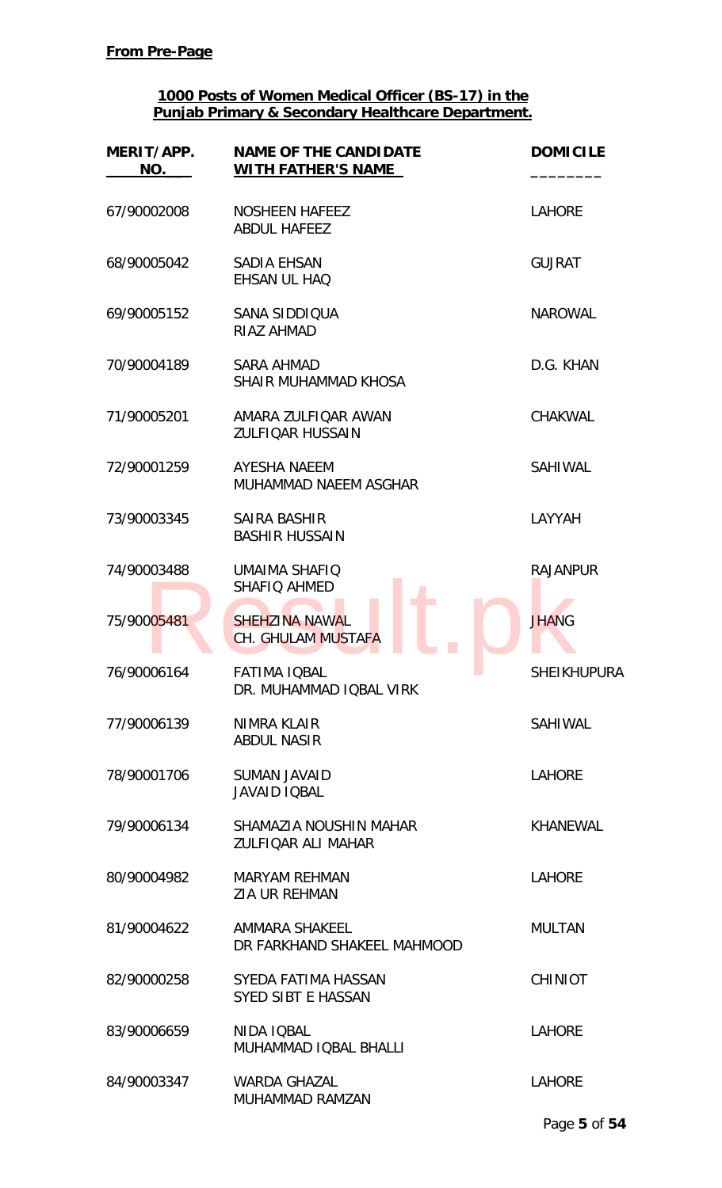**From Pre-Page**

**1000 Posts of Women Medical Officer (BS-17) in the Punjab Primary & Secondary Healthcare Department.**

| MERIT/APP. NO. | NAME OF THE CANDIDATE WITH FATHER'S NAME | DOMICILE |
|---|---|---|
| 67/90002008 | NOSHEEN HAFEEZ<br>ABDUL HAFEEZ | LAHORE |
| 68/90005042 | SADIA EHSAN<br>EHSAN UL HAQ | GUJRAT |
| 69/90005152 | SANA SIDDIQUA<br>RIAZ AHMAD | NAROWAL |
| 70/90004189 | SARA AHMAD<br>SHAIR MUHAMMAD KHOSA | D.G. KHAN |
| 71/90005201 | AMARA ZULFIQAR AWAN<br>ZULFIQAR HUSSAIN | CHAKWAL |
| 72/90001259 | AYESHA NAEEM<br>MUHAMMAD NAEEM ASGHAR | SAHIWAL |
| 73/90003345 | SAIRA BASHIR<br>BASHIR HUSSAIN | LAYYAH |
| 74/90003488 | UMAIMA SHAFIQ<br>SHAFIQ AHMED | RAJANPUR |
| 75/90005481 | SHEHZINA NAWAL<br>CH. GHULAM MUSTAFA | JHANG |
| 76/90006164 | FATIMA IQBAL<br>DR. MUHAMMAD IQBAL VIRK | SHEIKHUPURA |
| 77/90006139 | NIMRA KLAIR<br>ABDUL NASIR | SAHIWAL |
| 78/90001706 | SUMAN JAVAID<br>JAVAID IQBAL | LAHORE |
| 79/90006134 | SHAMAZIA NOUSHIN MAHAR<br>ZULFIQAR ALI MAHAR | KHANEWAL |
| 80/90004982 | MARYAM REHMAN<br>ZIA UR REHMAN | LAHORE |
| 81/90004622 | AMMARA SHAKEEL<br>DR FARKHAND SHAKEEL MAHMOOD | MULTAN |
| 82/90000258 | SYEDA FATIMA HASSAN<br>SYED SIBT E HASSAN | CHINIOT |
| 83/90006659 | NIDA IQBAL<br>MUHAMMAD IQBAL BHALLI | LAHORE |
| 84/90003347 | WARDA GHAZAL<br>MUHAMMAD RAMZAN | LAHORE |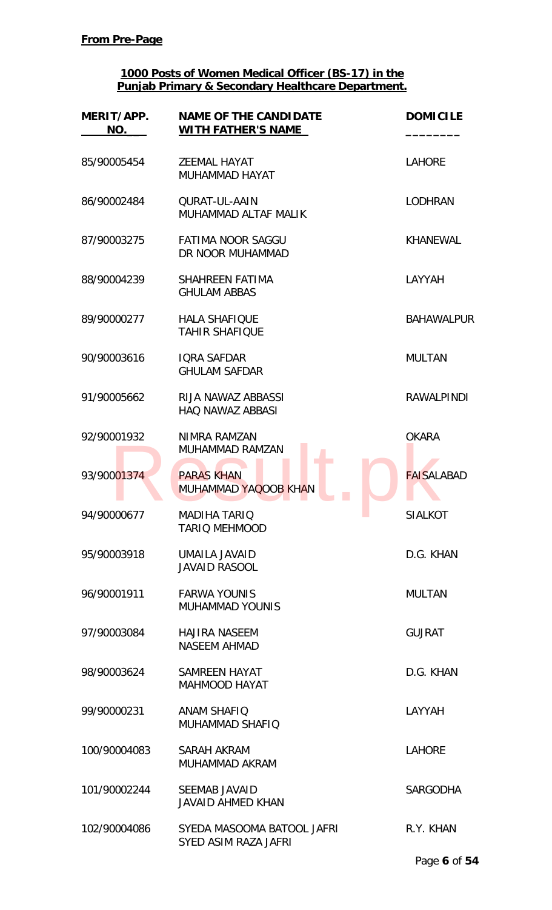**From Pre-Page**

**1000 Posts of Women Medical Officer (BS-17) in the Punjab Primary & Secondary Healthcare Department.**

| MERIT/APP. NO. | NAME OF THE CANDIDATE WITH FATHER'S NAME | DOMICILE |
|---|---|---|
| 85/90005454 | ZEEMAL HAYAT<br>MUHAMMAD HAYAT | LAHORE |
| 86/90002484 | QURAT-UL-AAIN<br>MUHAMMAD ALTAF MALIK | LODHRAN |
| 87/90003275 | FATIMA NOOR SAGGU<br>DR NOOR MUHAMMAD | KHANEWAL |
| 88/90004239 | SHAHREEN FATIMA<br>GHULAM ABBAS | LAYYAH |
| 89/90000277 | HALA SHAFIQUE<br>TAHIR SHAFIQUE | BAHAWALPUR |
| 90/90003616 | IQRA SAFDAR<br>GHULAM SAFDAR | MULTAN |
| 91/90005662 | RIJA NAWAZ ABBASSI<br>HAQ NAWAZ ABBASI | RAWALPINDI |
| 92/90001932 | NIMRA RAMZAN<br>MUHAMMAD RAMZAN | OKARA |
| 93/90001374 | PARAS KHAN<br>MUHAMMAD YAQOOB KHAN | FAISALABAD |
| 94/90000677 | MADIHA TARIQ<br>TARIQ MEHMOOD | SIALKOT |
| 95/90003918 | UMAILA JAVAID<br>JAVAID RASOOL | D.G. KHAN |
| 96/90001911 | FARWA YOUNIS<br>MUHAMMAD YOUNIS | MULTAN |
| 97/90003084 | HAJIRA NASEEM<br>NASEEM AHMAD | GUJRAT |
| 98/90003624 | SAMREEN HAYAT<br>MAHMOOD HAYAT | D.G. KHAN |
| 99/90000231 | ANAM SHAFIQ<br>MUHAMMAD SHAFIQ | LAYYAH |
| 100/90004083 | SARAH AKRAM<br>MUHAMMAD AKRAM | LAHORE |
| 101/90002244 | SEEMAB JAVAID<br>JAVAID AHMED KHAN | SARGODHA |
| 102/90004086 | SYEDA MASOOMA BATOOL JAFRI<br>SYED ASIM RAZA JAFRI | R.Y. KHAN |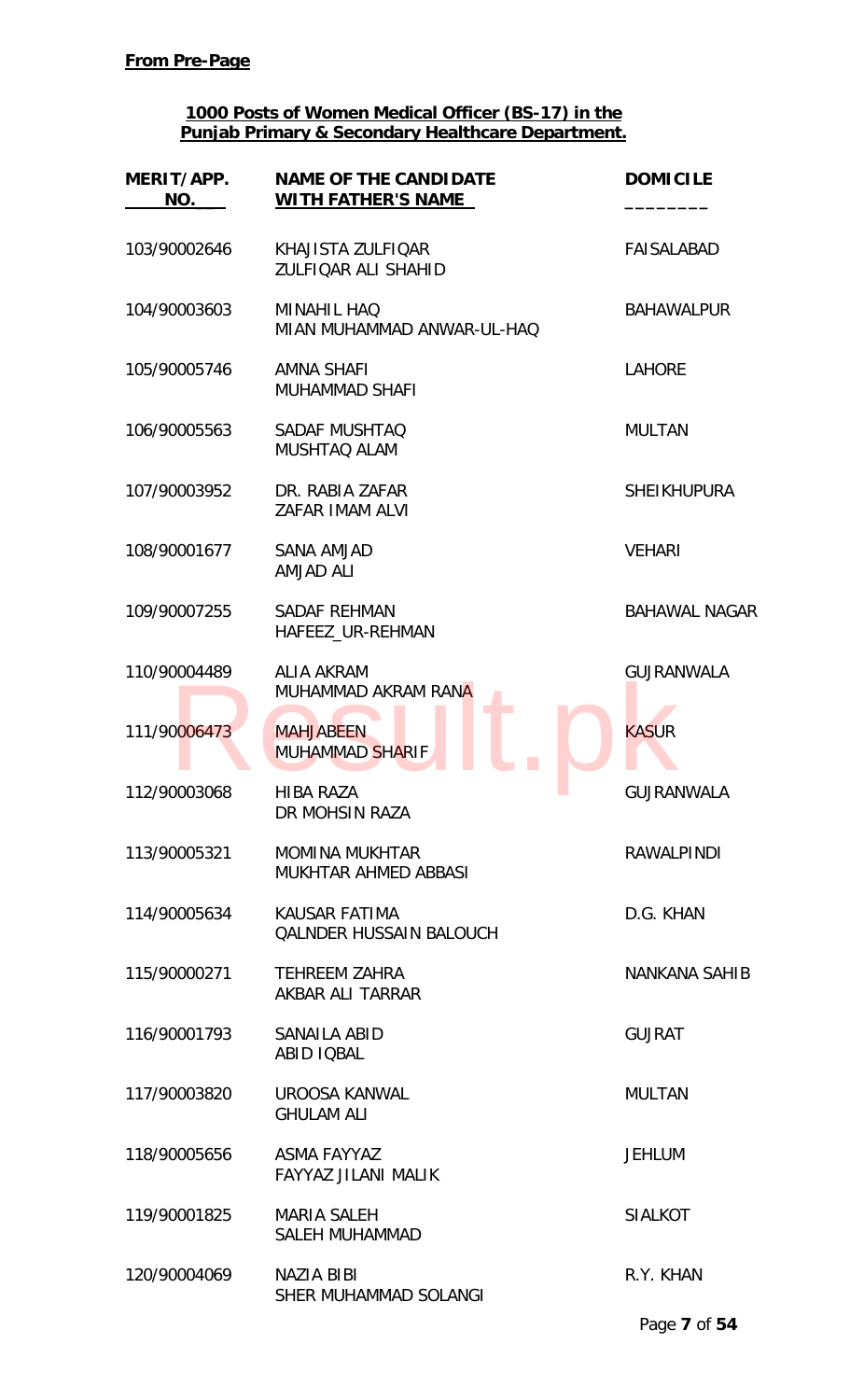**From Pre-Page**

**1000 Posts of Women Medical Officer (BS-17) in the Punjab Primary & Secondary Healthcare Department.**

| MERIT/APP. NO. | NAME OF THE CANDIDATE WITH FATHER'S NAME | DOMICILE |
|---|---|---|
| 103/90002646 | KHAJISTA ZULFIQAR<br>ZULFIQAR ALI SHAHID | FAISALABAD |
| 104/90003603 | MINAHIL HAQ<br>MIAN MUHAMMAD ANWAR-UL-HAQ | BAHAWALPUR |
| 105/90005746 | AMNA SHAFI<br>MUHAMMAD SHAFI | LAHORE |
| 106/90005563 | SADAF MUSHTAQ<br>MUSHTAQ ALAM | MULTAN |
| 107/90003952 | DR. RABIA ZAFAR<br>ZAFAR IMAM ALVI | SHEIKHUPURA |
| 108/90001677 | SANA AMJAD<br>AMJAD ALI | VEHARI |
| 109/90007255 | SADAF REHMAN<br>HAFEEZ_UR-REHMAN | BAHAWAL NAGAR |
| 110/90004489 | ALIA AKRAM<br>MUHAMMAD AKRAM RANA | GUJRANWALA |
| 111/90006473 | MAHJABEEN<br>MUHAMMAD SHARIF | KASUR |
| 112/90003068 | HIBA RAZA<br>DR MOHSIN RAZA | GUJRANWALA |
| 113/90005321 | MOMINA MUKHTAR<br>MUKHTAR AHMED ABBASI | RAWALPINDI |
| 114/90005634 | KAUSAR FATIMA<br>QALNDER HUSSAIN BALOUCH | D.G. KHAN |
| 115/90000271 | TEHREEM ZAHRA<br>AKBAR ALI TARRAR | NANKANA SAHIB |
| 116/90001793 | SANAILA ABID<br>ABID IQBAL | GUJRAT |
| 117/90003820 | UROOSA KANWAL<br>GHULAM ALI | MULTAN |
| 118/90005656 | ASMA FAYYAZ<br>FAYYAZ JILANI MALIK | JEHLUM |
| 119/90001825 | MARIA SALEH<br>SALEH MUHAMMAD | SIALKOT |
| 120/90004069 | NAZIA BIBI<br>SHER MUHAMMAD SOLANGI | R.Y. KHAN |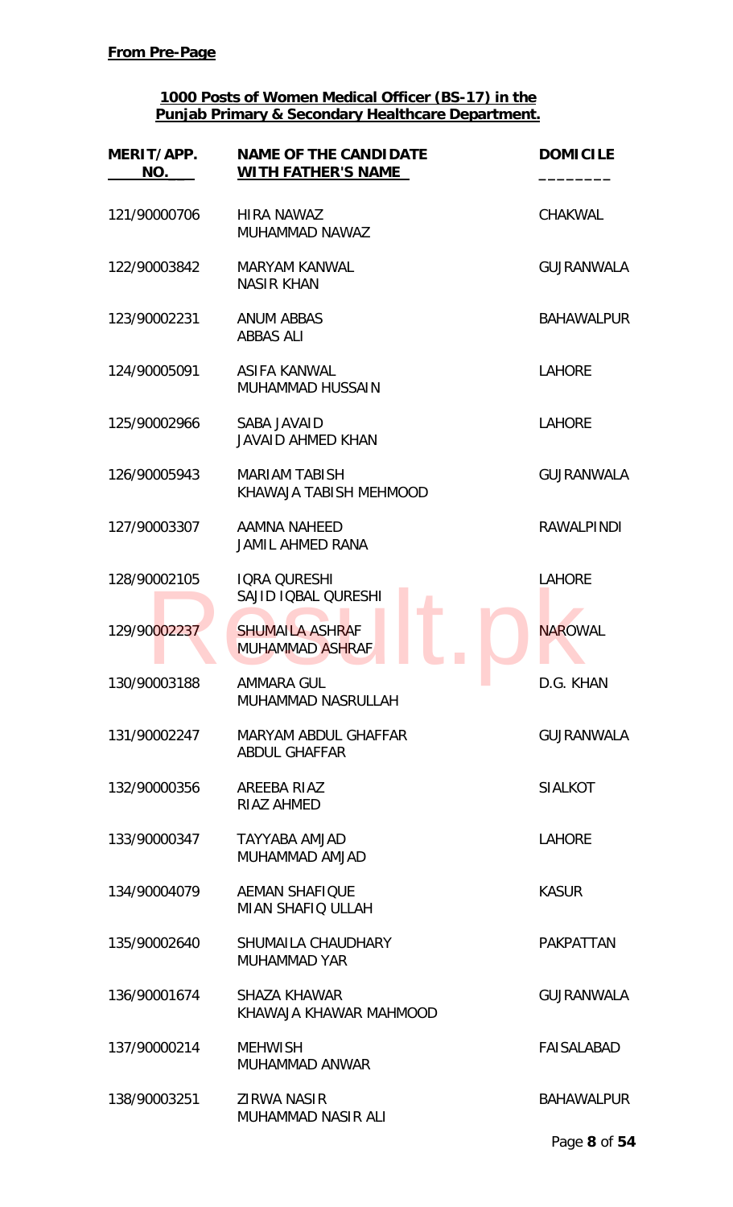**From Pre-Page**

**1000 Posts of Women Medical Officer (BS-17) in the Punjab Primary & Secondary Healthcare Department.**

| MERIT/APP. NO. | NAME OF THE CANDIDATE WITH FATHER'S NAME | DOMICILE |
|---|---|---|
| 121/90000706 | HIRA NAWAZ<br>MUHAMMAD NAWAZ | CHAKWAL |
| 122/90003842 | MARYAM KANWAL<br>NASIR KHAN | GUJRANWALA |
| 123/90002231 | ANUM ABBAS<br>ABBAS ALI | BAHAWALPUR |
| 124/90005091 | ASIFA KANWAL<br>MUHAMMAD HUSSAIN | LAHORE |
| 125/90002966 | SABA JAVAID<br>JAVAID AHMED KHAN | LAHORE |
| 126/90005943 | MARIAM TABISH<br>KHAWAJA TABISH MEHMOOD | GUJRANWALA |
| 127/90003307 | AAMNA NAHEED<br>JAMIL AHMED RANA | RAWALPINDI |
| 128/90002105 | IQRA QURESHI<br>SAJID IQBAL QURESHI | LAHORE |
| 129/90002237 | SHUMAILA ASHRAF<br>MUHAMMAD ASHRAF | NAROWAL |
| 130/90003188 | AMMARA GUL<br>MUHAMMAD NASRULLAH | D.G. KHAN |
| 131/90002247 | MARYAM ABDUL GHAFFAR<br>ABDUL GHAFFAR | GUJRANWALA |
| 132/90000356 | AREEBA RIAZ<br>RIAZ AHMED | SIALKOT |
| 133/90000347 | TAYYABA AMJAD<br>MUHAMMAD AMJAD | LAHORE |
| 134/90004079 | AEMAN SHAFIQUE<br>MIAN SHAFIQ ULLAH | KASUR |
| 135/90002640 | SHUMAILA CHAUDHARY<br>MUHAMMAD YAR | PAKPATTAN |
| 136/90001674 | SHAZA KHAWAR<br>KHAWAJA KHAWAR MAHMOOD | GUJRANWALA |
| 137/90000214 | MEHWISH<br>MUHAMMAD ANWAR | FAISALABAD |
| 138/90003251 | ZIRWA NASIR<br>MUHAMMAD NASIR ALI | BAHAWALPUR |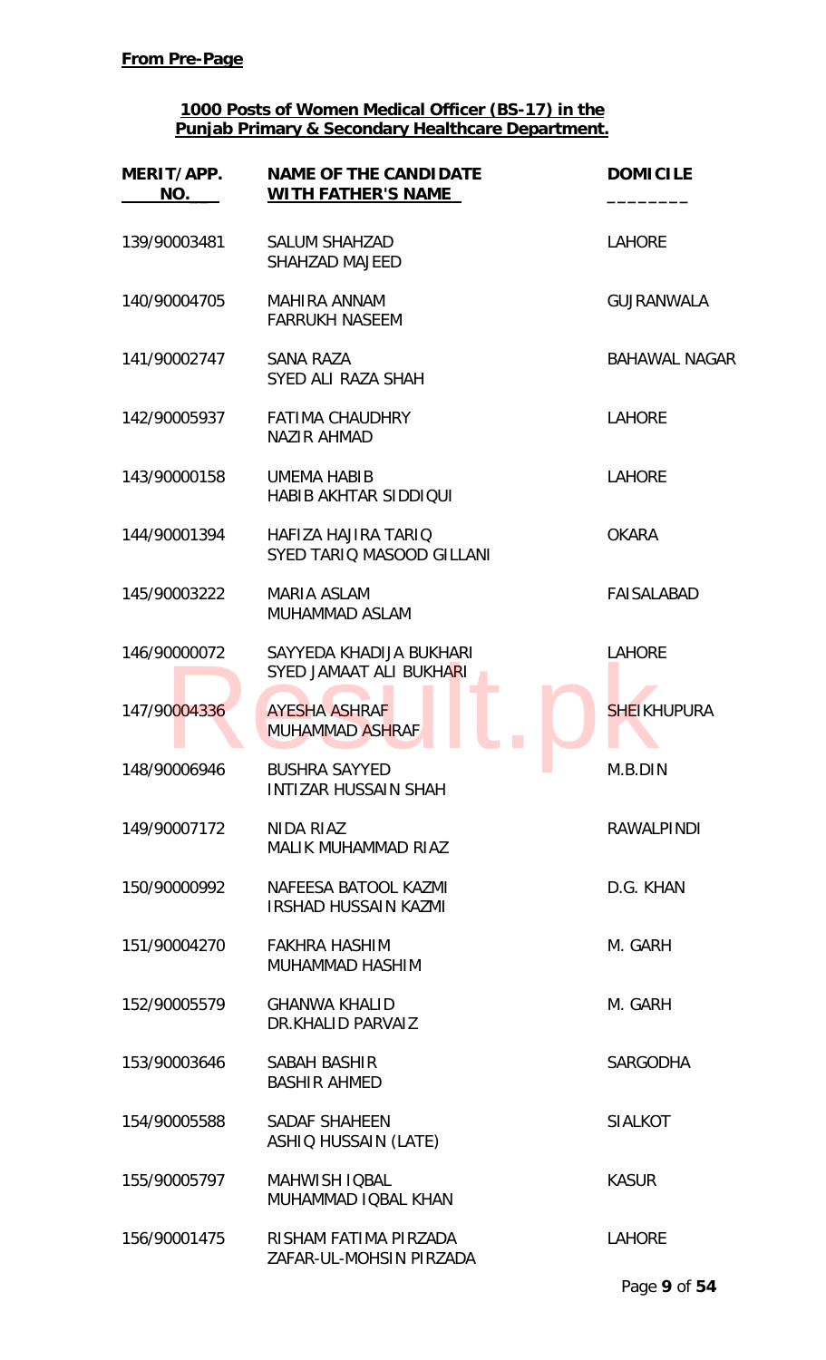**From Pre-Page**

**1000 Posts of Women Medical Officer (BS-17) in the Punjab Primary & Secondary Healthcare Department.**

| MERIT/APP. NO. | NAME OF THE CANDIDATE WITH FATHER'S NAME | DOMICILE |
|---|---|---|
| 139/90003481 | SALUM SHAHZAD<br>SHAHZAD MAJEED | LAHORE |
| 140/90004705 | MAHIRA ANNAM<br>FARRUKH NASEEM | GUJRANWALA |
| 141/90002747 | SANA RAZA<br>SYED ALI RAZA SHAH | BAHAWAL NAGAR |
| 142/90005937 | FATIMA CHAUDHRY<br>NAZIR AHMAD | LAHORE |
| 143/90000158 | UMEMA HABIB<br>HABIB AKHTAR SIDDIQUI | LAHORE |
| 144/90001394 | HAFIZA HAJIRA TARIQ<br>SYED TARIQ MASOOD GILLANI | OKARA |
| 145/90003222 | MARIA ASLAM<br>MUHAMMAD ASLAM | FAISALABAD |
| 146/90000072 | SAYYEDA KHADIJA BUKHARI<br>SYED JAMAAT ALI BUKHARI | LAHORE |
| 147/90004336 | AYESHA ASHRAF<br>MUHAMMAD ASHRAF | SHEIKHUPURA |
| 148/90006946 | BUSHRA SAYYED<br>INTIZAR HUSSAIN SHAH | M.B.DIN |
| 149/90007172 | NIDA RIAZ<br>MALIK MUHAMMAD RIAZ | RAWALPINDI |
| 150/90000992 | NAFEESA BATOOL KAZMI<br>IRSHAD HUSSAIN KAZMI | D.G. KHAN |
| 151/90004270 | FAKHRA HASHIM<br>MUHAMMAD HASHIM | M. GARH |
| 152/90005579 | GHANWA KHALID<br>DR.KHALID PARVAIZ | M. GARH |
| 153/90003646 | SABAH BASHIR<br>BASHIR AHMED | SARGODHA |
| 154/90005588 | SADAF SHAHEEN<br>ASHIQ HUSSAIN (LATE) | SIALKOT |
| 155/90005797 | MAHWISH IQBAL<br>MUHAMMAD IQBAL KHAN | KASUR |
| 156/90001475 | RISHAM FATIMA PIRZADA<br>ZAFAR-UL-MOHSIN PIRZADA | LAHORE |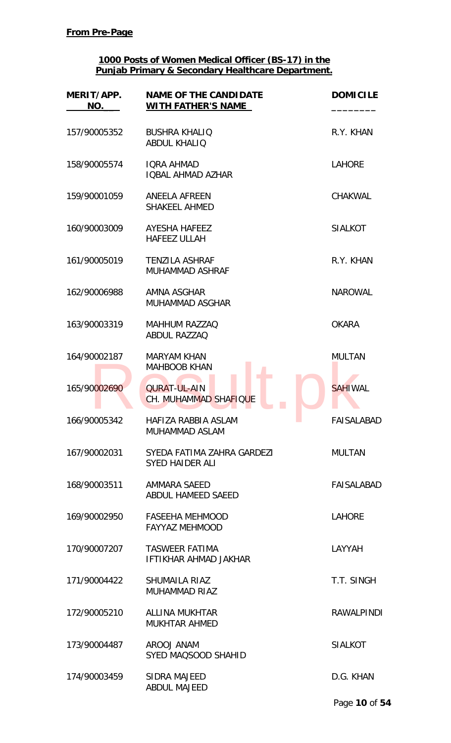**From Pre-Page**

**1000 Posts of Women Medical Officer (BS-17) in the Punjab Primary & Secondary Healthcare Department.**

| MERIT/APP. NO. | NAME OF THE CANDIDATE WITH FATHER'S NAME | DOMICILE |
|---|---|---|
| 157/90005352 | BUSHRA KHALIQ<br>ABDUL KHALIQ | R.Y. KHAN |
| 158/90005574 | IQRA AHMAD<br>IQBAL AHMAD AZHAR | LAHORE |
| 159/90001059 | ANEELA AFREEN<br>SHAKEEL AHMED | CHAKWAL |
| 160/90003009 | AYESHA HAFEEZ<br>HAFEEZ ULLAH | SIALKOT |
| 161/90005019 | TENZILA ASHRAF<br>MUHAMMAD ASHRAF | R.Y. KHAN |
| 162/90006988 | AMNA ASGHAR<br>MUHAMMAD ASGHAR | NAROWAL |
| 163/90003319 | MAHHUM RAZZAQ<br>ABDUL RAZZAQ | OKARA |
| 164/90002187 | MARYAM KHAN<br>MAHBOOB KHAN | MULTAN |
| 165/90002690 | QURAT-UL-AIN<br>CH. MUHAMMAD SHAFIQUE | SAHIWAL |
| 166/90005342 | HAFIZA RABBIA ASLAM<br>MUHAMMAD ASLAM | FAISALABAD |
| 167/90002031 | SYEDA FATIMA ZAHRA GARDEZI<br>SYED HAIDER ALI | MULTAN |
| 168/90003511 | AMMARA SAEED<br>ABDUL HAMEED SAEED | FAISALABAD |
| 169/90002950 | FASEEHA MEHMOOD<br>FAYYAZ MEHMOOD | LAHORE |
| 170/90007207 | TASWEER FATIMA<br>IFTIKHAR AHMAD JAKHAR | LAYYAH |
| 171/90004422 | SHUMAILA RIAZ<br>MUHAMMAD RIAZ | T.T. SINGH |
| 172/90005210 | ALLINA MUKHTAR<br>MUKHTAR AHMED | RAWALPINDI |
| 173/90004487 | AROOJ ANAM<br>SYED MAQSOOD SHAHID | SIALKOT |
| 174/90003459 | SIDRA MAJEED<br>ABDUL MAJEED | D.G. KHAN |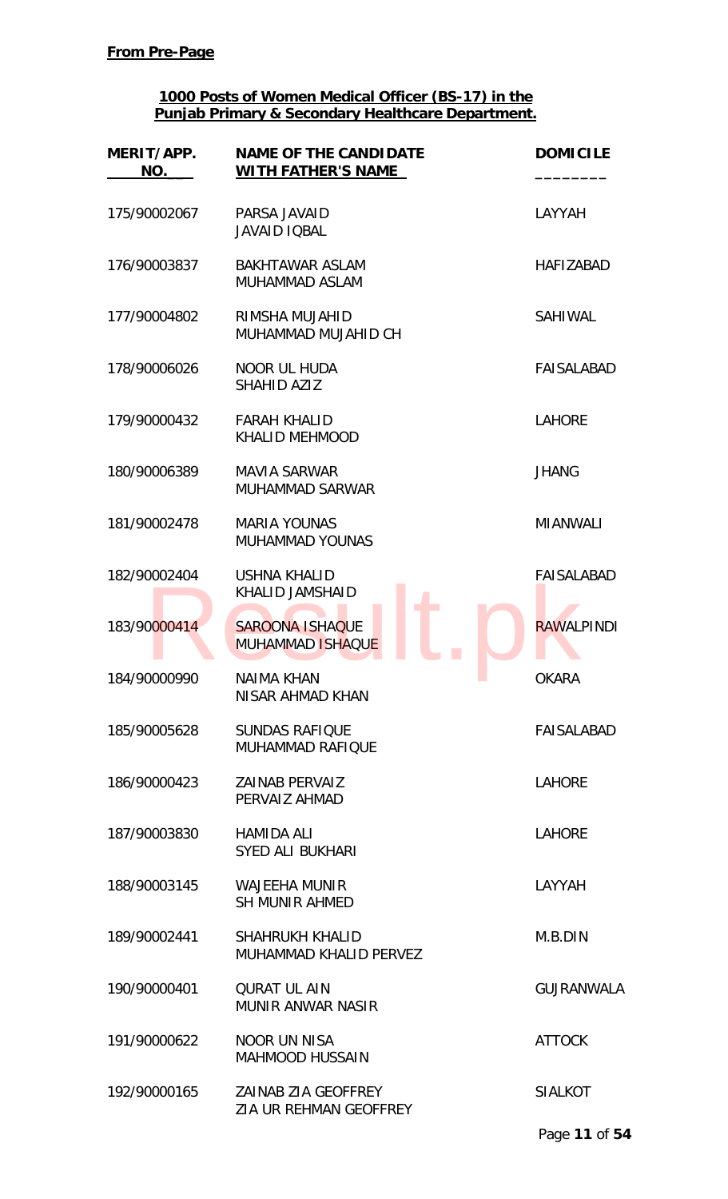**From Pre-Page**

**1000 Posts of Women Medical Officer (BS-17) in the Punjab Primary & Secondary Healthcare Department.**

| MERIT/APP. NO. | NAME OF THE CANDIDATE WITH FATHER'S NAME | DOMICILE |
|---|---|---|
| 175/90002067 | PARSA JAVAID<br>JAVAID IQBAL | LAYYAH |
| 176/90003837 | BAKHTAWAR ASLAM<br>MUHAMMAD ASLAM | HAFIZABAD |
| 177/90004802 | RIMSHA MUJAHID<br>MUHAMMAD MUJAHID CH | SAHIWAL |
| 178/90006026 | NOOR UL HUDA<br>SHAHID AZIZ | FAISALABAD |
| 179/90000432 | FARAH KHALID<br>KHALID MEHMOOD | LAHORE |
| 180/90006389 | MAVIA SARWAR<br>MUHAMMAD SARWAR | JHANG |
| 181/90002478 | MARIA YOUNAS<br>MUHAMMAD YOUNAS | MIANWALI |
| 182/90002404 | USHNA KHALID<br>KHALID JAMSHAID | FAISALABAD |
| 183/90000414 | SAROONA ISHAQUE<br>MUHAMMAD ISHAQUE | RAWALPINDI |
| 184/90000990 | NAIMA KHAN<br>NISAR AHMAD KHAN | OKARA |
| 185/90005628 | SUNDAS RAFIQUE<br>MUHAMMAD RAFIQUE | FAISALABAD |
| 186/90000423 | ZAINAB PERVAIZ<br>PERVAIZ AHMAD | LAHORE |
| 187/90003830 | HAMIDA ALI<br>SYED ALI BUKHARI | LAHORE |
| 188/90003145 | WAJEEHA MUNIR<br>SH MUNIR AHMED | LAYYAH |
| 189/90002441 | SHAHRUKH KHALID<br>MUHAMMAD KHALID PERVEZ | M.B.DIN |
| 190/90000401 | QURAT UL AIN<br>MUNIR ANWAR NASIR | GUJRANWALA |
| 191/90000622 | NOOR UN NISA<br>MAHMOOD HUSSAIN | ATTOCK |
| 192/90000165 | ZAINAB ZIA GEOFFREY<br>ZIA UR REHMAN GEOFFREY | SIALKOT |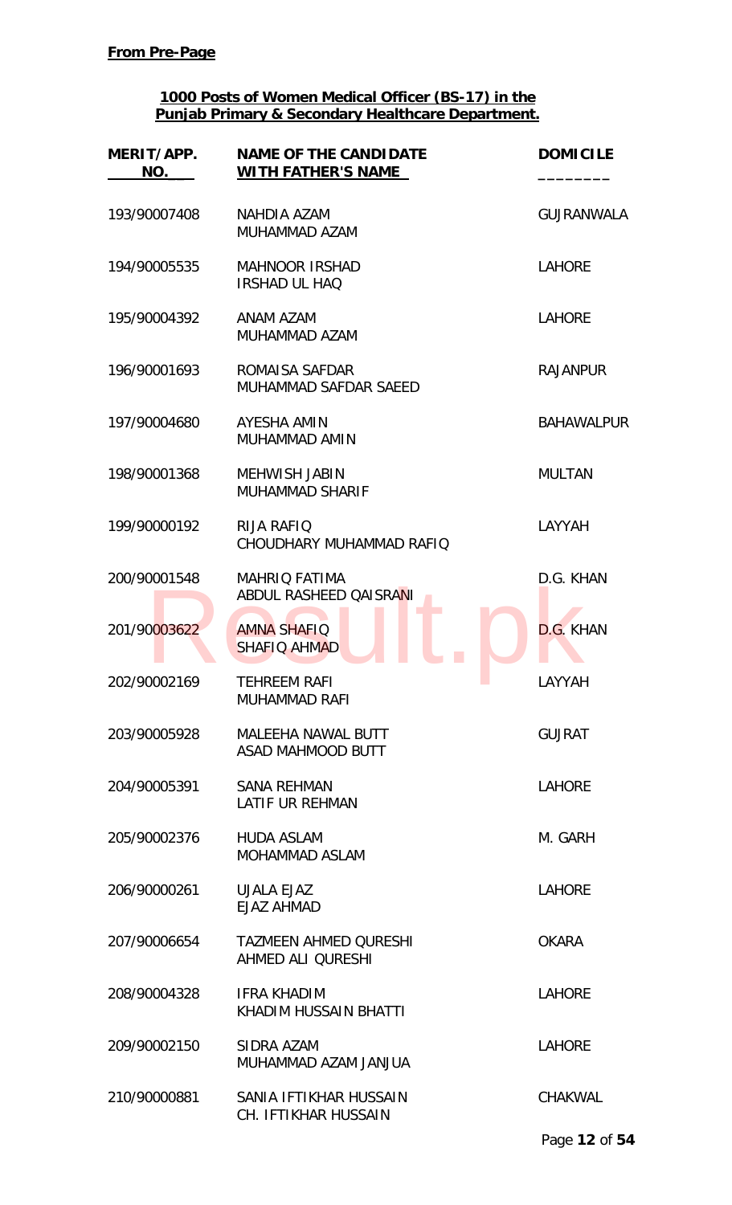**From Pre-Page**

**1000 Posts of Women Medical Officer (BS-17) in the Punjab Primary & Secondary Healthcare Department.**

| MERIT/APP. NO. | NAME OF THE CANDIDATE WITH FATHER'S NAME | DOMICILE |
|---|---|---|
| 193/90007408 | NAHDIA AZAM<br>MUHAMMAD AZAM | GUJRANWALA |
| 194/90005535 | MAHNOOR IRSHAD<br>IRSHAD UL HAQ | LAHORE |
| 195/90004392 | ANAM AZAM<br>MUHAMMAD AZAM | LAHORE |
| 196/90001693 | ROMAISA SAFDAR<br>MUHAMMAD SAFDAR SAEED | RAJANPUR |
| 197/90004680 | AYESHA AMIN<br>MUHAMMAD AMIN | BAHAWALPUR |
| 198/90001368 | MEHWISH JABIN<br>MUHAMMAD SHARIF | MULTAN |
| 199/90000192 | RIJA RAFIQ<br>CHOUDHARY MUHAMMAD RAFIQ | LAYYAH |
| 200/90001548 | MAHRIQ FATIMA<br>ABDUL RASHEED QAISRANI | D.G. KHAN |
| 201/90003622 | AMNA SHAFIQ<br>SHAFIQ AHMAD | D.G. KHAN |
| 202/90002169 | TEHREEM RAFI<br>MUHAMMAD RAFI | LAYYAH |
| 203/90005928 | MALEEHA NAWAL BUTT<br>ASAD MAHMOOD BUTT | GUJRAT |
| 204/90005391 | SANA REHMAN<br>LATIF UR REHMAN | LAHORE |
| 205/90002376 | HUDA ASLAM<br>MOHAMMAD ASLAM | M. GARH |
| 206/90000261 | UJALA EJAZ<br>EJAZ AHMAD | LAHORE |
| 207/90006654 | TAZMEEN AHMED QURESHI<br>AHMED ALI QURESHI | OKARA |
| 208/90004328 | IFRA KHADIM<br>KHADIM HUSSAIN BHATTI | LAHORE |
| 209/90002150 | SIDRA AZAM<br>MUHAMMAD AZAM JANJUA | LAHORE |
| 210/90000881 | SANIA IFTIKHAR HUSSAIN<br>CH. IFTIKHAR HUSSAIN | CHAKWAL |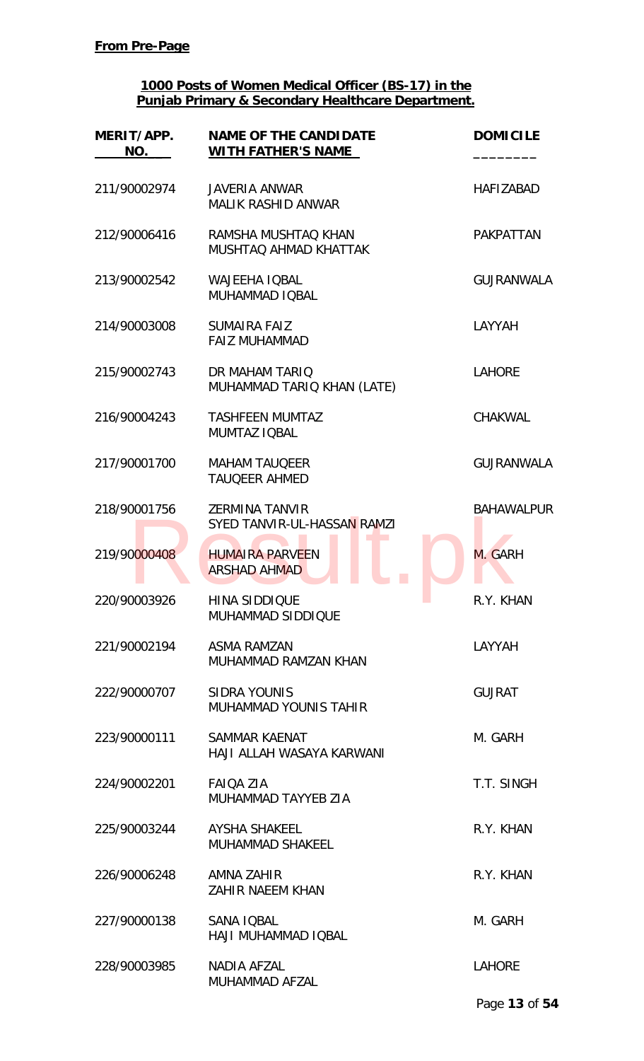**From Pre-Page**

**1000 Posts of Women Medical Officer (BS-17) in the Punjab Primary & Secondary Healthcare Department.**

| MERIT/APP. NO. | NAME OF THE CANDIDATE WITH FATHER'S NAME | DOMICILE |
|---|---|---|
| 211/90002974 | JAVERIA ANWAR<br>MALIK RASHID ANWAR | HAFIZABAD |
| 212/90006416 | RAMSHA MUSHTAQ KHAN<br>MUSHTAQ AHMAD KHATTAK | PAKPATTAN |
| 213/90002542 | WAJEEHA IQBAL<br>MUHAMMAD IQBAL | GUJRANWALA |
| 214/90003008 | SUMAIRA FAIZ<br>FAIZ MUHAMMAD | LAYYAH |
| 215/90002743 | DR MAHAM TARIQ<br>MUHAMMAD TARIQ KHAN (LATE) | LAHORE |
| 216/90004243 | TASHFEEN MUMTAZ<br>MUMTAZ IQBAL | CHAKWAL |
| 217/90001700 | MAHAM TAUQEER<br>TAUQEER AHMED | GUJRANWALA |
| 218/90001756 | ZERMINA TANVIR<br>SYED TANVIR-UL-HASSAN RAMZI | BAHAWALPUR |
| 219/90000408 | HUMAIRA PARVEEN<br>ARSHAD AHMAD | M. GARH |
| 220/90003926 | HINA SIDDIQUE<br>MUHAMMAD SIDDIQUE | R.Y. KHAN |
| 221/90002194 | ASMA RAMZAN<br>MUHAMMAD RAMZAN KHAN | LAYYAH |
| 222/90000707 | SIDRA YOUNIS<br>MUHAMMAD YOUNIS TAHIR | GUJRAT |
| 223/90000111 | SAMMAR KAENAT<br>HAJI ALLAH WASAYA KARWANI | M. GARH |
| 224/90002201 | FAIQA ZIA<br>MUHAMMAD TAYYEB ZIA | T.T. SINGH |
| 225/90003244 | AYSHA SHAKEEL<br>MUHAMMAD SHAKEEL | R.Y. KHAN |
| 226/90006248 | AMNA ZAHIR<br>ZAHIR NAEEM KHAN | R.Y. KHAN |
| 227/90000138 | SANA IQBAL<br>HAJI MUHAMMAD IQBAL | M. GARH |
| 228/90003985 | NADIA AFZAL<br>MUHAMMAD AFZAL | LAHORE |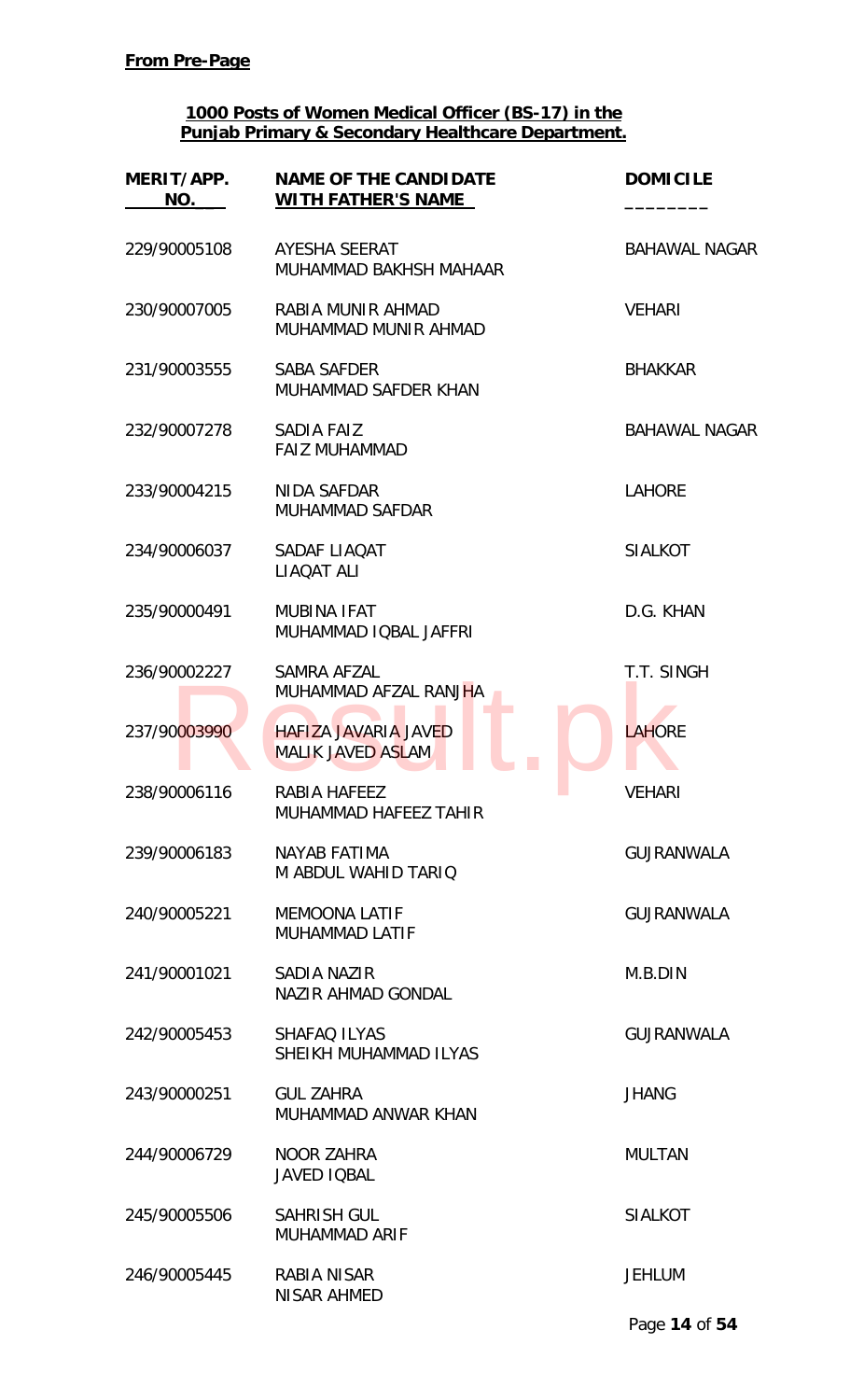**From Pre-Page**

**1000 Posts of Women Medical Officer (BS-17) in the Punjab Primary & Secondary Healthcare Department.**

| MERIT/APP. NO. | NAME OF THE CANDIDATE WITH FATHER'S NAME | DOMICILE |
|---|---|---|
| 229/90005108 | AYESHA SEERAT<br>MUHAMMAD BAKHSH MAHAAR | BAHAWAL NAGAR |
| 230/90007005 | RABIA MUNIR AHMAD<br>MUHAMMAD MUNIR AHMAD | VEHARI |
| 231/90003555 | SABA SAFDER<br>MUHAMMAD SAFDER KHAN | BHAKKAR |
| 232/90007278 | SADIA FAIZ<br>FAIZ MUHAMMAD | BAHAWAL NAGAR |
| 233/90004215 | NIDA SAFDAR<br>MUHAMMAD SAFDAR | LAHORE |
| 234/90006037 | SADAF LIAQAT<br>LIAQAT ALI | SIALKOT |
| 235/90000491 | MUBINA IFAT<br>MUHAMMAD IQBAL JAFFRI | D.G. KHAN |
| 236/90002227 | SAMRA AFZAL<br>MUHAMMAD AFZAL RANJHA | T.T. SINGH |
| 237/90003990 | HAFIZA JAVARIA JAVED<br>MALIK JAVED ASLAM | LAHORE |
| 238/90006116 | RABIA HAFEEZ<br>MUHAMMAD HAFEEZ TAHIR | VEHARI |
| 239/90006183 | NAYAB FATIMA<br>M ABDUL WAHID TARIQ | GUJRANWALA |
| 240/90005221 | MEMOONA LATIF<br>MUHAMMAD LATIF | GUJRANWALA |
| 241/90001021 | SADIA NAZIR<br>NAZIR AHMAD GONDAL | M.B.DIN |
| 242/90005453 | SHAFAQ ILYAS<br>SHEIKH MUHAMMAD ILYAS | GUJRANWALA |
| 243/90000251 | GUL ZAHRA<br>MUHAMMAD ANWAR KHAN | JHANG |
| 244/90006729 | NOOR ZAHRA<br>JAVED IQBAL | MULTAN |
| 245/90005506 | SAHRISH GUL<br>MUHAMMAD ARIF | SIALKOT |
| 246/90005445 | RABIA NISAR<br>NISAR AHMED | JEHLUM |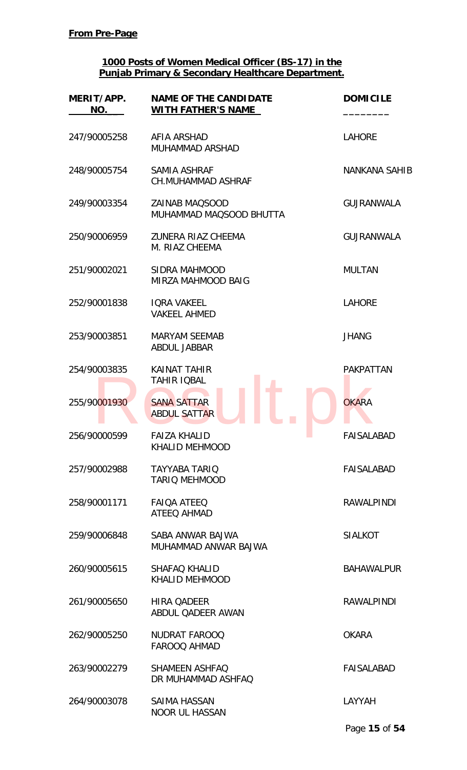**From Pre-Page**

**1000 Posts of Women Medical Officer (BS-17) in the Punjab Primary & Secondary Healthcare Department.**

| MERIT/APP. NO. | NAME OF THE CANDIDATE WITH FATHER'S NAME | DOMICILE |
|---|---|---|
| 247/90005258 | AFIA ARSHAD<br>MUHAMMAD ARSHAD | LAHORE |
| 248/90005754 | SAMIA ASHRAF<br>CH.MUHAMMAD ASHRAF | NANKANA SAHIB |
| 249/90003354 | ZAINAB MAQSOOD<br>MUHAMMAD MAQSOOD BHUTTA | GUJRANWALA |
| 250/90006959 | ZUNERA RIAZ CHEEMA<br>M. RIAZ CHEEMA | GUJRANWALA |
| 251/90002021 | SIDRA MAHMOOD<br>MIRZA MAHMOOD BAIG | MULTAN |
| 252/90001838 | IQRA VAKEEL<br>VAKEEL AHMED | LAHORE |
| 253/90003851 | MARYAM SEEMAB<br>ABDUL JABBAR | JHANG |
| 254/90003835 | KAINAT TAHIR<br>TAHIR IQBAL | PAKPATTAN |
| 255/90001930 | SANA SATTAR<br>ABDUL SATTAR | OKARA |
| 256/90000599 | FAIZA KHALID<br>KHALID MEHMOOD | FAISALABAD |
| 257/90002988 | TAYYABA TARIQ<br>TARIQ MEHMOOD | FAISALABAD |
| 258/90001171 | FAIQA ATEEQ<br>ATEEQ AHMAD | RAWALPINDI |
| 259/90006848 | SABA ANWAR BAJWA<br>MUHAMMAD ANWAR BAJWA | SIALKOT |
| 260/90005615 | SHAFAQ KHALID<br>KHALID MEHMOOD | BAHAWALPUR |
| 261/90005650 | HIRA QADEER<br>ABDUL QADEER AWAN | RAWALPINDI |
| 262/90005250 | NUDRAT FAROOQ<br>FAROOQ AHMAD | OKARA |
| 263/90002279 | SHAMEEN ASHFAQ<br>DR MUHAMMAD ASHFAQ | FAISALABAD |
| 264/90003078 | SAIMA HASSAN<br>NOOR UL HASSAN | LAYYAH |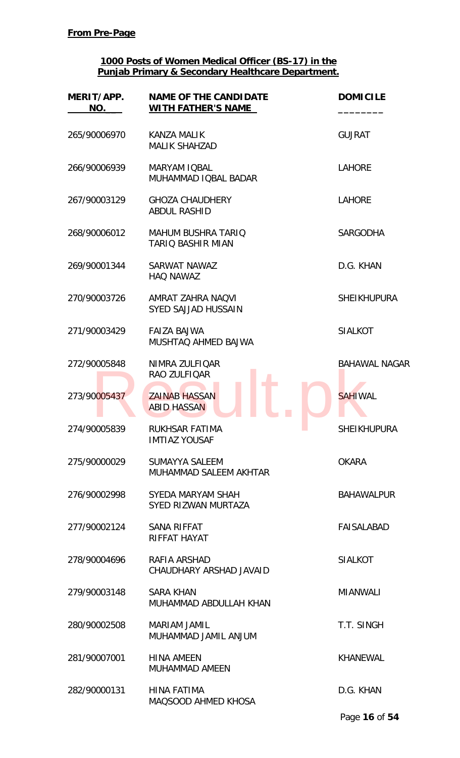**From Pre-Page**

**1000 Posts of Women Medical Officer (BS-17) in the Punjab Primary & Secondary Healthcare Department.**

| MERIT/APP. NO. | NAME OF THE CANDIDATE WITH FATHER'S NAME | DOMICILE |
|---|---|---|
| 265/90006970 | KANZA MALIK<br>MALIK SHAHZAD | GUJRAT |
| 266/90006939 | MARYAM IQBAL<br>MUHAMMAD IQBAL BADAR | LAHORE |
| 267/90003129 | GHOZA CHAUDHERY<br>ABDUL RASHID | LAHORE |
| 268/90006012 | MAHUM BUSHRA TARIQ<br>TARIQ BASHIR MIAN | SARGODHA |
| 269/90001344 | SARWAT NAWAZ<br>HAQ NAWAZ | D.G. KHAN |
| 270/90003726 | AMRAT ZAHRA NAQVI<br>SYED SAJJAD HUSSAIN | SHEIKHUPURA |
| 271/90003429 | FAIZA BAJWA<br>MUSHTAQ AHMED BAJWA | SIALKOT |
| 272/90005848 | NIMRA ZULFIQAR<br>RAO ZULFIQAR | BAHAWAL NAGAR |
| 273/90005437 | ZAINAB HASSAN<br>ABID HASSAN | SAHIWAL |
| 274/90005839 | RUKHSAR FATIMA<br>IMTIAZ YOUSAF | SHEIKHUPURA |
| 275/90000029 | SUMAYYA SALEEM<br>MUHAMMAD SALEEM AKHTAR | OKARA |
| 276/90002998 | SYEDA MARYAM SHAH<br>SYED RIZWAN MURTAZA | BAHAWALPUR |
| 277/90002124 | SANA RIFFAT<br>RIFFAT HAYAT | FAISALABAD |
| 278/90004696 | RAFIA ARSHAD<br>CHAUDHARY ARSHAD JAVAID | SIALKOT |
| 279/90003148 | SARA KHAN<br>MUHAMMAD ABDULLAH KHAN | MIANWALI |
| 280/90002508 | MARIAM JAMIL<br>MUHAMMAD JAMIL ANJUM | T.T. SINGH |
| 281/90007001 | HINA AMEEN<br>MUHAMMAD AMEEN | KHANEWAL |
| 282/90000131 | HINA FATIMA<br>MAQSOOD AHMED KHOSA | D.G. KHAN |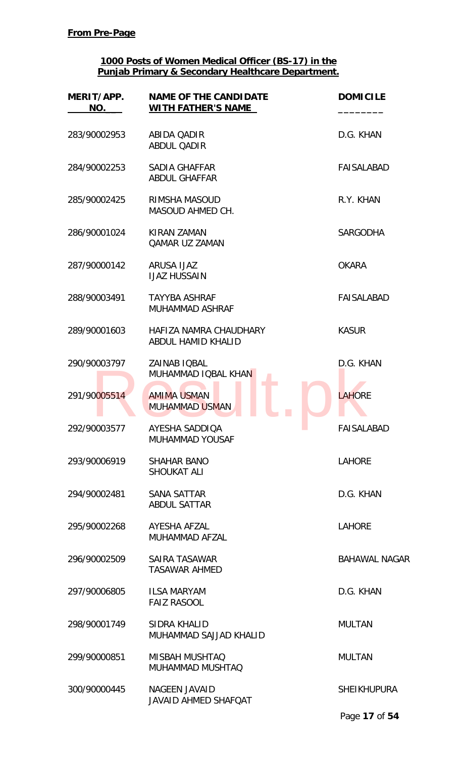**From Pre-Page**

**1000 Posts of Women Medical Officer (BS-17) in the Punjab Primary & Secondary Healthcare Department.**

| MERIT/APP. NO. | NAME OF THE CANDIDATE WITH FATHER'S NAME | DOMICILE |
|---|---|---|
| 283/90002953 | ABIDA QADIR<br>ABDUL QADIR | D.G. KHAN |
| 284/90002253 | SADIA GHAFFAR<br>ABDUL GHAFFAR | FAISALABAD |
| 285/90002425 | RIMSHA MASOUD<br>MASOUD AHMED CH. | R.Y. KHAN |
| 286/90001024 | KIRAN ZAMAN<br>QAMAR UZ ZAMAN | SARGODHA |
| 287/90000142 | ARUSA IJAZ<br>IJAZ HUSSAIN | OKARA |
| 288/90003491 | TAYYBA ASHRAF<br>MUHAMMAD ASHRAF | FAISALABAD |
| 289/90001603 | HAFIZA NAMRA CHAUDHARY<br>ABDUL HAMID KHALID | KASUR |
| 290/90003797 | ZAINAB IQBAL<br>MUHAMMAD IQBAL KHAN | D.G. KHAN |
| 291/90005514 | AMIMA USMAN<br>MUHAMMAD USMAN | LAHORE |
| 292/90003577 | AYESHA SADDIQA<br>MUHAMMAD YOUSAF | FAISALABAD |
| 293/90006919 | SHAHAR BANO<br>SHOUKAT ALI | LAHORE |
| 294/90002481 | SANA SATTAR<br>ABDUL SATTAR | D.G. KHAN |
| 295/90002268 | AYESHA AFZAL<br>MUHAMMAD AFZAL | LAHORE |
| 296/90002509 | SAIRA TASAWAR<br>TASAWAR AHMED | BAHAWAL NAGAR |
| 297/90006805 | ILSA MARYAM<br>FAIZ RASOOL | D.G. KHAN |
| 298/90001749 | SIDRA KHALID<br>MUHAMMAD SAJJAD KHALID | MULTAN |
| 299/90000851 | MISBAH MUSHTAQ<br>MUHAMMAD MUSHTAQ | MULTAN |
| 300/90000445 | NAGEEN JAVAID<br>JAVAID AHMED SHAFQAT | SHEIKHUPURA |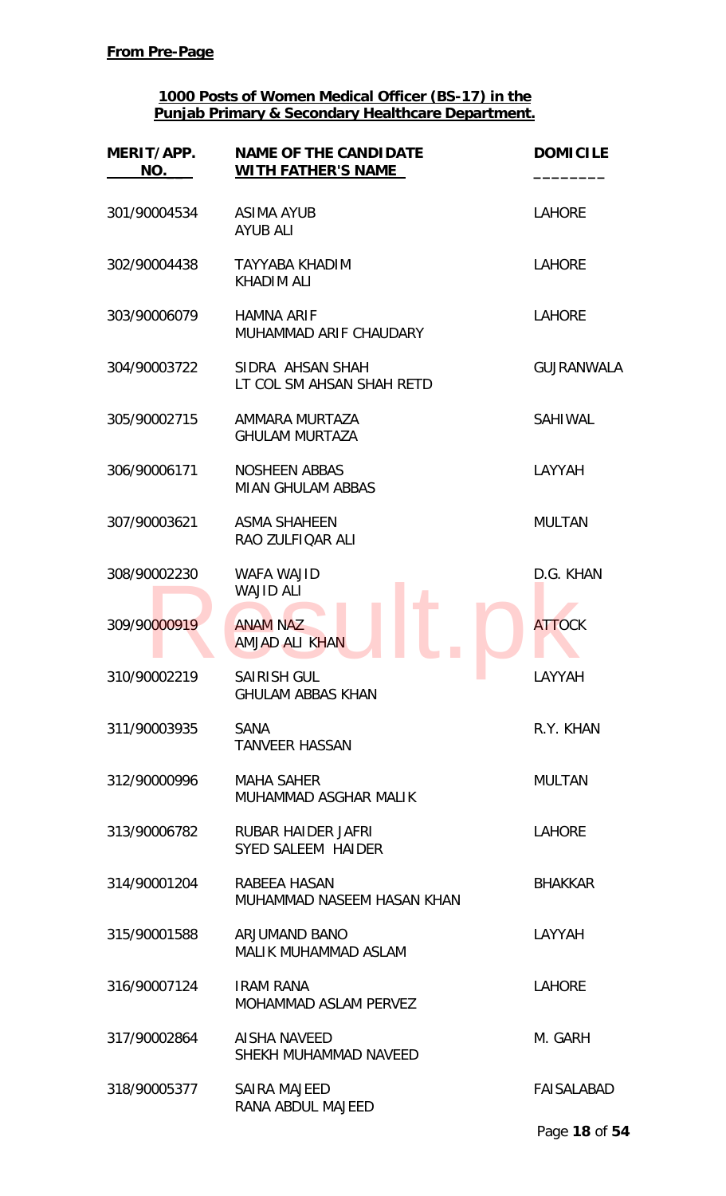**From Pre-Page**

**1000 Posts of Women Medical Officer (BS-17) in the Punjab Primary & Secondary Healthcare Department.**

| MERIT/APP. NO. | NAME OF THE CANDIDATE WITH FATHER'S NAME | DOMICILE |
|---|---|---|
| 301/90004534 | ASIMA AYUB<br>AYUB ALI | LAHORE |
| 302/90004438 | TAYYABA KHADIM<br>KHADIM ALI | LAHORE |
| 303/90006079 | HAMNA ARIF<br>MUHAMMAD ARIF CHAUDARY | LAHORE |
| 304/90003722 | SIDRA AHSAN SHAH<br>LT COL SM AHSAN SHAH RETD | GUJRANWALA |
| 305/90002715 | AMMARA MURTAZA<br>GHULAM MURTAZA | SAHIWAL |
| 306/90006171 | NOSHEEN ABBAS<br>MIAN GHULAM ABBAS | LAYYAH |
| 307/90003621 | ASMA SHAHEEN<br>RAO ZULFIQAR ALI | MULTAN |
| 308/90002230 | WAFA WAJID<br>WAJID ALI | D.G. KHAN |
| 309/90000919 | ANAM NAZ<br>AMJAD ALI KHAN | ATTOCK |
| 310/90002219 | SAIRISH GUL<br>GHULAM ABBAS KHAN | LAYYAH |
| 311/90003935 | SANA<br>TANVEER HASSAN | R.Y. KHAN |
| 312/90000996 | MAHA SAHER<br>MUHAMMAD ASGHAR MALIK | MULTAN |
| 313/90006782 | RUBAR HAIDER JAFRI<br>SYED SALEEM HAIDER | LAHORE |
| 314/90001204 | RABEEA HASAN<br>MUHAMMAD NASEEM HASAN KHAN | BHAKKAR |
| 315/90001588 | ARJUMAND BANO<br>MALIK MUHAMMAD ASLAM | LAYYAH |
| 316/90007124 | IRAM RANA<br>MOHAMMAD ASLAM PERVEZ | LAHORE |
| 317/90002864 | AISHA NAVEED<br>SHEKH MUHAMMAD NAVEED | M. GARH |
| 318/90005377 | SAIRA MAJEED<br>RANA ABDUL MAJEED | FAISALABAD |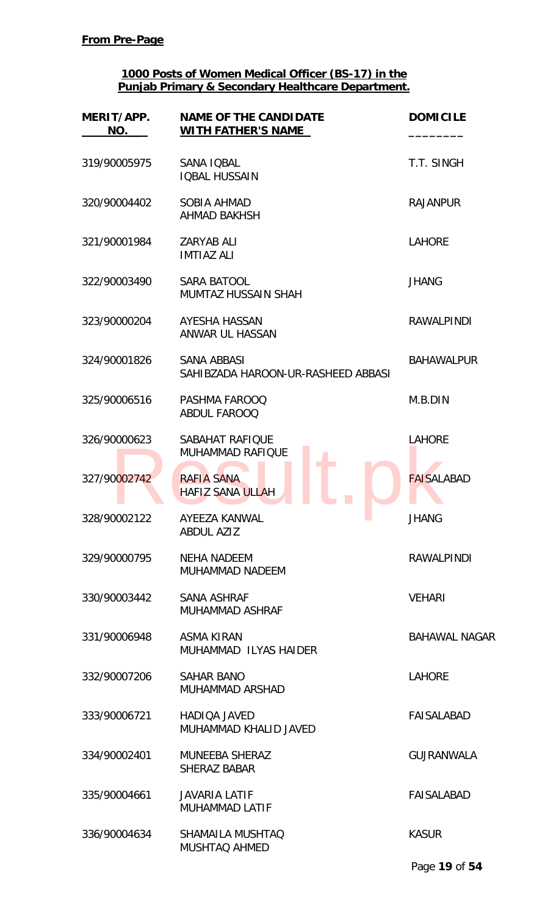**From Pre-Page**

**1000 Posts of Women Medical Officer (BS-17) in the Punjab Primary & Secondary Healthcare Department.**

| MERIT/APP. NO. | NAME OF THE CANDIDATE WITH FATHER'S NAME | DOMICILE |
|---|---|---|
| 319/90005975 | SANA IQBAL<br>IQBAL HUSSAIN | T.T. SINGH |
| 320/90004402 | SOBIA AHMAD<br>AHMAD BAKHSH | RAJANPUR |
| 321/90001984 | ZARYAB ALI<br>IMTIAZ ALI | LAHORE |
| 322/90003490 | SARA BATOOL<br>MUMTAZ HUSSAIN SHAH | JHANG |
| 323/90000204 | AYESHA HASSAN<br>ANWAR UL HASSAN | RAWALPINDI |
| 324/90001826 | SANA ABBASI<br>SAHIBZADA HAROON-UR-RASHEED ABBASI | BAHAWALPUR |
| 325/90006516 | PASHMA FAROOQ<br>ABDUL FAROOQ | M.B.DIN |
| 326/90000623 | SABAHAT RAFIQUE<br>MUHAMMAD RAFIQUE | LAHORE |
| 327/90002742 | RAFIA SANA<br>HAFIZ SANA ULLAH | FAISALABAD |
| 328/90002122 | AYEEZA KANWAL<br>ABDUL AZIZ | JHANG |
| 329/90000795 | NEHA NADEEM<br>MUHAMMAD NADEEM | RAWALPINDI |
| 330/90003442 | SANA ASHRAF<br>MUHAMMAD ASHRAF | VEHARI |
| 331/90006948 | ASMA KIRAN<br>MUHAMMAD ILYAS HAIDER | BAHAWAL NAGAR |
| 332/90007206 | SAHAR BANO<br>MUHAMMAD ARSHAD | LAHORE |
| 333/90006721 | HADIQA JAVED<br>MUHAMMAD KHALID JAVED | FAISALABAD |
| 334/90002401 | MUNEEBA SHERAZ<br>SHERAZ BABAR | GUJRANWALA |
| 335/90004661 | JAVARIA LATIF<br>MUHAMMAD LATIF | FAISALABAD |
| 336/90004634 | SHAMAILA MUSHTAQ<br>MUSHTAQ AHMED | KASUR |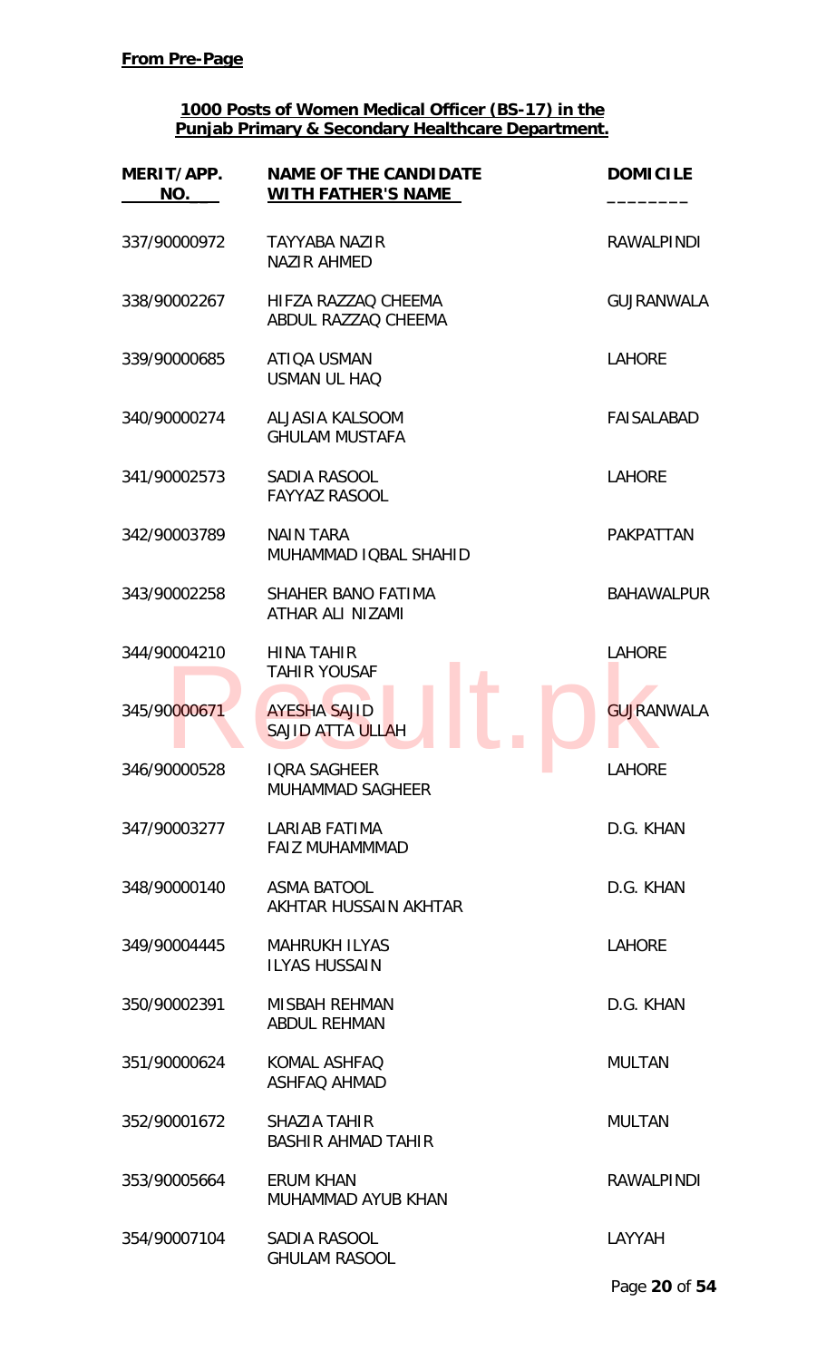**From Pre-Page**

**1000 Posts of Women Medical Officer (BS-17) in the Punjab Primary & Secondary Healthcare Department.**

| MERIT/APP. NO. | NAME OF THE CANDIDATE WITH FATHER'S NAME | DOMICILE |
|---|---|---|
| 337/90000972 | TAYYABA NAZIR<br>NAZIR AHMED | RAWALPINDI |
| 338/90002267 | HIFZA RAZZAQ CHEEMA<br>ABDUL RAZZAQ CHEEMA | GUJRANWALA |
| 339/90000685 | ATIQA USMAN<br>USMAN UL HAQ | LAHORE |
| 340/90000274 | ALJASIA KALSOOM<br>GHULAM MUSTAFA | FAISALABAD |
| 341/90002573 | SADIA RASOOL<br>FAYYAZ RASOOL | LAHORE |
| 342/90003789 | NAIN TARA<br>MUHAMMAD IQBAL SHAHID | PAKPATTAN |
| 343/90002258 | SHAHER BANO FATIMA<br>ATHAR ALI NIZAMI | BAHAWALPUR |
| 344/90004210 | HINA TAHIR<br>TAHIR YOUSAF | LAHORE |
| 345/90000671 | AYESHA SAJID<br>SAJID ATTA ULLAH | GUJRANWALA |
| 346/90000528 | IQRA SAGHEER<br>MUHAMMAD SAGHEER | LAHORE |
| 347/90003277 | LARIAB FATIMA<br>FAIZ MUHAMMMAD | D.G. KHAN |
| 348/90000140 | ASMA BATOOL<br>AKHTAR HUSSAIN AKHTAR | D.G. KHAN |
| 349/90004445 | MAHRUKH ILYAS<br>ILYAS HUSSAIN | LAHORE |
| 350/90002391 | MISBAH REHMAN<br>ABDUL REHMAN | D.G. KHAN |
| 351/90000624 | KOMAL ASHFAQ<br>ASHFAQ AHMAD | MULTAN |
| 352/90001672 | SHAZIA TAHIR<br>BASHIR AHMAD TAHIR | MULTAN |
| 353/90005664 | ERUM KHAN<br>MUHAMMAD AYUB KHAN | RAWALPINDI |
| 354/90007104 | SADIA RASOOL<br>GHULAM RASOOL | LAYYAH |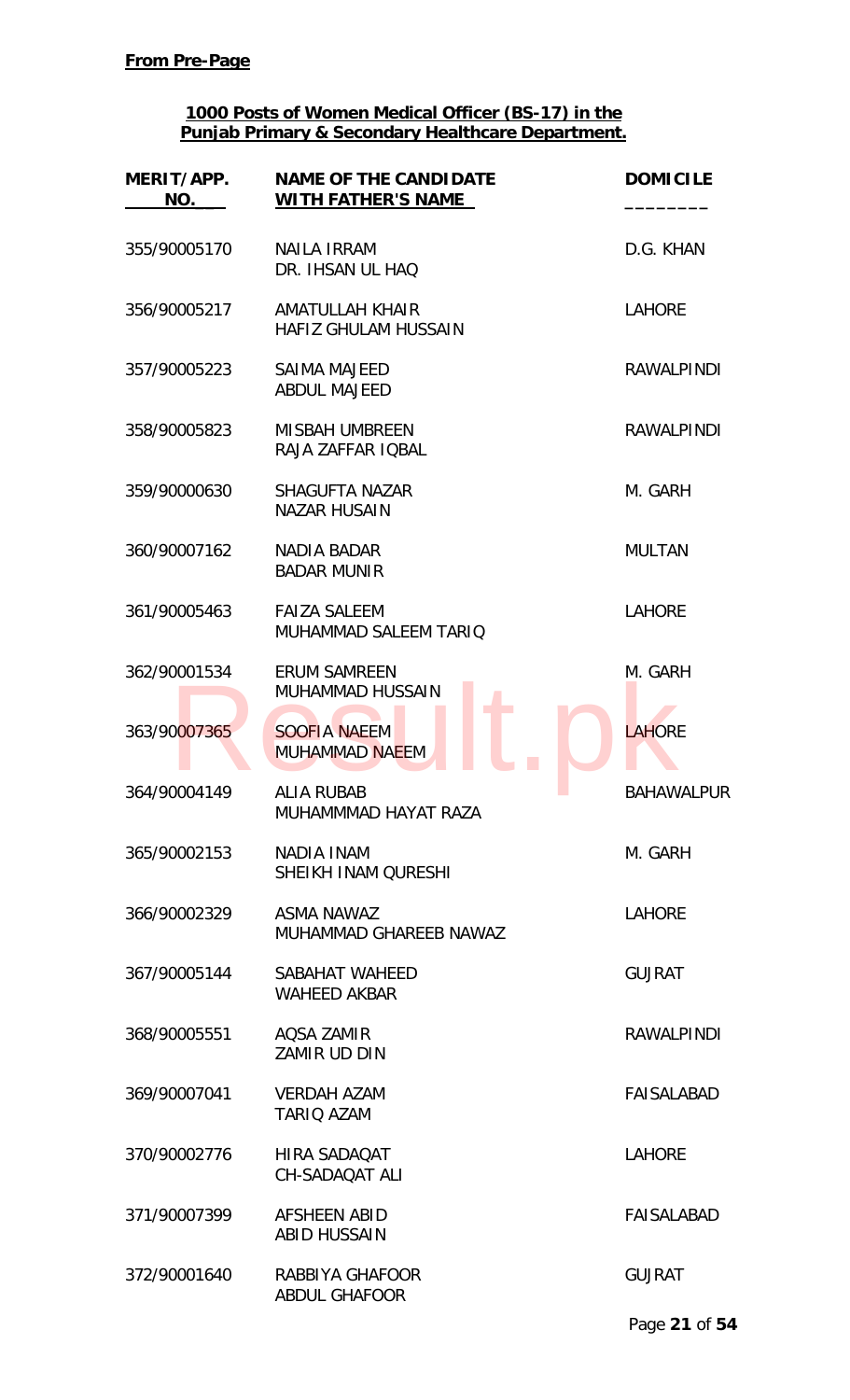**From Pre-Page**

**1000 Posts of Women Medical Officer (BS-17) in the Punjab Primary & Secondary Healthcare Department.**

| MERIT/APP. NO. | NAME OF THE CANDIDATE WITH FATHER'S NAME | DOMICILE |
|---|---|---|
| 355/90005170 | NAILA IRRAM<br>DR. IHSAN UL HAQ | D.G. KHAN |
| 356/90005217 | AMATULLAH KHAIR<br>HAFIZ GHULAM HUSSAIN | LAHORE |
| 357/90005223 | SAIMA MAJEED<br>ABDUL MAJEED | RAWALPINDI |
| 358/90005823 | MISBAH UMBREEN<br>RAJA ZAFFAR IQBAL | RAWALPINDI |
| 359/90000630 | SHAGUFTA NAZAR<br>NAZAR HUSAIN | M. GARH |
| 360/90007162 | NADIA BADAR<br>BADAR MUNIR | MULTAN |
| 361/90005463 | FAIZA SALEEM<br>MUHAMMAD SALEEM TARIQ | LAHORE |
| 362/90001534 | ERUM SAMREEN<br>MUHAMMAD HUSSAIN | M. GARH |
| 363/90007365 | SOOFIA NAEEM<br>MUHAMMAD NAEEM | LAHORE |
| 364/90004149 | ALIA RUBAB<br>MUHAMMMAD HAYAT RAZA | BAHAWALPUR |
| 365/90002153 | NADIA INAM<br>SHEIKH INAM QURESHI | M. GARH |
| 366/90002329 | ASMA NAWAZ<br>MUHAMMAD GHAREEB NAWAZ | LAHORE |
| 367/90005144 | SABAHAT WAHEED<br>WAHEED AKBAR | GUJRAT |
| 368/90005551 | AQSA ZAMIR<br>ZAMIR UD DIN | RAWALPINDI |
| 369/90007041 | VERDAH AZAM<br>TARIQ AZAM | FAISALABAD |
| 370/90002776 | HIRA SADAQAT<br>CH-SADAQAT ALI | LAHORE |
| 371/90007399 | AFSHEEN ABID<br>ABID HUSSAIN | FAISALABAD |
| 372/90001640 | RABBIYA GHAFOOR<br>ABDUL GHAFOOR | GUJRAT |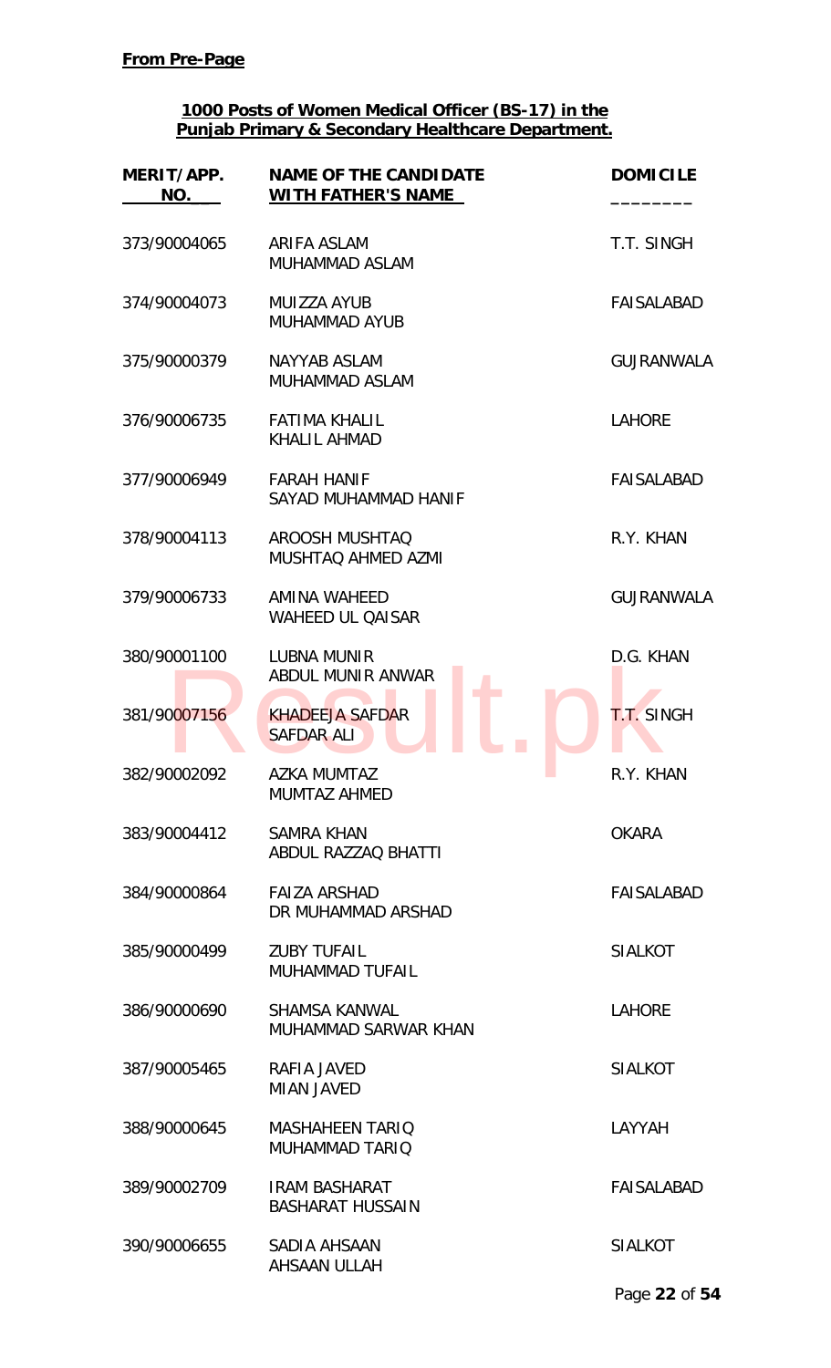**From Pre-Page**

**1000 Posts of Women Medical Officer (BS-17) in the Punjab Primary & Secondary Healthcare Department.**

| MERIT/APP. NO. | NAME OF THE CANDIDATE WITH FATHER'S NAME | DOMICILE |
|---|---|---|
| 373/90004065 | ARIFA ASLAM<br>MUHAMMAD ASLAM | T.T. SINGH |
| 374/90004073 | MUIZZA AYUB<br>MUHAMMAD AYUB | FAISALABAD |
| 375/90000379 | NAYYAB ASLAM<br>MUHAMMAD ASLAM | GUJRANWALA |
| 376/90006735 | FATIMA KHALIL<br>KHALIL AHMAD | LAHORE |
| 377/90006949 | FARAH HANIF<br>SAYAD MUHAMMAD HANIF | FAISALABAD |
| 378/90004113 | AROOSH MUSHTAQ<br>MUSHTAQ AHMED AZMI | R.Y. KHAN |
| 379/90006733 | AMINA WAHEED<br>WAHEED UL QAISAR | GUJRANWALA |
| 380/90001100 | LUBNA MUNIR<br>ABDUL MUNIR ANWAR | D.G. KHAN |
| 381/90007156 | KHADEEJA SAFDAR<br>SAFDAR ALI | T.T. SINGH |
| 382/90002092 | AZKA MUMTAZ<br>MUMTAZ AHMED | R.Y. KHAN |
| 383/90004412 | SAMRA KHAN<br>ABDUL RAZZAQ BHATTI | OKARA |
| 384/90000864 | FAIZA ARSHAD<br>DR MUHAMMAD ARSHAD | FAISALABAD |
| 385/90000499 | ZUBY TUFAIL<br>MUHAMMAD TUFAIL | SIALKOT |
| 386/90000690 | SHAMSA KANWAL<br>MUHAMMAD SARWAR KHAN | LAHORE |
| 387/90005465 | RAFIA JAVED<br>MIAN JAVED | SIALKOT |
| 388/90000645 | MASHAHEEN TARIQ<br>MUHAMMAD TARIQ | LAYYAH |
| 389/90002709 | IRAM BASHARAT<br>BASHARAT HUSSAIN | FAISALABAD |
| 390/90006655 | SADIA AHSAAN<br>AHSAAN ULLAH | SIALKOT |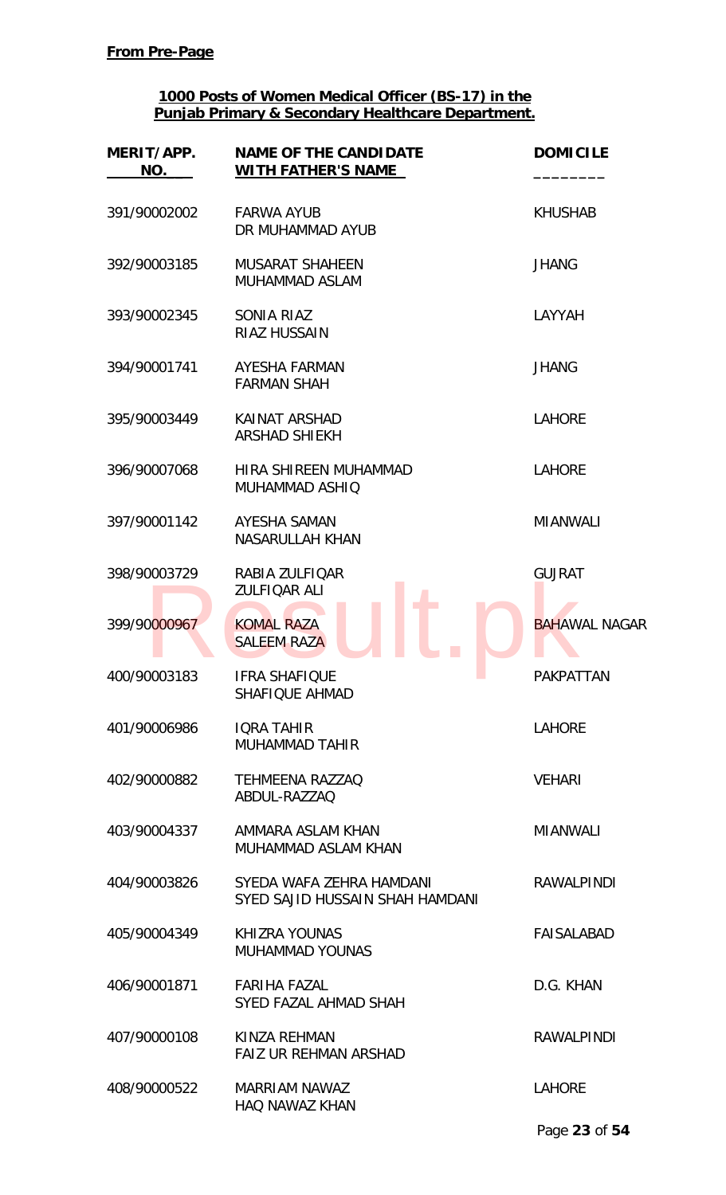**From Pre-Page**

**1000 Posts of Women Medical Officer (BS-17) in the Punjab Primary & Secondary Healthcare Department.**

| MERIT/APP. NO. | NAME OF THE CANDIDATE WITH FATHER'S NAME | DOMICILE |
|---|---|---|
| 391/90002002 | FARWA AYUB<br>DR MUHAMMAD AYUB | KHUSHAB |
| 392/90003185 | MUSARAT SHAHEEN<br>MUHAMMAD ASLAM | JHANG |
| 393/90002345 | SONIA RIAZ<br>RIAZ HUSSAIN | LAYYAH |
| 394/90001741 | AYESHA FARMAN<br>FARMAN SHAH | JHANG |
| 395/90003449 | KAINAT ARSHAD<br>ARSHAD SHIEKH | LAHORE |
| 396/90007068 | HIRA SHIREEN MUHAMMAD<br>MUHAMMAD ASHIQ | LAHORE |
| 397/90001142 | AYESHA SAMAN<br>NASARULLAH KHAN | MIANWALI |
| 398/90003729 | RABIA ZULFIQAR<br>ZULFIQAR ALI | GUJRAT |
| 399/90000967 | KOMAL RAZA<br>SALEEM RAZA | BAHAWAL NAGAR |
| 400/90003183 | IFRA SHAFIQUE<br>SHAFIQUE AHMAD | PAKPATTAN |
| 401/90006986 | IQRA TAHIR<br>MUHAMMAD TAHIR | LAHORE |
| 402/90000882 | TEHMEENA RAZZAQ<br>ABDUL-RAZZAQ | VEHARI |
| 403/90004337 | AMMARA ASLAM KHAN<br>MUHAMMAD ASLAM KHAN | MIANWALI |
| 404/90003826 | SYEDA WAFA ZEHRA HAMDANI<br>SYED SAJID HUSSAIN SHAH HAMDANI | RAWALPINDI |
| 405/90004349 | KHIZRA YOUNAS<br>MUHAMMAD YOUNAS | FAISALABAD |
| 406/90001871 | FARIHA FAZAL<br>SYED FAZAL AHMAD SHAH | D.G. KHAN |
| 407/90000108 | KINZA REHMAN<br>FAIZ UR REHMAN ARSHAD | RAWALPINDI |
| 408/90000522 | MARRIAM NAWAZ<br>HAQ NAWAZ KHAN | LAHORE |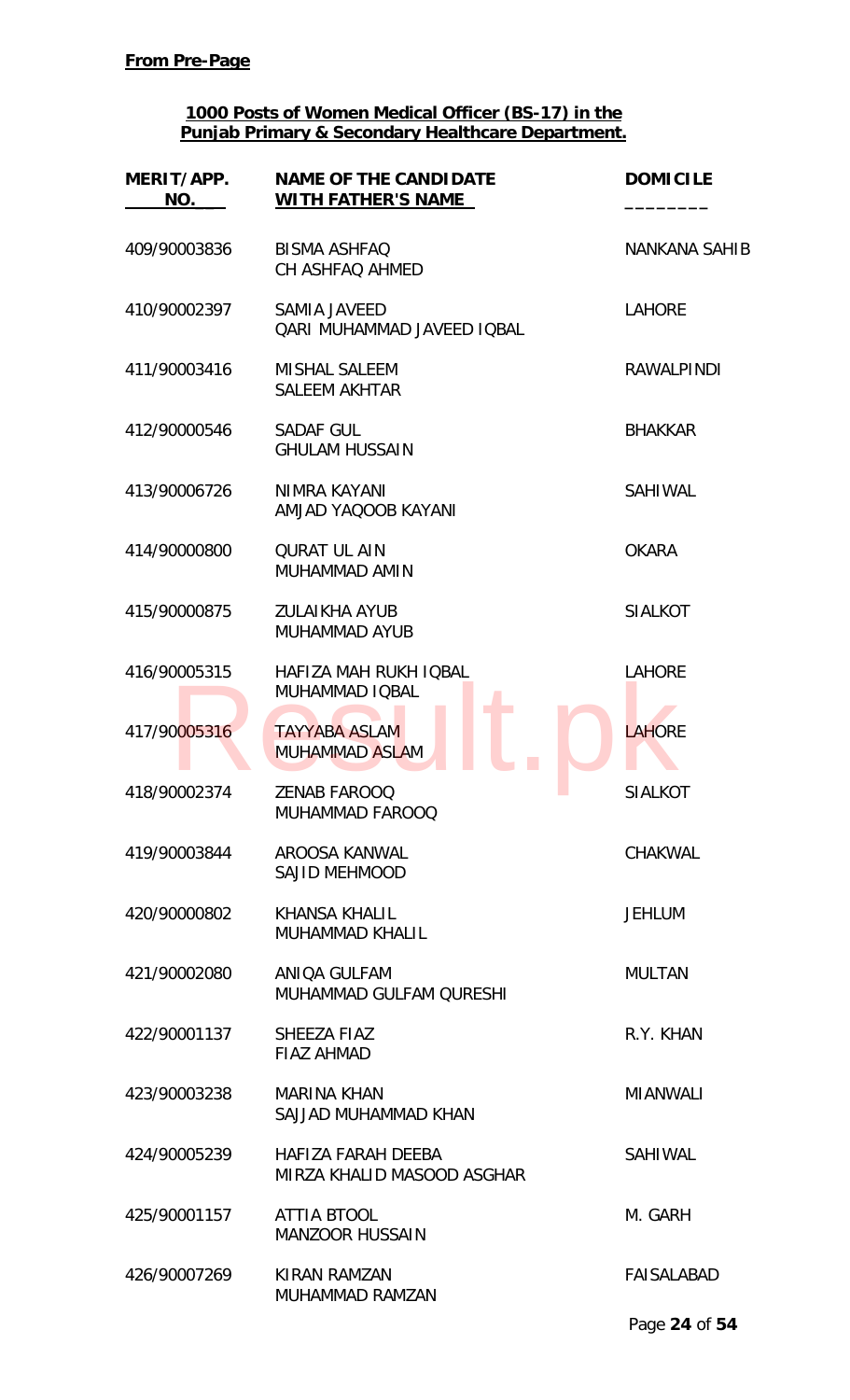**From Pre-Page**

**1000 Posts of Women Medical Officer (BS-17) in the Punjab Primary & Secondary Healthcare Department.**

| MERIT/APP. NO. | NAME OF THE CANDIDATE WITH FATHER'S NAME | DOMICILE |
|---|---|---|
| 409/90003836 | BISMA ASHFAQ<br>CH ASHFAQ AHMED | NANKANA SAHIB |
| 410/90002397 | SAMIA JAVEED<br>QARI MUHAMMAD JAVEED IQBAL | LAHORE |
| 411/90003416 | MISHAL SALEEM<br>SALEEM AKHTAR | RAWALPINDI |
| 412/90000546 | SADAF GUL<br>GHULAM HUSSAIN | BHAKKAR |
| 413/90006726 | NIMRA KAYANI<br>AMJAD YAQOOB KAYANI | SAHIWAL |
| 414/90000800 | QURAT UL AIN<br>MUHAMMAD AMIN | OKARA |
| 415/90000875 | ZULAIKHA AYUB<br>MUHAMMAD AYUB | SIALKOT |
| 416/90005315 | HAFIZA MAH RUKH IQBAL<br>MUHAMMAD IQBAL | LAHORE |
| 417/90005316 | TAYYABA ASLAM<br>MUHAMMAD ASLAM | LAHORE |
| 418/90002374 | ZENAB FAROOQ<br>MUHAMMAD FAROOQ | SIALKOT |
| 419/90003844 | AROOSA KANWAL<br>SAJID MEHMOOD | CHAKWAL |
| 420/90000802 | KHANSA KHALIL<br>MUHAMMAD KHALIL | JEHLUM |
| 421/90002080 | ANIQA GULFAM<br>MUHAMMAD GULFAM QURESHI | MULTAN |
| 422/90001137 | SHEEZA FIAZ<br>FIAZ AHMAD | R.Y. KHAN |
| 423/90003238 | MARINA KHAN<br>SAJJAD MUHAMMAD KHAN | MIANWALI |
| 424/90005239 | HAFIZA FARAH DEEBA<br>MIRZA KHALID MASOOD ASGHAR | SAHIWAL |
| 425/90001157 | ATTIA BTOOL<br>MANZOOR HUSSAIN | M. GARH |
| 426/90007269 | KIRAN RAMZAN<br>MUHAMMAD RAMZAN | FAISALABAD |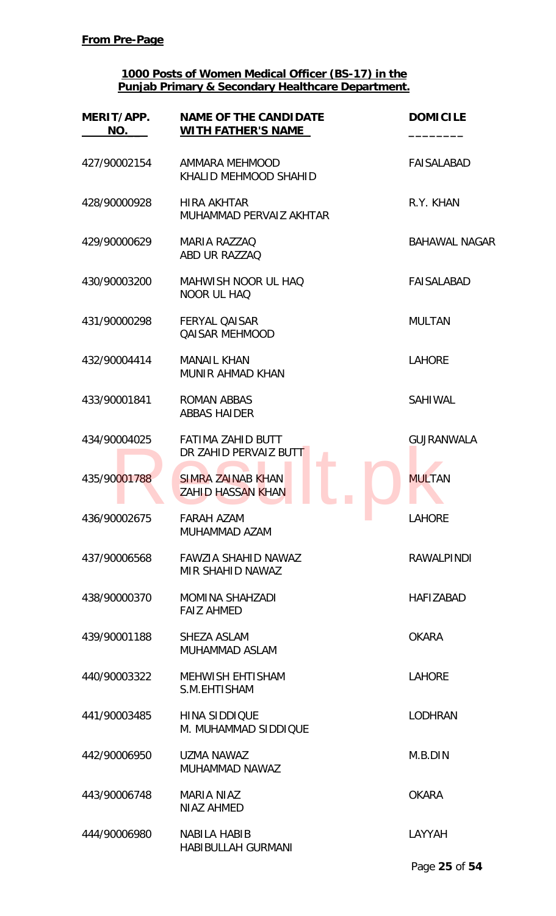**From Pre-Page**

**1000 Posts of Women Medical Officer (BS-17) in the Punjab Primary & Secondary Healthcare Department.**

| MERIT/APP. NO. | NAME OF THE CANDIDATE WITH FATHER'S NAME | DOMICILE |
|---|---|---|
| 427/90002154 | AMMARA MEHMOOD<br>KHALID MEHMOOD SHAHID | FAISALABAD |
| 428/90000928 | HIRA AKHTAR<br>MUHAMMAD PERVAIZ AKHTAR | R.Y. KHAN |
| 429/90000629 | MARIA RAZZAQ<br>ABD UR RAZZAQ | BAHAWAL NAGAR |
| 430/90003200 | MAHWISH NOOR UL HAQ<br>NOOR UL HAQ | FAISALABAD |
| 431/90000298 | FERYAL QAISAR<br>QAISAR MEHMOOD | MULTAN |
| 432/90004414 | MANAIL KHAN<br>MUNIR AHMAD KHAN | LAHORE |
| 433/90001841 | ROMAN ABBAS<br>ABBAS HAIDER | SAHIWAL |
| 434/90004025 | FATIMA ZAHID BUTT<br>DR ZAHID PERVAIZ BUTT | GUJRANWALA |
| 435/90001788 | SIMRA ZAINAB KHAN<br>ZAHID HASSAN KHAN | MULTAN |
| 436/90002675 | FARAH AZAM<br>MUHAMMAD AZAM | LAHORE |
| 437/90006568 | FAWZIA SHAHID NAWAZ<br>MIR SHAHID NAWAZ | RAWALPINDI |
| 438/90000370 | MOMINA SHAHZADI<br>FAIZ AHMED | HAFIZABAD |
| 439/90001188 | SHEZA ASLAM<br>MUHAMMAD ASLAM | OKARA |
| 440/90003322 | MEHWISH EHTISHAM<br>S.M.EHTISHAM | LAHORE |
| 441/90003485 | HINA SIDDIQUE<br>M. MUHAMMAD SIDDIQUE | LODHRAN |
| 442/90006950 | UZMA NAWAZ<br>MUHAMMAD NAWAZ | M.B.DIN |
| 443/90006748 | MARIA NIAZ<br>NIAZ AHMED | OKARA |
| 444/90006980 | NABILA HABIB<br>HABIBULLAH GURMANI | LAYYAH |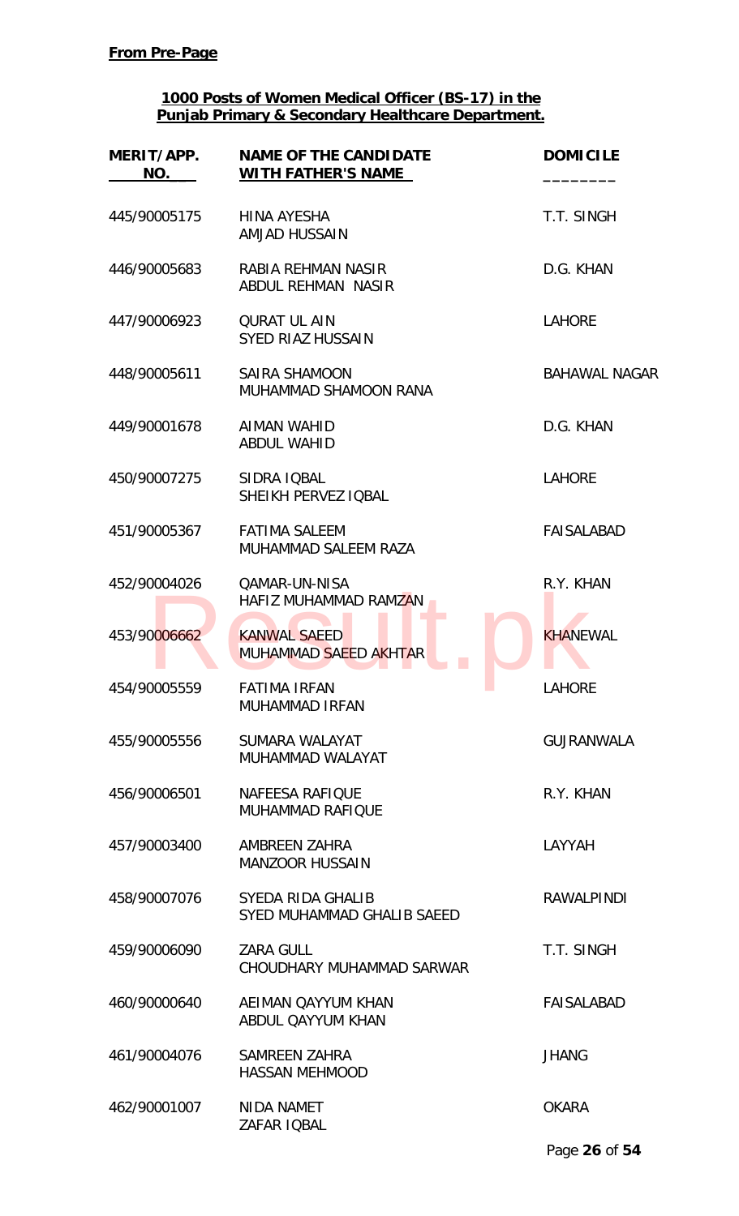**From Pre-Page**

**1000 Posts of Women Medical Officer (BS-17) in the Punjab Primary & Secondary Healthcare Department.**

| MERIT/APP. NO. | NAME OF THE CANDIDATE WITH FATHER'S NAME | DOMICILE |
|---|---|---|
| 445/90005175 | HINA AYESHA<br>AMJAD HUSSAIN | T.T. SINGH |
| 446/90005683 | RABIA REHMAN NASIR<br>ABDUL REHMAN NASIR | D.G. KHAN |
| 447/90006923 | QURAT UL AIN<br>SYED RIAZ HUSSAIN | LAHORE |
| 448/90005611 | SAIRA SHAMOON<br>MUHAMMAD SHAMOON RANA | BAHAWAL NAGAR |
| 449/90001678 | AIMAN WAHID<br>ABDUL WAHID | D.G. KHAN |
| 450/90007275 | SIDRA IQBAL<br>SHEIKH PERVEZ IQBAL | LAHORE |
| 451/90005367 | FATIMA SALEEM<br>MUHAMMAD SALEEM RAZA | FAISALABAD |
| 452/90004026 | QAMAR-UN-NISA<br>HAFIZ MUHAMMAD RAMZAN | R.Y. KHAN |
| 453/90006662 | KANWAL SAEED<br>MUHAMMAD SAEED AKHTAR | KHANEWAL |
| 454/90005559 | FATIMA IRFAN<br>MUHAMMAD IRFAN | LAHORE |
| 455/90005556 | SUMARA WALAYAT<br>MUHAMMAD WALAYAT | GUJRANWALA |
| 456/90006501 | NAFEESA RAFIQUE<br>MUHAMMAD RAFIQUE | R.Y. KHAN |
| 457/90003400 | AMBREEN ZAHRA<br>MANZOOR HUSSAIN | LAYYAH |
| 458/90007076 | SYEDA RIDA GHALIB<br>SYED MUHAMMAD GHALIB SAEED | RAWALPINDI |
| 459/90006090 | ZARA GULL<br>CHOUDHARY MUHAMMAD SARWAR | T.T. SINGH |
| 460/90000640 | AEIMAN QAYYUM KHAN<br>ABDUL QAYYUM KHAN | FAISALABAD |
| 461/90004076 | SAMREEN ZAHRA<br>HASSAN MEHMOOD | JHANG |
| 462/90001007 | NIDA NAMET<br>ZAFAR IQBAL | OKARA |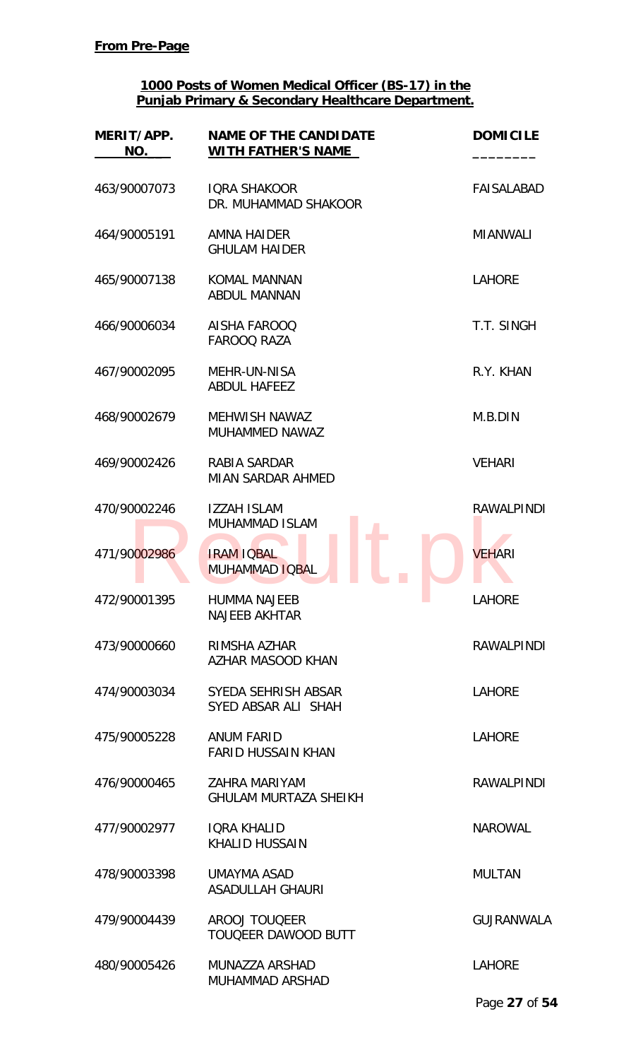**From Pre-Page**

**1000 Posts of Women Medical Officer (BS-17) in the Punjab Primary & Secondary Healthcare Department.**

| MERIT/APP. NO. | NAME OF THE CANDIDATE WITH FATHER'S NAME | DOMICILE |
|---|---|---|
| 463/90007073 | IQRA SHAKOOR<br>DR. MUHAMMAD SHAKOOR | FAISALABAD |
| 464/90005191 | AMNA HAIDER<br>GHULAM HAIDER | MIANWALI |
| 465/90007138 | KOMAL MANNAN<br>ABDUL MANNAN | LAHORE |
| 466/90006034 | AISHA FAROOQ<br>FAROOQ RAZA | T.T. SINGH |
| 467/90002095 | MEHR-UN-NISA<br>ABDUL HAFEEZ | R.Y. KHAN |
| 468/90002679 | MEHWISH NAWAZ<br>MUHAMMED NAWAZ | M.B.DIN |
| 469/90002426 | RABIA SARDAR<br>MIAN SARDAR AHMED | VEHARI |
| 470/90002246 | IZZAH ISLAM<br>MUHAMMAD ISLAM | RAWALPINDI |
| 471/90002986 | IRAM IQBAL<br>MUHAMMAD IQBAL | VEHARI |
| 472/90001395 | HUMMA NAJEEB<br>NAJEEB AKHTAR | LAHORE |
| 473/90000660 | RIMSHA AZHAR<br>AZHAR MASOOD KHAN | RAWALPINDI |
| 474/90003034 | SYEDA SEHRISH ABSAR<br>SYED ABSAR ALI SHAH | LAHORE |
| 475/90005228 | ANUM FARID<br>FARID HUSSAIN KHAN | LAHORE |
| 476/90000465 | ZAHRA MARIYAM<br>GHULAM MURTAZA SHEIKH | RAWALPINDI |
| 477/90002977 | IQRA KHALID<br>KHALID HUSSAIN | NAROWAL |
| 478/90003398 | UMAYMA ASAD<br>ASADULLAH GHAURI | MULTAN |
| 479/90004439 | AROOJ TOUQEER<br>TOUQEER DAWOOD BUTT | GUJRANWALA |
| 480/90005426 | MUNAZZA ARSHAD<br>MUHAMMAD ARSHAD | LAHORE |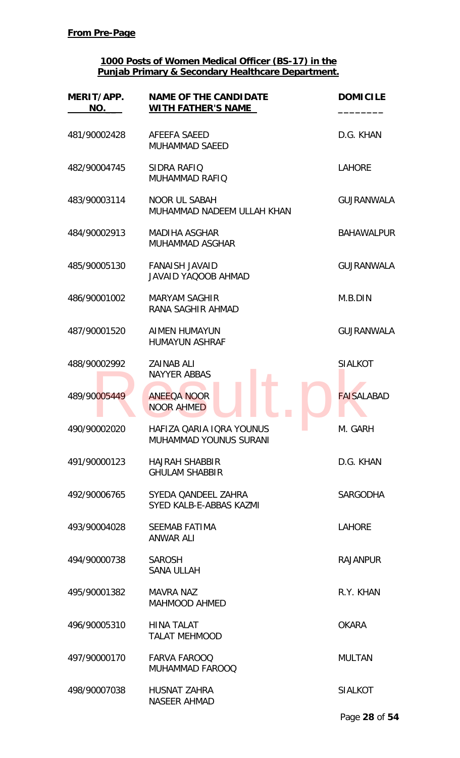**From Pre-Page**

**1000 Posts of Women Medical Officer (BS-17) in the Punjab Primary & Secondary Healthcare Department.**

| MERIT/APP. NO. | NAME OF THE CANDIDATE WITH FATHER'S NAME | DOMICILE |
|---|---|---|
| 481/90002428 | AFEEFA SAEED<br>MUHAMMAD SAEED | D.G. KHAN |
| 482/90004745 | SIDRA RAFIQ<br>MUHAMMAD RAFIQ | LAHORE |
| 483/90003114 | NOOR UL SABAH<br>MUHAMMAD NADEEM ULLAH KHAN | GUJRANWALA |
| 484/90002913 | MADIHA ASGHAR<br>MUHAMMAD ASGHAR | BAHAWALPUR |
| 485/90005130 | FANAISH JAVAID<br>JAVAID YAQOOB AHMAD | GUJRANWALA |
| 486/90001002 | MARYAM SAGHIR<br>RANA SAGHIR AHMAD | M.B.DIN |
| 487/90001520 | AIMEN HUMAYUN<br>HUMAYUN ASHRAF | GUJRANWALA |
| 488/90002992 | ZAINAB ALI<br>NAYYER ABBAS | SIALKOT |
| 489/90005449 | ANEEQA NOOR<br>NOOR AHMED | FAISALABAD |
| 490/90002020 | HAFIZA QARIA IQRA YOUNUS<br>MUHAMMAD YOUNUS SURANI | M. GARH |
| 491/90000123 | HAJRAH SHABBIR<br>GHULAM SHABBIR | D.G. KHAN |
| 492/90006765 | SYEDA QANDEEL ZAHRA<br>SYED KALB-E-ABBAS KAZMI | SARGODHA |
| 493/90004028 | SEEMAB FATIMA<br>ANWAR ALI | LAHORE |
| 494/90000738 | SAROSH<br>SANA ULLAH | RAJANPUR |
| 495/90001382 | MAVRA NAZ<br>MAHMOOD AHMED | R.Y. KHAN |
| 496/90005310 | HINA TALAT<br>TALAT MEHMOOD | OKARA |
| 497/90000170 | FARVA FAROOQ<br>MUHAMMAD FAROOQ | MULTAN |
| 498/90007038 | HUSNAT ZAHRA<br>NASEER AHMAD | SIALKOT |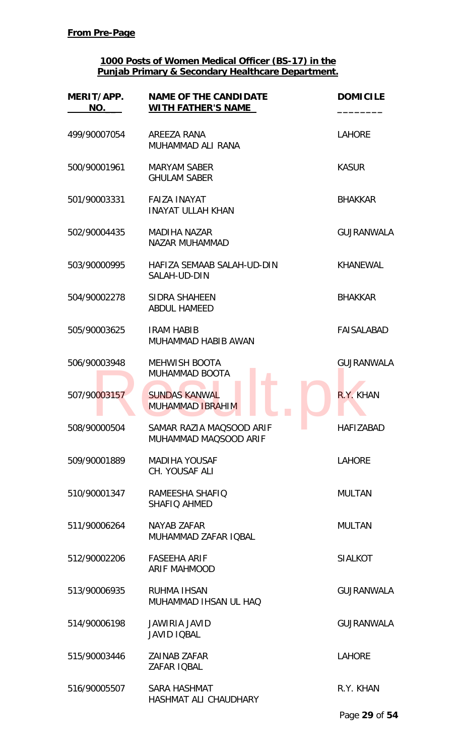**From Pre-Page**

**1000 Posts of Women Medical Officer (BS-17) in the Punjab Primary & Secondary Healthcare Department.**

| MERIT/APP. NO. | NAME OF THE CANDIDATE WITH FATHER'S NAME | DOMICILE |
|---|---|---|
| 499/90007054 | AREEZA RANA<br>MUHAMMAD ALI RANA | LAHORE |
| 500/90001961 | MARYAM SABER<br>GHULAM SABER | KASUR |
| 501/90003331 | FAIZA INAYAT<br>INAYAT ULLAH KHAN | BHAKKAR |
| 502/90004435 | MADIHA NAZAR<br>NAZAR MUHAMMAD | GUJRANWALA |
| 503/90000995 | HAFIZA SEMAAB SALAH-UD-DIN<br>SALAH-UD-DIN | KHANEWAL |
| 504/90002278 | SIDRA SHAHEEN<br>ABDUL HAMEED | BHAKKAR |
| 505/90003625 | IRAM HABIB<br>MUHAMMAD HABIB AWAN | FAISALABAD |
| 506/90003948 | MEHWISH BOOTA<br>MUHAMMAD BOOTA | GUJRANWALA |
| 507/90003157 | SUNDAS KANWAL<br>MUHAMMAD IBRAHIM | R.Y. KHAN |
| 508/90000504 | SAMAR RAZIA MAQSOOD ARIF<br>MUHAMMAD MAQSOOD ARIF | HAFIZABAD |
| 509/90001889 | MADIHA YOUSAF<br>CH. YOUSAF ALI | LAHORE |
| 510/90001347 | RAMEESHA SHAFIQ<br>SHAFIQ AHMED | MULTAN |
| 511/90006264 | NAYAB ZAFAR<br>MUHAMMAD ZAFAR IQBAL | MULTAN |
| 512/90002206 | FASEEHA ARIF<br>ARIF MAHMOOD | SIALKOT |
| 513/90006935 | RUHMA IHSAN<br>MUHAMMAD IHSAN UL HAQ | GUJRANWALA |
| 514/90006198 | JAWIRIA JAVID<br>JAVID IQBAL | GUJRANWALA |
| 515/90003446 | ZAINAB ZAFAR<br>ZAFAR IQBAL | LAHORE |
| 516/90005507 | SARA HASHMAT<br>HASHMAT ALI CHAUDHARY | R.Y. KHAN |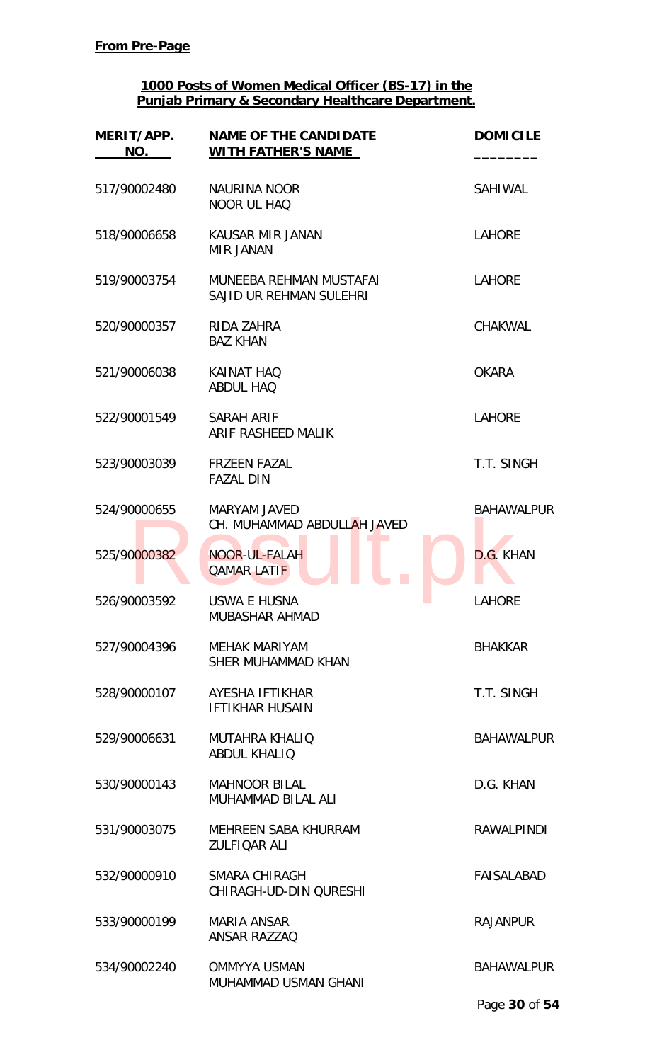**From Pre-Page**

**1000 Posts of Women Medical Officer (BS-17) in the Punjab Primary & Secondary Healthcare Department.**

| MERIT/APP. NO. | NAME OF THE CANDIDATE WITH FATHER'S NAME | DOMICILE |
|---|---|---|
| 517/90002480 | NAURINA NOOR<br>NOOR UL HAQ | SAHIWAL |
| 518/90006658 | KAUSAR MIR JANAN<br>MIR JANAN | LAHORE |
| 519/90003754 | MUNEEBA REHMAN MUSTAFAI<br>SAJID UR REHMAN SULEHRI | LAHORE |
| 520/90000357 | RIDA ZAHRA<br>BAZ KHAN | CHAKWAL |
| 521/90006038 | KAINAT HAQ<br>ABDUL HAQ | OKARA |
| 522/90001549 | SARAH ARIF<br>ARIF RASHEED MALIK | LAHORE |
| 523/90003039 | FRZEEN FAZAL<br>FAZAL DIN | T.T. SINGH |
| 524/90000655 | MARYAM JAVED<br>CH. MUHAMMAD ABDULLAH JAVED | BAHAWALPUR |
| 525/90000382 | NOOR-UL-FALAH<br>QAMAR LATIF | D.G. KHAN |
| 526/90003592 | USWA E HUSNA<br>MUBASHAR AHMAD | LAHORE |
| 527/90004396 | MEHAK MARIYAM<br>SHER MUHAMMAD KHAN | BHAKKAR |
| 528/90000107 | AYESHA IFTIKHAR<br>IFTIKHAR HUSAIN | T.T. SINGH |
| 529/90006631 | MUTAHRA KHALIQ<br>ABDUL KHALIQ | BAHAWALPUR |
| 530/90000143 | MAHNOOR BILAL<br>MUHAMMAD BILAL ALI | D.G. KHAN |
| 531/90003075 | MEHREEN SABA KHURRAM<br>ZULFIQAR ALI | RAWALPINDI |
| 532/90000910 | SMARA CHIRAGH<br>CHIRAGH-UD-DIN QURESHI | FAISALABAD |
| 533/90000199 | MARIA ANSAR<br>ANSAR RAZZAQ | RAJANPUR |
| 534/90002240 | OMMYYA USMAN<br>MUHAMMAD USMAN GHANI | BAHAWALPUR |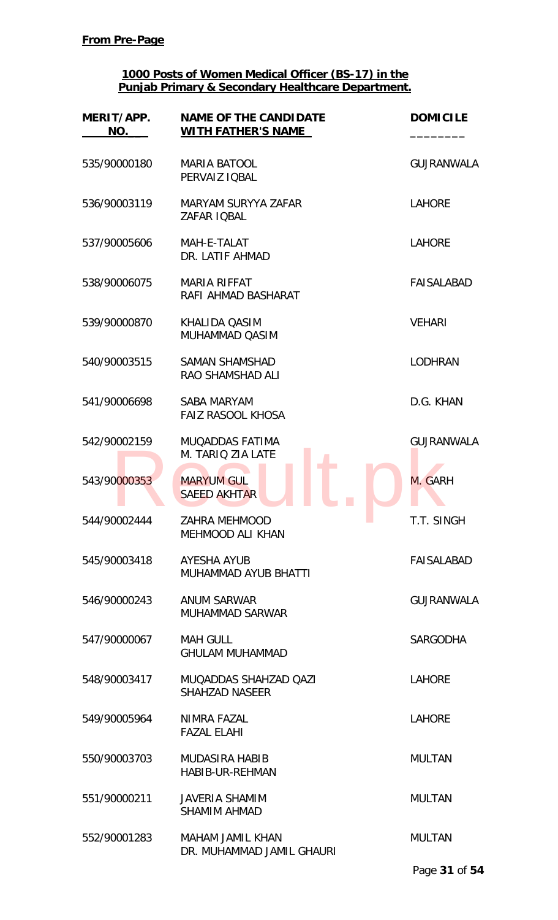**From Pre-Page**

**1000 Posts of Women Medical Officer (BS-17) in the Punjab Primary & Secondary Healthcare Department.**

| MERIT/APP. NO. | NAME OF THE CANDIDATE WITH FATHER'S NAME | DOMICILE |
|---|---|---|
| 535/90000180 | MARIA BATOOL<br>PERVAIZ IQBAL | GUJRANWALA |
| 536/90003119 | MARYAM SURYYA ZAFAR<br>ZAFAR IQBAL | LAHORE |
| 537/90005606 | MAH-E-TALAT<br>DR. LATIF AHMAD | LAHORE |
| 538/90006075 | MARIA RIFFAT<br>RAFI AHMAD BASHARAT | FAISALABAD |
| 539/90000870 | KHALIDA QASIM<br>MUHAMMAD QASIM | VEHARI |
| 540/90003515 | SAMAN SHAMSHAD<br>RAO SHAMSHAD ALI | LODHRAN |
| 541/90006698 | SABA MARYAM<br>FAIZ RASOOL KHOSA | D.G. KHAN |
| 542/90002159 | MUQADDAS FATIMA<br>M. TARIQ ZIA LATE | GUJRANWALA |
| 543/90000353 | MARYUM GUL<br>SAEED AKHTAR | M. GARH |
| 544/90002444 | ZAHRA MEHMOOD<br>MEHMOOD ALI KHAN | T.T. SINGH |
| 545/90003418 | AYESHA AYUB<br>MUHAMMAD AYUB BHATTI | FAISALABAD |
| 546/90000243 | ANUM SARWAR<br>MUHAMMAD SARWAR | GUJRANWALA |
| 547/90000067 | MAH GULL<br>GHULAM MUHAMMAD | SARGODHA |
| 548/90003417 | MUQADDAS SHAHZAD QAZI<br>SHAHZAD NASEER | LAHORE |
| 549/90005964 | NIMRA FAZAL<br>FAZAL ELAHI | LAHORE |
| 550/90003703 | MUDASIRA HABIB<br>HABIB-UR-REHMAN | MULTAN |
| 551/90000211 | JAVERIA SHAMIM<br>SHAMIM AHMAD | MULTAN |
| 552/90001283 | MAHAM JAMIL KHAN<br>DR. MUHAMMAD JAMIL GHAURI | MULTAN |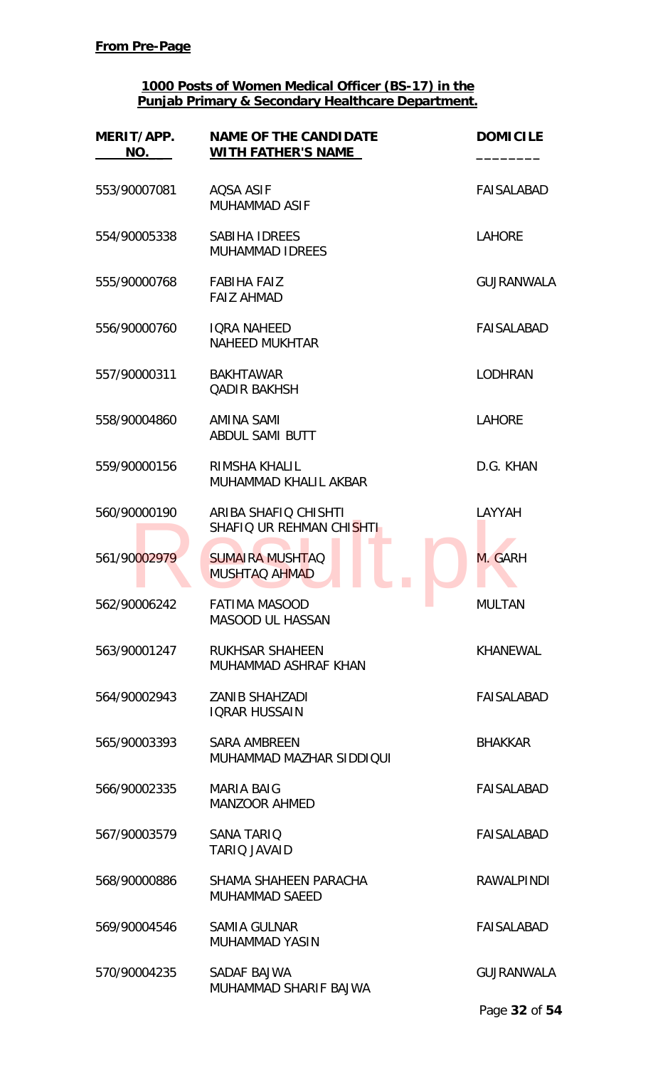**From Pre-Page**

**1000 Posts of Women Medical Officer (BS-17) in the Punjab Primary & Secondary Healthcare Department.**

| MERIT/APP. NO. | NAME OF THE CANDIDATE WITH FATHER'S NAME | DOMICILE |
|---|---|---|
| 553/90007081 | AQSA ASIF<br>MUHAMMAD ASIF | FAISALABAD |
| 554/90005338 | SABIHA IDREES<br>MUHAMMAD IDREES | LAHORE |
| 555/90000768 | FABIHA FAIZ<br>FAIZ AHMAD | GUJRANWALA |
| 556/90000760 | IQRA NAHEED<br>NAHEED MUKHTAR | FAISALABAD |
| 557/90000311 | BAKHTAWAR<br>QADIR BAKHSH | LODHRAN |
| 558/90004860 | AMINA SAMI<br>ABDUL SAMI BUTT | LAHORE |
| 559/90000156 | RIMSHA KHALIL<br>MUHAMMAD KHALIL AKBAR | D.G. KHAN |
| 560/90000190 | ARIBA SHAFIQ CHISHTI<br>SHAFIQ UR REHMAN CHISHTI | LAYYAH |
| 561/90002979 | SUMAIRA MUSHTAQ<br>MUSHTAQ AHMAD | M. GARH |
| 562/90006242 | FATIMA MASOOD<br>MASOOD UL HASSAN | MULTAN |
| 563/90001247 | RUKHSAR SHAHEEN<br>MUHAMMAD ASHRAF KHAN | KHANEWAL |
| 564/90002943 | ZANIB SHAHZADI<br>IQRAR HUSSAIN | FAISALABAD |
| 565/90003393 | SARA AMBREEN<br>MUHAMMAD MAZHAR SIDDIQUI | BHAKKAR |
| 566/90002335 | MARIA BAIG<br>MANZOOR AHMED | FAISALABAD |
| 567/90003579 | SANA TARIQ<br>TARIQ JAVAID | FAISALABAD |
| 568/90000886 | SHAMA SHAHEEN PARACHA<br>MUHAMMAD SAEED | RAWALPINDI |
| 569/90004546 | SAMIA GULNAR<br>MUHAMMAD YASIN | FAISALABAD |
| 570/90004235 | SADAF BAJWA<br>MUHAMMAD SHARIF BAJWA | GUJRANWALA |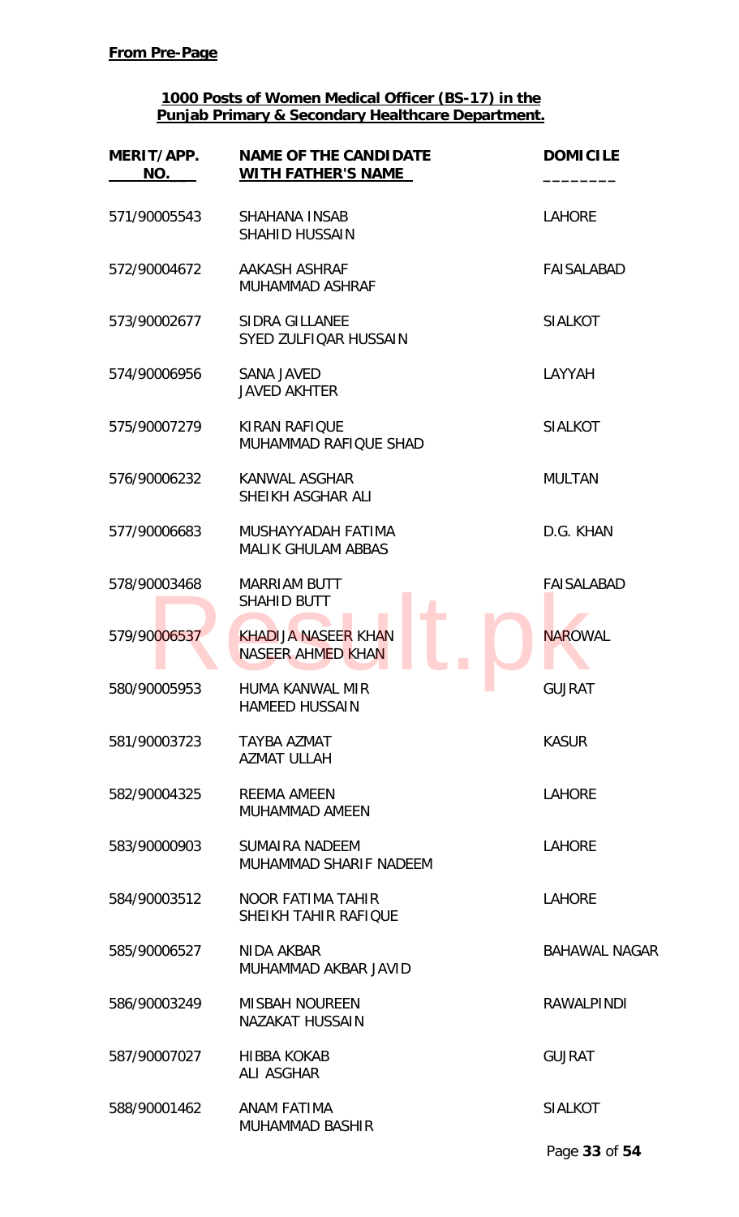**From Pre-Page**

**1000 Posts of Women Medical Officer (BS-17) in the Punjab Primary & Secondary Healthcare Department.**

| MERIT/APP. NO. | NAME OF THE CANDIDATE WITH FATHER'S NAME | DOMICILE |
|---|---|---|
| 571/90005543 | SHAHANA INSAB<br>SHAHID HUSSAIN | LAHORE |
| 572/90004672 | AAKASH ASHRAF<br>MUHAMMAD ASHRAF | FAISALABAD |
| 573/90002677 | SIDRA GILLANEE<br>SYED ZULFIQAR HUSSAIN | SIALKOT |
| 574/90006956 | SANA JAVED<br>JAVED AKHTER | LAYYAH |
| 575/90007279 | KIRAN RAFIQUE<br>MUHAMMAD RAFIQUE SHAD | SIALKOT |
| 576/90006232 | KANWAL ASGHAR<br>SHEIKH ASGHAR ALI | MULTAN |
| 577/90006683 | MUSHAYYADAH FATIMA<br>MALIK GHULAM ABBAS | D.G. KHAN |
| 578/90003468 | MARRIAM BUTT<br>SHAHID BUTT | FAISALABAD |
| 579/90006537 | KHADIJA NASEER KHAN<br>NASEER AHMED KHAN | NAROWAL |
| 580/90005953 | HUMA KANWAL MIR<br>HAMEED HUSSAIN | GUJRAT |
| 581/90003723 | TAYBA AZMAT<br>AZMAT ULLAH | KASUR |
| 582/90004325 | REEMA AMEEN<br>MUHAMMAD AMEEN | LAHORE |
| 583/90000903 | SUMAIRA NADEEM<br>MUHAMMAD SHARIF NADEEM | LAHORE |
| 584/90003512 | NOOR FATIMA TAHIR<br>SHEIKH TAHIR RAFIQUE | LAHORE |
| 585/90006527 | NIDA AKBAR<br>MUHAMMAD AKBAR JAVID | BAHAWAL NAGAR |
| 586/90003249 | MISBAH NOUREEN<br>NAZAKAT HUSSAIN | RAWALPINDI |
| 587/90007027 | HIBBA KOKAB<br>ALI ASGHAR | GUJRAT |
| 588/90001462 | ANAM FATIMA<br>MUHAMMAD BASHIR | SIALKOT |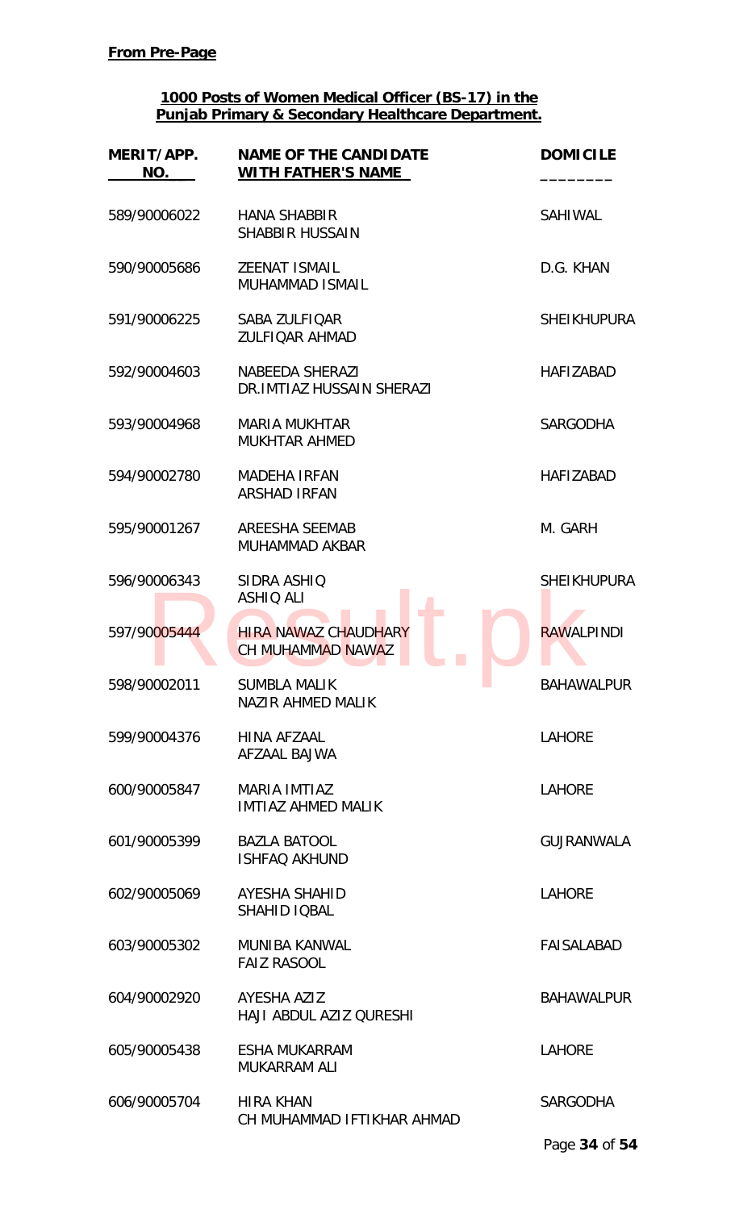**From Pre-Page**

**1000 Posts of Women Medical Officer (BS-17) in the Punjab Primary & Secondary Healthcare Department.**

| MERIT/APP. NO. | NAME OF THE CANDIDATE WITH FATHER'S NAME | DOMICILE |
|---|---|---|
| 589/90006022 | HANA SHABBIR<br>SHABBIR HUSSAIN | SAHIWAL |
| 590/90005686 | ZEENAT ISMAIL<br>MUHAMMAD ISMAIL | D.G. KHAN |
| 591/90006225 | SABA ZULFIQAR<br>ZULFIQAR AHMAD | SHEIKHUPURA |
| 592/90004603 | NABEEDA SHERAZI<br>DR.IMTIAZ HUSSAIN SHERAZI | HAFIZABAD |
| 593/90004968 | MARIA MUKHTAR<br>MUKHTAR AHMED | SARGODHA |
| 594/90002780 | MADEHA IRFAN<br>ARSHAD IRFAN | HAFIZABAD |
| 595/90001267 | AREESHA SEEMAB<br>MUHAMMAD AKBAR | M. GARH |
| 596/90006343 | SIDRA ASHIQ<br>ASHIQ ALI | SHEIKHUPURA |
| 597/90005444 | HIRA NAWAZ CHAUDHARY<br>CH MUHAMMAD NAWAZ | RAWALPINDI |
| 598/90002011 | SUMBLA MALIK<br>NAZIR AHMED MALIK | BAHAWALPUR |
| 599/90004376 | HINA AFZAAL<br>AFZAAL BAJWA | LAHORE |
| 600/90005847 | MARIA IMTIAZ<br>IMTIAZ AHMED MALIK | LAHORE |
| 601/90005399 | BAZLA BATOOL<br>ISHFAQ AKHUND | GUJRANWALA |
| 602/90005069 | AYESHA SHAHID<br>SHAHID IQBAL | LAHORE |
| 603/90005302 | MUNIBA KANWAL<br>FAIZ RASOOL | FAISALABAD |
| 604/90002920 | AYESHA AZIZ<br>HAJI ABDUL AZIZ QURESHI | BAHAWALPUR |
| 605/90005438 | ESHA MUKARRAM<br>MUKARRAM ALI | LAHORE |
| 606/90005704 | HIRA KHAN<br>CH MUHAMMAD IFTIKHAR AHMAD | SARGODHA |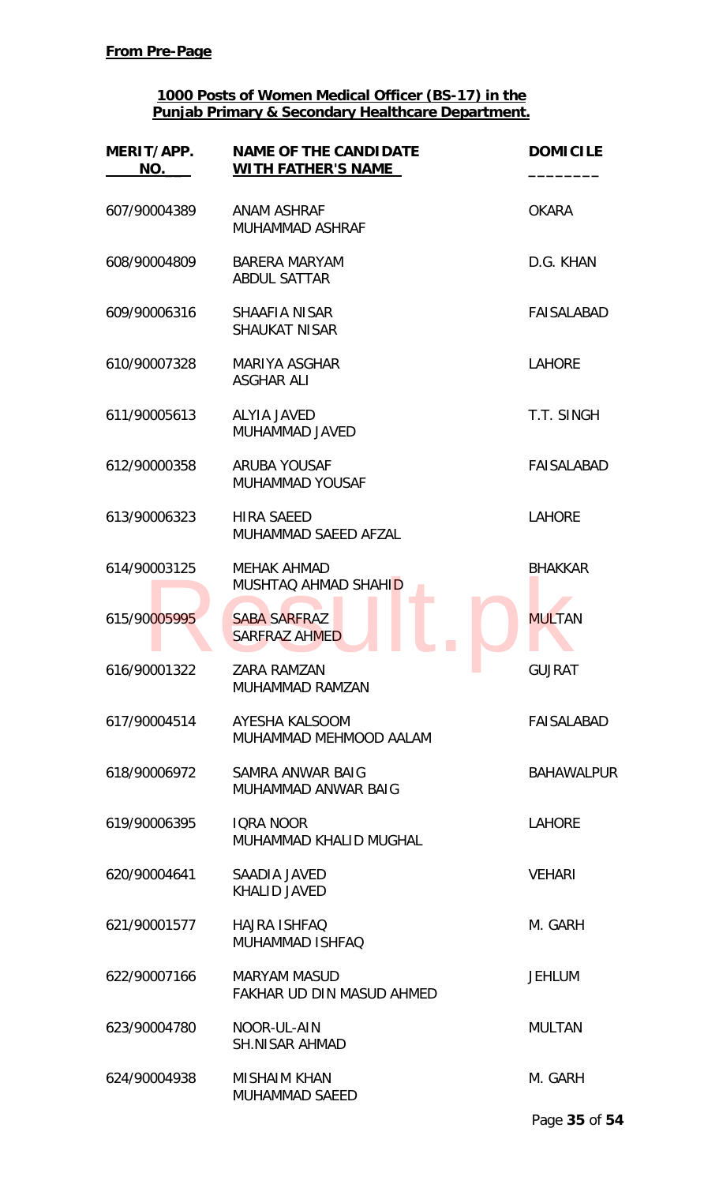**From Pre-Page**

**1000 Posts of Women Medical Officer (BS-17) in the Punjab Primary & Secondary Healthcare Department.**

| MERIT/APP. NO. | NAME OF THE CANDIDATE WITH FATHER'S NAME | DOMICILE |
|---|---|---|
| 607/90004389 | ANAM ASHRAF<br>MUHAMMAD ASHRAF | OKARA |
| 608/90004809 | BARERA MARYAM<br>ABDUL SATTAR | D.G. KHAN |
| 609/90006316 | SHAAFIA NISAR<br>SHAUKAT NISAR | FAISALABAD |
| 610/90007328 | MARIYA ASGHAR<br>ASGHAR ALI | LAHORE |
| 611/90005613 | ALYIA JAVED<br>MUHAMMAD JAVED | T.T. SINGH |
| 612/90000358 | ARUBA YOUSAF<br>MUHAMMAD YOUSAF | FAISALABAD |
| 613/90006323 | HIRA SAEED<br>MUHAMMAD SAEED AFZAL | LAHORE |
| 614/90003125 | MEHAK AHMAD<br>MUSHTAQ AHMAD SHAHID | BHAKKAR |
| 615/90005995 | SABA SARFRAZ<br>SARFRAZ AHMED | MULTAN |
| 616/90001322 | ZARA RAMZAN<br>MUHAMMAD RAMZAN | GUJRAT |
| 617/90004514 | AYESHA KALSOOM<br>MUHAMMAD MEHMOOD AALAM | FAISALABAD |
| 618/90006972 | SAMRA ANWAR BAIG<br>MUHAMMAD ANWAR BAIG | BAHAWALPUR |
| 619/90006395 | IQRA NOOR<br>MUHAMMAD KHALID MUGHAL | LAHORE |
| 620/90004641 | SAADIA JAVED<br>KHALID JAVED | VEHARI |
| 621/90001577 | HAJRA ISHFAQ<br>MUHAMMAD ISHFAQ | M. GARH |
| 622/90007166 | MARYAM MASUD<br>FAKHAR UD DIN MASUD AHMED | JEHLUM |
| 623/90004780 | NOOR-UL-AIN<br>SH.NISAR AHMAD | MULTAN |
| 624/90004938 | MISHAIM KHAN<br>MUHAMMAD SAEED | M. GARH |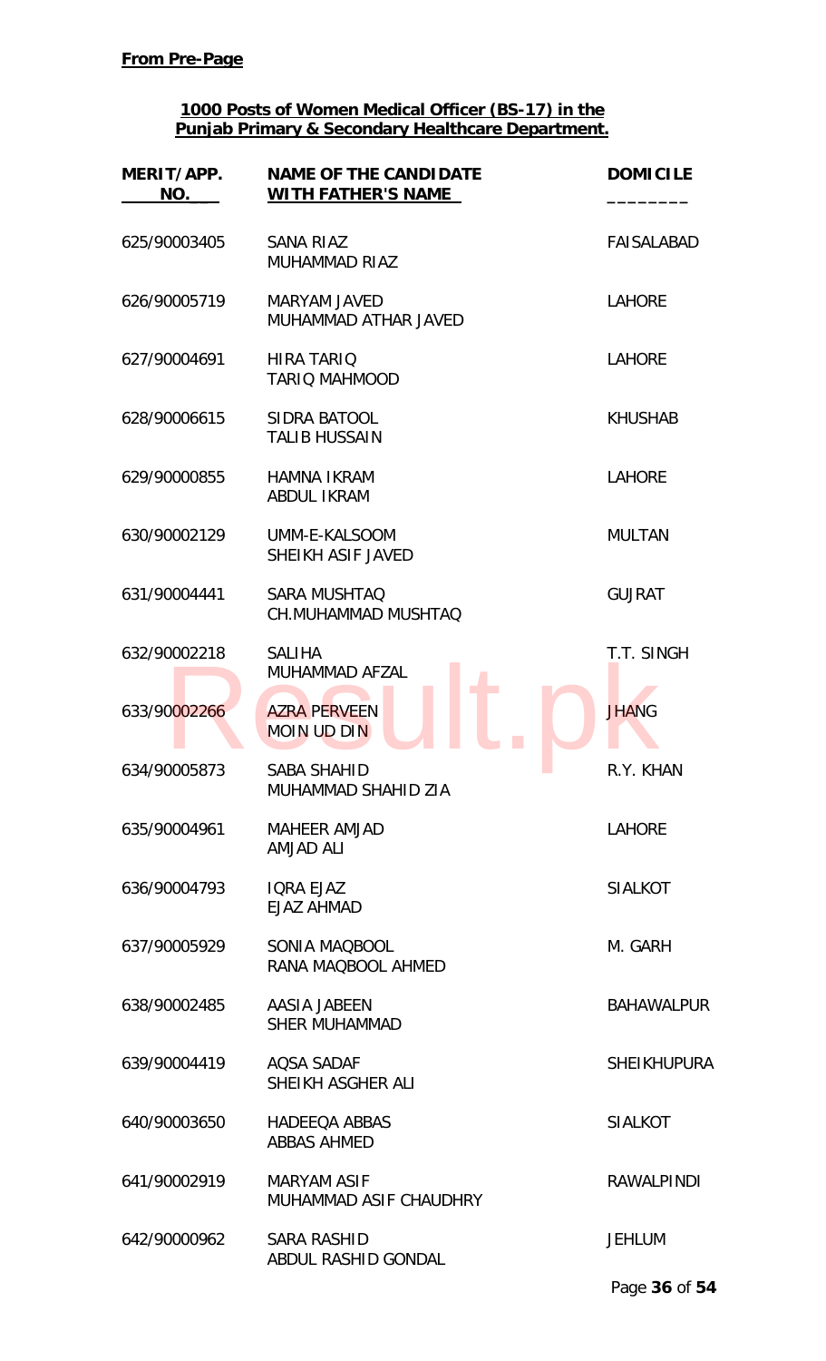**From Pre-Page**

**1000 Posts of Women Medical Officer (BS-17) in the Punjab Primary & Secondary Healthcare Department.**

| MERIT/APP. NO. | NAME OF THE CANDIDATE WITH FATHER'S NAME | DOMICILE |
|---|---|---|
| 625/90003405 | SANA RIAZ<br>MUHAMMAD RIAZ | FAISALABAD |
| 626/90005719 | MARYAM JAVED<br>MUHAMMAD ATHAR JAVED | LAHORE |
| 627/90004691 | HIRA TARIQ<br>TARIQ MAHMOOD | LAHORE |
| 628/90006615 | SIDRA BATOOL<br>TALIB HUSSAIN | KHUSHAB |
| 629/90000855 | HAMNA IKRAM<br>ABDUL IKRAM | LAHORE |
| 630/90002129 | UMM-E-KALSOOM<br>SHEIKH ASIF JAVED | MULTAN |
| 631/90004441 | SARA MUSHTAQ<br>CH.MUHAMMAD MUSHTAQ | GUJRAT |
| 632/90002218 | SALIHA<br>MUHAMMAD AFZAL | T.T. SINGH |
| 633/90002266 | AZRA PERVEEN<br>MOIN UD DIN | JHANG |
| 634/90005873 | SABA SHAHID<br>MUHAMMAD SHAHID ZIA | R.Y. KHAN |
| 635/90004961 | MAHEER AMJAD<br>AMJAD ALI | LAHORE |
| 636/90004793 | IQRA EJAZ<br>EJAZ AHMAD | SIALKOT |
| 637/90005929 | SONIA MAQBOOL<br>RANA MAQBOOL AHMED | M. GARH |
| 638/90002485 | AASIA JABEEN<br>SHER MUHAMMAD | BAHAWALPUR |
| 639/90004419 | AQSA SADAF<br>SHEIKH ASGHER ALI | SHEIKHUPURA |
| 640/90003650 | HADEEQA ABBAS<br>ABBAS AHMED | SIALKOT |
| 641/90002919 | MARYAM ASIF<br>MUHAMMAD ASIF CHAUDHRY | RAWALPINDI |
| 642/90000962 | SARA RASHID<br>ABDUL RASHID GONDAL | JEHLUM |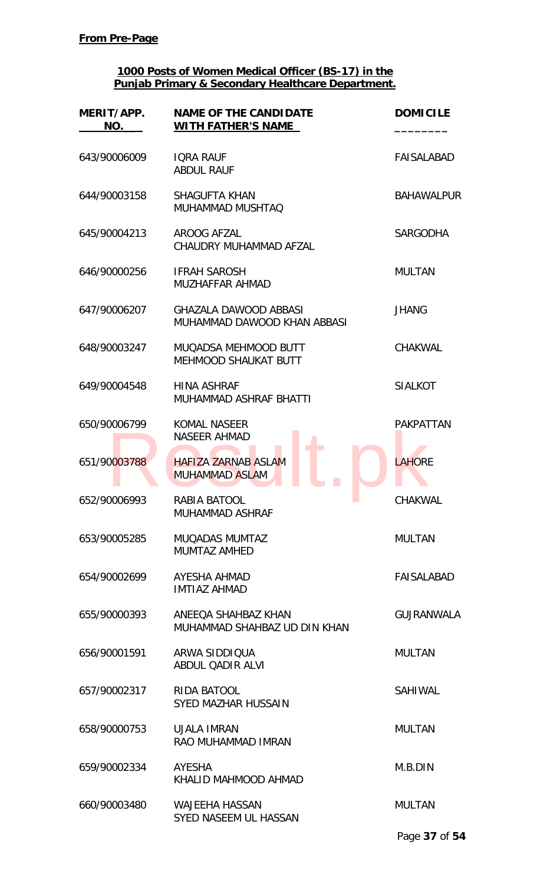**From Pre-Page**

**1000 Posts of Women Medical Officer (BS-17) in the Punjab Primary & Secondary Healthcare Department.**

| MERIT/APP. NO. | NAME OF THE CANDIDATE WITH FATHER'S NAME | DOMICILE |
|---|---|---|
| 643/90006009 | IQRA RAUF<br>ABDUL RAUF | FAISALABAD |
| 644/90003158 | SHAGUFTA KHAN<br>MUHAMMAD MUSHTAQ | BAHAWALPUR |
| 645/90004213 | AROOG AFZAL<br>CHAUDRY MUHAMMAD AFZAL | SARGODHA |
| 646/90000256 | IFRAH SAROSH<br>MUZHAFFAR AHMAD | MULTAN |
| 647/90006207 | GHAZALA DAWOOD ABBASI<br>MUHAMMAD DAWOOD KHAN ABBASI | JHANG |
| 648/90003247 | MUQADSA MEHMOOD BUTT<br>MEHMOOD SHAUKAT BUTT | CHAKWAL |
| 649/90004548 | HINA ASHRAF<br>MUHAMMAD ASHRAF BHATTI | SIALKOT |
| 650/90006799 | KOMAL NASEER<br>NASEER AHMAD | PAKPATTAN |
| 651/90003788 | HAFIZA ZARNAB ASLAM<br>MUHAMMAD ASLAM | LAHORE |
| 652/90006993 | RABIA BATOOL<br>MUHAMMAD ASHRAF | CHAKWAL |
| 653/90005285 | MUQADAS MUMTAZ<br>MUMTAZ AMHED | MULTAN |
| 654/90002699 | AYESHA AHMAD<br>IMTIAZ AHMAD | FAISALABAD |
| 655/90000393 | ANEEQA SHAHBAZ KHAN<br>MUHAMMAD SHAHBAZ UD DIN KHAN | GUJRANWALA |
| 656/90001591 | ARWA SIDDIQUA<br>ABDUL QADIR ALVI | MULTAN |
| 657/90002317 | RIDA BATOOL<br>SYED MAZHAR HUSSAIN | SAHIWAL |
| 658/90000753 | UJALA IMRAN<br>RAO MUHAMMAD IMRAN | MULTAN |
| 659/90002334 | AYESHA<br>KHALID MAHMOOD AHMAD | M.B.DIN |
| 660/90003480 | WAJEEHA HASSAN<br>SYED NASEEM UL HASSAN | MULTAN |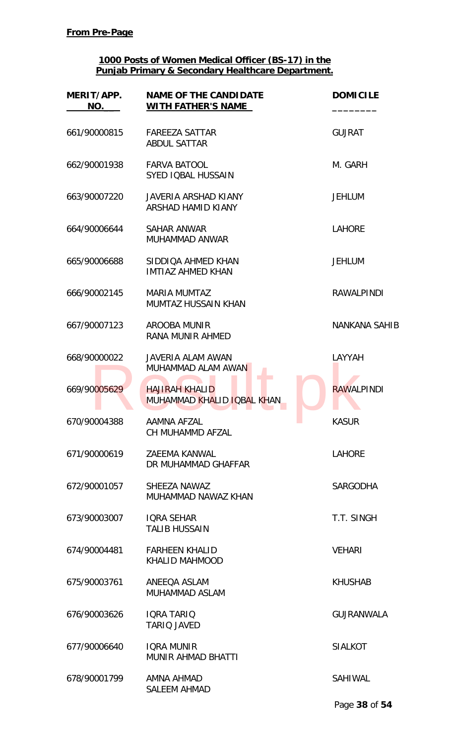**From Pre-Page**

**1000 Posts of Women Medical Officer (BS-17) in the Punjab Primary & Secondary Healthcare Department.**

| MERIT/APP. NO. | NAME OF THE CANDIDATE WITH FATHER'S NAME | DOMICILE |
|---|---|---|
| 661/90000815 | FAREEZA SATTAR<br>ABDUL SATTAR | GUJRAT |
| 662/90001938 | FARVA BATOOL<br>SYED IQBAL HUSSAIN | M. GARH |
| 663/90007220 | JAVERIA ARSHAD KIANY<br>ARSHAD HAMID KIANY | JEHLUM |
| 664/90006644 | SAHAR ANWAR<br>MUHAMMAD ANWAR | LAHORE |
| 665/90006688 | SIDDIQA AHMED KHAN<br>IMTIAZ AHMED KHAN | JEHLUM |
| 666/90002145 | MARIA MUMTAZ<br>MUMTAZ HUSSAIN KHAN | RAWALPINDI |
| 667/90007123 | AROOBA MUNIR<br>RANA MUNIR AHMED | NANKANA SAHIB |
| 668/90000022 | JAVERIA ALAM AWAN<br>MUHAMMAD ALAM AWAN | LAYYAH |
| 669/90005629 | HAJIRAH KHALID<br>MUHAMMAD KHALID IQBAL KHAN | RAWALPINDI |
| 670/90004388 | AAMNA AFZAL<br>CH MUHAMMD AFZAL | KASUR |
| 671/90000619 | ZAEEMA KANWAL<br>DR MUHAMMAD GHAFFAR | LAHORE |
| 672/90001057 | SHEEZA NAWAZ<br>MUHAMMAD NAWAZ KHAN | SARGODHA |
| 673/90003007 | IQRA SEHAR<br>TALIB HUSSAIN | T.T. SINGH |
| 674/90004481 | FARHEEN KHALID<br>KHALID MAHMOOD | VEHARI |
| 675/90003761 | ANEEQA ASLAM<br>MUHAMMAD ASLAM | KHUSHAB |
| 676/90003626 | IQRA TARIQ<br>TARIQ JAVED | GUJRANWALA |
| 677/90006640 | IQRA MUNIR<br>MUNIR AHMAD BHATTI | SIALKOT |
| 678/90001799 | AMNA AHMAD<br>SALEEM AHMAD | SAHIWAL |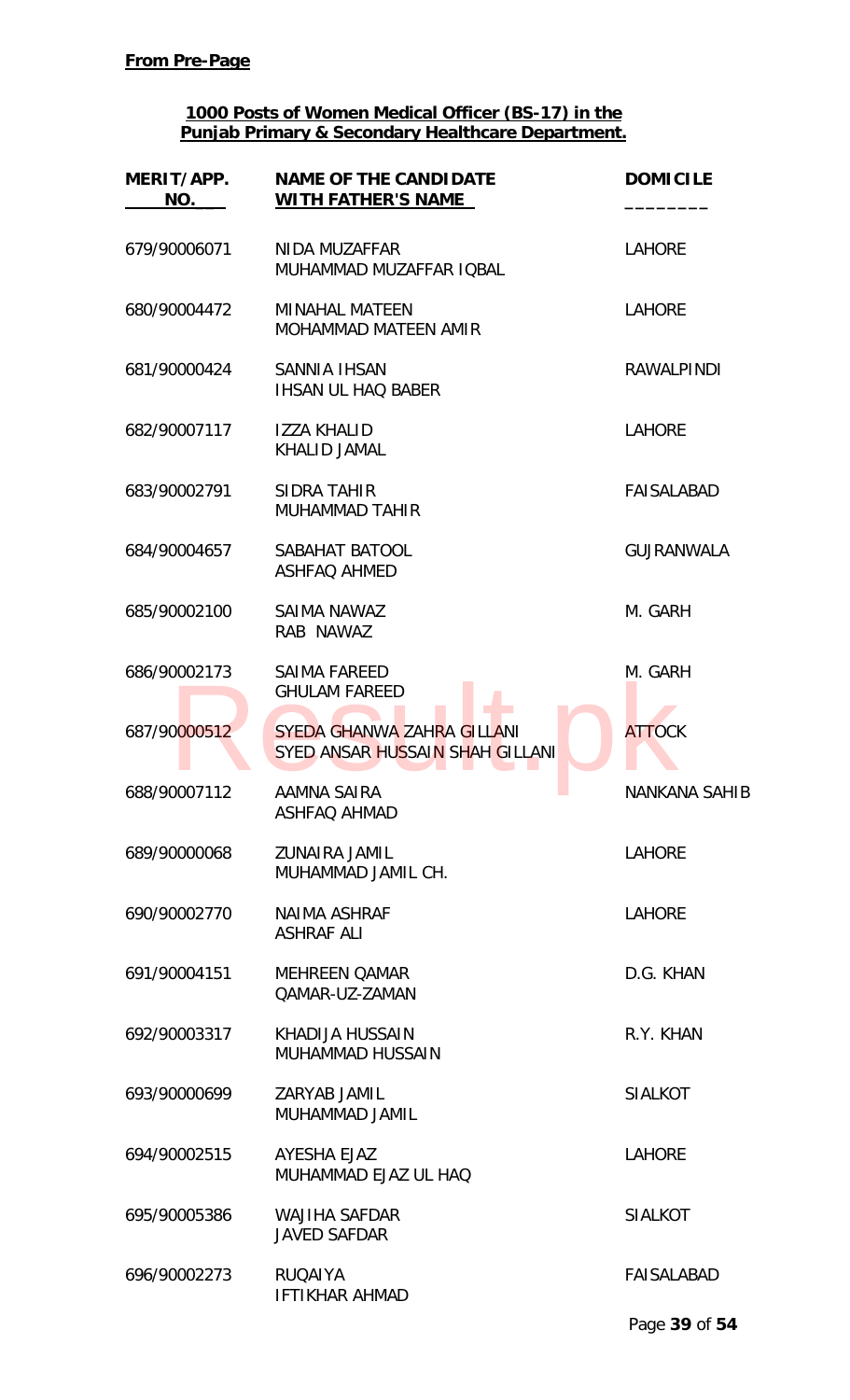**From Pre-Page**

**1000 Posts of Women Medical Officer (BS-17) in the Punjab Primary & Secondary Healthcare Department.**

| MERIT/APP. NO. | NAME OF THE CANDIDATE WITH FATHER'S NAME | DOMICILE |
|---|---|---|
| 679/90006071 | NIDA MUZAFFAR<br>MUHAMMAD MUZAFFAR IQBAL | LAHORE |
| 680/90004472 | MINAHAL MATEEN<br>MOHAMMAD MATEEN AMIR | LAHORE |
| 681/90000424 | SANNIA IHSAN<br>IHSAN UL HAQ BABER | RAWALPINDI |
| 682/90007117 | IZZA KHALID<br>KHALID JAMAL | LAHORE |
| 683/90002791 | SIDRA TAHIR<br>MUHAMMAD TAHIR | FAISALABAD |
| 684/90004657 | SABAHAT BATOOL<br>ASHFAQ AHMED | GUJRANWALA |
| 685/90002100 | SAIMA NAWAZ<br>RAB NAWAZ | M. GARH |
| 686/90002173 | SAIMA FAREED<br>GHULAM FAREED | M. GARH |
| 687/90000512 | SYEDA GHANWA ZAHRA GILLANI<br>SYED ANSAR HUSSAIN SHAH GILLANI | ATTOCK |
| 688/90007112 | AAMNA SAIRA<br>ASHFAQ AHMAD | NANKANA SAHIB |
| 689/90000068 | ZUNAIRA JAMIL<br>MUHAMMAD JAMIL CH. | LAHORE |
| 690/90002770 | NAIMA ASHRAF<br>ASHRAF ALI | LAHORE |
| 691/90004151 | MEHREEN QAMAR<br>QAMAR-UZ-ZAMAN | D.G. KHAN |
| 692/90003317 | KHADIJA HUSSAIN<br>MUHAMMAD HUSSAIN | R.Y. KHAN |
| 693/90000699 | ZARYAB JAMIL<br>MUHAMMAD JAMIL | SIALKOT |
| 694/90002515 | AYESHA EJAZ<br>MUHAMMAD EJAZ UL HAQ | LAHORE |
| 695/90005386 | WAJIHA SAFDAR<br>JAVED SAFDAR | SIALKOT |
| 696/90002273 | RUQAIYA<br>IFTIKHAR AHMAD | FAISALABAD |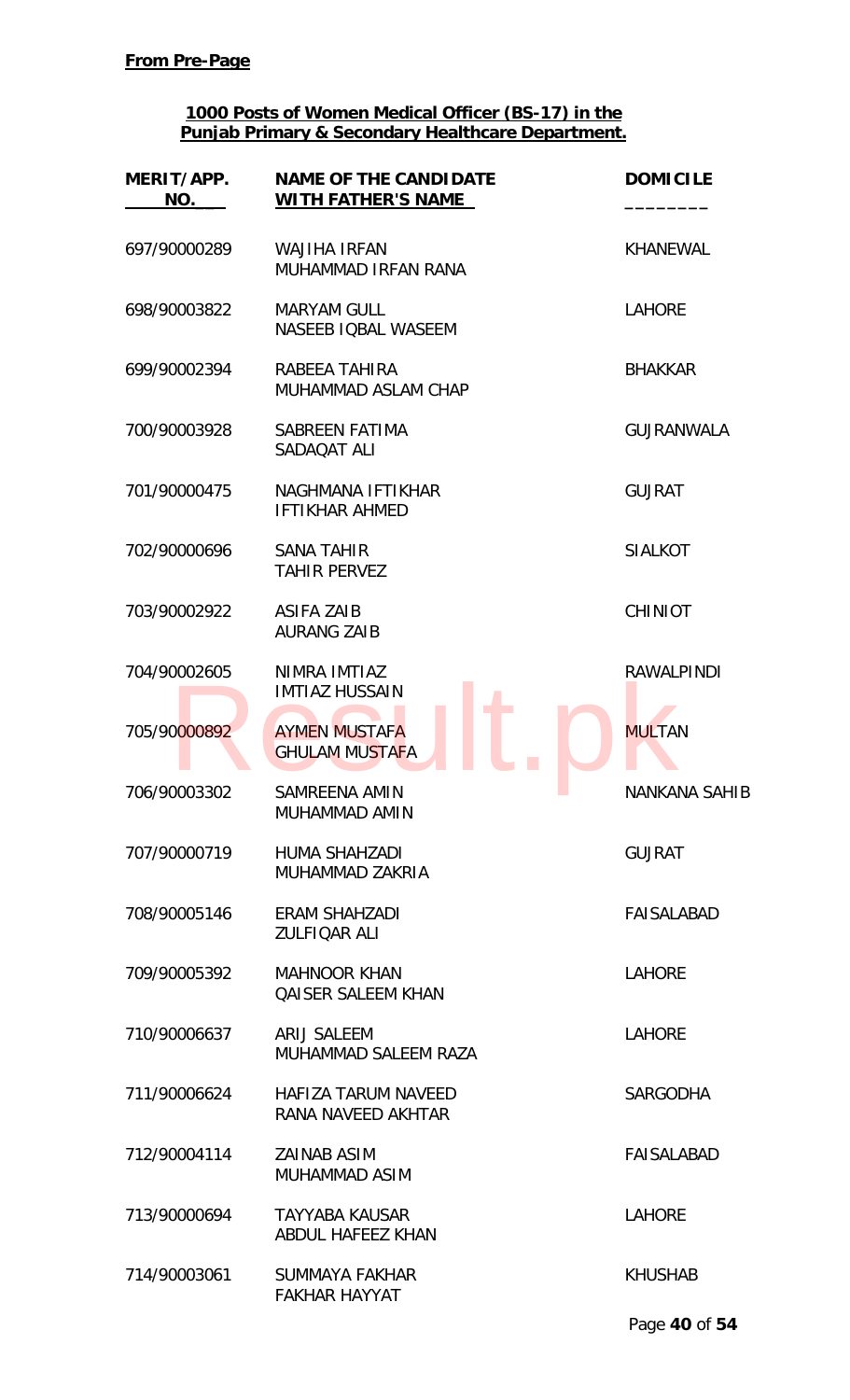**From Pre-Page**

**1000 Posts of Women Medical Officer (BS-17) in the Punjab Primary & Secondary Healthcare Department.**

| MERIT/APP. NO. | NAME OF THE CANDIDATE WITH FATHER'S NAME | DOMICILE |
|---|---|---|
| 697/90000289 | WAJIHA IRFAN<br>MUHAMMAD IRFAN RANA | KHANEWAL |
| 698/90003822 | MARYAM GULL<br>NASEEB IQBAL WASEEM | LAHORE |
| 699/90002394 | RABEEA TAHIRA<br>MUHAMMAD ASLAM CHAP | BHAKKAR |
| 700/90003928 | SABREEN FATIMA<br>SADAQAT ALI | GUJRANWALA |
| 701/90000475 | NAGHMANA IFTIKHAR<br>IFTIKHAR AHMED | GUJRAT |
| 702/90000696 | SANA TAHIR<br>TAHIR PERVEZ | SIALKOT |
| 703/90002922 | ASIFA ZAIB<br>AURANG ZAIB | CHINIOT |
| 704/90002605 | NIMRA IMTIAZ<br>IMTIAZ HUSSAIN | RAWALPINDI |
| 705/90000892 | AYMEN MUSTAFA<br>GHULAM MUSTAFA | MULTAN |
| 706/90003302 | SAMREENA AMIN<br>MUHAMMAD AMIN | NANKANA SAHIB |
| 707/90000719 | HUMA SHAHZADI<br>MUHAMMAD ZAKRIA | GUJRAT |
| 708/90005146 | ERAM SHAHZADI<br>ZULFIQAR ALI | FAISALABAD |
| 709/90005392 | MAHNOOR KHAN<br>QAISER SALEEM KHAN | LAHORE |
| 710/90006637 | ARIJ SALEEM<br>MUHAMMAD SALEEM RAZA | LAHORE |
| 711/90006624 | HAFIZA TARUM NAVEED<br>RANA NAVEED AKHTAR | SARGODHA |
| 712/90004114 | ZAINAB ASIM<br>MUHAMMAD ASIM | FAISALABAD |
| 713/90000694 | TAYYABA KAUSAR<br>ABDUL HAFEEZ KHAN | LAHORE |
| 714/90003061 | SUMMAYA FAKHAR<br>FAKHAR HAYYAT | KHUSHAB |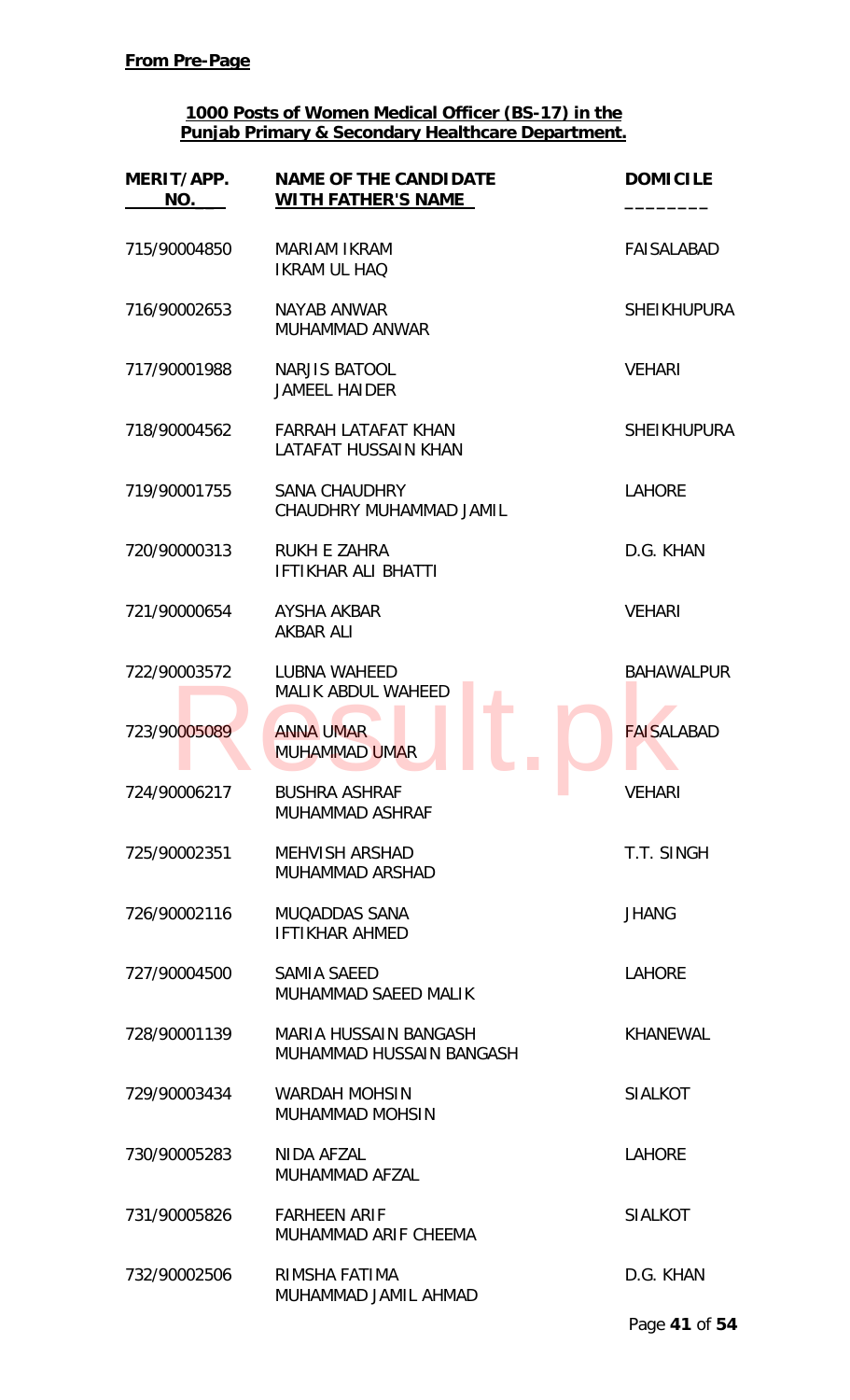**From Pre-Page**

**1000 Posts of Women Medical Officer (BS-17) in the Punjab Primary & Secondary Healthcare Department.**

| MERIT/APP. NO. | NAME OF THE CANDIDATE WITH FATHER'S NAME | DOMICILE |
|---|---|---|
| 715/90004850 | MARIAM IKRAM<br>IKRAM UL HAQ | FAISALABAD |
| 716/90002653 | NAYAB ANWAR<br>MUHAMMAD ANWAR | SHEIKHUPURA |
| 717/90001988 | NARJIS BATOOL<br>JAMEEL HAIDER | VEHARI |
| 718/90004562 | FARRAH LATAFAT KHAN<br>LATAFAT HUSSAIN KHAN | SHEIKHUPURA |
| 719/90001755 | SANA CHAUDHRY<br>CHAUDHRY MUHAMMAD JAMIL | LAHORE |
| 720/90000313 | RUKH E ZAHRA<br>IFTIKHAR ALI BHATTI | D.G. KHAN |
| 721/90000654 | AYSHA AKBAR<br>AKBAR ALI | VEHARI |
| 722/90003572 | LUBNA WAHEED<br>MALIK ABDUL WAHEED | BAHAWALPUR |
| 723/90005089 | ANNA UMAR<br>MUHAMMAD UMAR | FAISALABAD |
| 724/90006217 | BUSHRA ASHRAF<br>MUHAMMAD ASHRAF | VEHARI |
| 725/90002351 | MEHVISH ARSHAD<br>MUHAMMAD ARSHAD | T.T. SINGH |
| 726/90002116 | MUQADDAS SANA<br>IFTIKHAR AHMED | JHANG |
| 727/90004500 | SAMIA SAEED<br>MUHAMMAD SAEED MALIK | LAHORE |
| 728/90001139 | MARIA HUSSAIN BANGASH<br>MUHAMMAD HUSSAIN BANGASH | KHANEWAL |
| 729/90003434 | WARDAH MOHSIN<br>MUHAMMAD MOHSIN | SIALKOT |
| 730/90005283 | NIDA AFZAL<br>MUHAMMAD AFZAL | LAHORE |
| 731/90005826 | FARHEEN ARIF<br>MUHAMMAD ARIF CHEEMA | SIALKOT |
| 732/90002506 | RIMSHA FATIMA<br>MUHAMMAD JAMIL AHMAD | D.G. KHAN |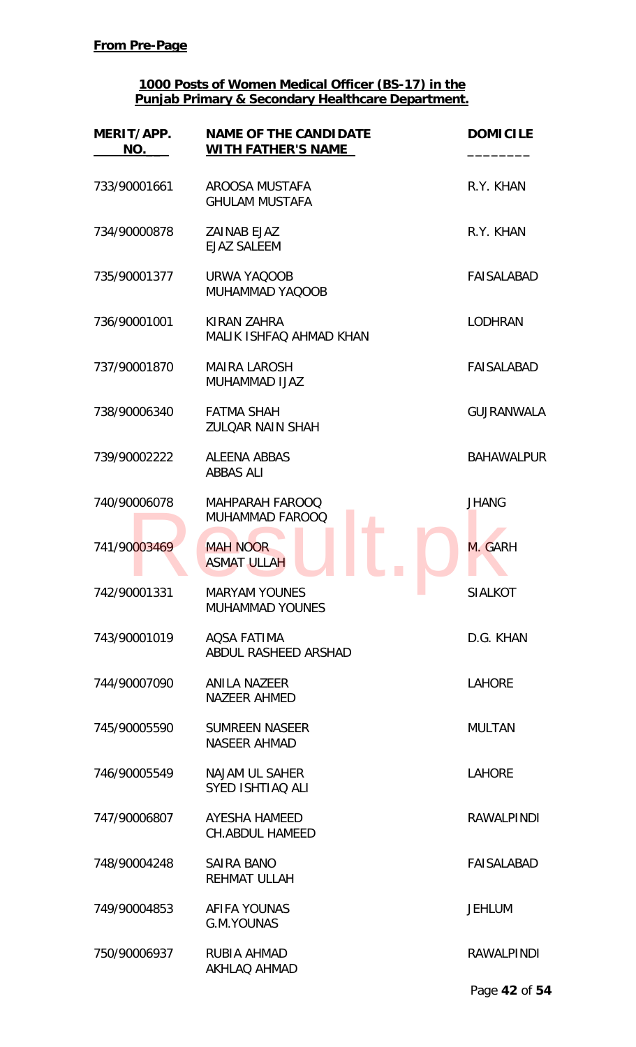**From Pre-Page**

**1000 Posts of Women Medical Officer (BS-17) in the Punjab Primary & Secondary Healthcare Department.**

| MERIT/APP. NO. | NAME OF THE CANDIDATE WITH FATHER'S NAME | DOMICILE |
|---|---|---|
| 733/90001661 | AROOSA MUSTAFA<br>GHULAM MUSTAFA | R.Y. KHAN |
| 734/90000878 | ZAINAB EJAZ<br>EJAZ SALEEM | R.Y. KHAN |
| 735/90001377 | URWA YAQOOB<br>MUHAMMAD YAQOOB | FAISALABAD |
| 736/90001001 | KIRAN ZAHRA<br>MALIK ISHFAQ AHMAD KHAN | LODHRAN |
| 737/90001870 | MAIRA LAROSH<br>MUHAMMAD IJAZ | FAISALABAD |
| 738/90006340 | FATMA SHAH<br>ZULQAR NAIN SHAH | GUJRANWALA |
| 739/90002222 | ALEENA ABBAS<br>ABBAS ALI | BAHAWALPUR |
| 740/90006078 | MAHPARAH FAROOQ<br>MUHAMMAD FAROOQ | JHANG |
| 741/90003469 | MAH NOOR<br>ASMAT ULLAH | M. GARH |
| 742/90001331 | MARYAM YOUNES<br>MUHAMMAD YOUNES | SIALKOT |
| 743/90001019 | AQSA FATIMA<br>ABDUL RASHEED ARSHAD | D.G. KHAN |
| 744/90007090 | ANILA NAZEER<br>NAZEER AHMED | LAHORE |
| 745/90005590 | SUMREEN NASEER<br>NASEER AHMAD | MULTAN |
| 746/90005549 | NAJAM UL SAHER<br>SYED ISHTIAQ ALI | LAHORE |
| 747/90006807 | AYESHA HAMEED<br>CH.ABDUL HAMEED | RAWALPINDI |
| 748/90004248 | SAIRA BANO<br>REHMAT ULLAH | FAISALABAD |
| 749/90004853 | AFIFA YOUNAS<br>G.M.YOUNAS | JEHLUM |
| 750/90006937 | RUBIA AHMAD<br>AKHLAQ AHMAD | RAWALPINDI |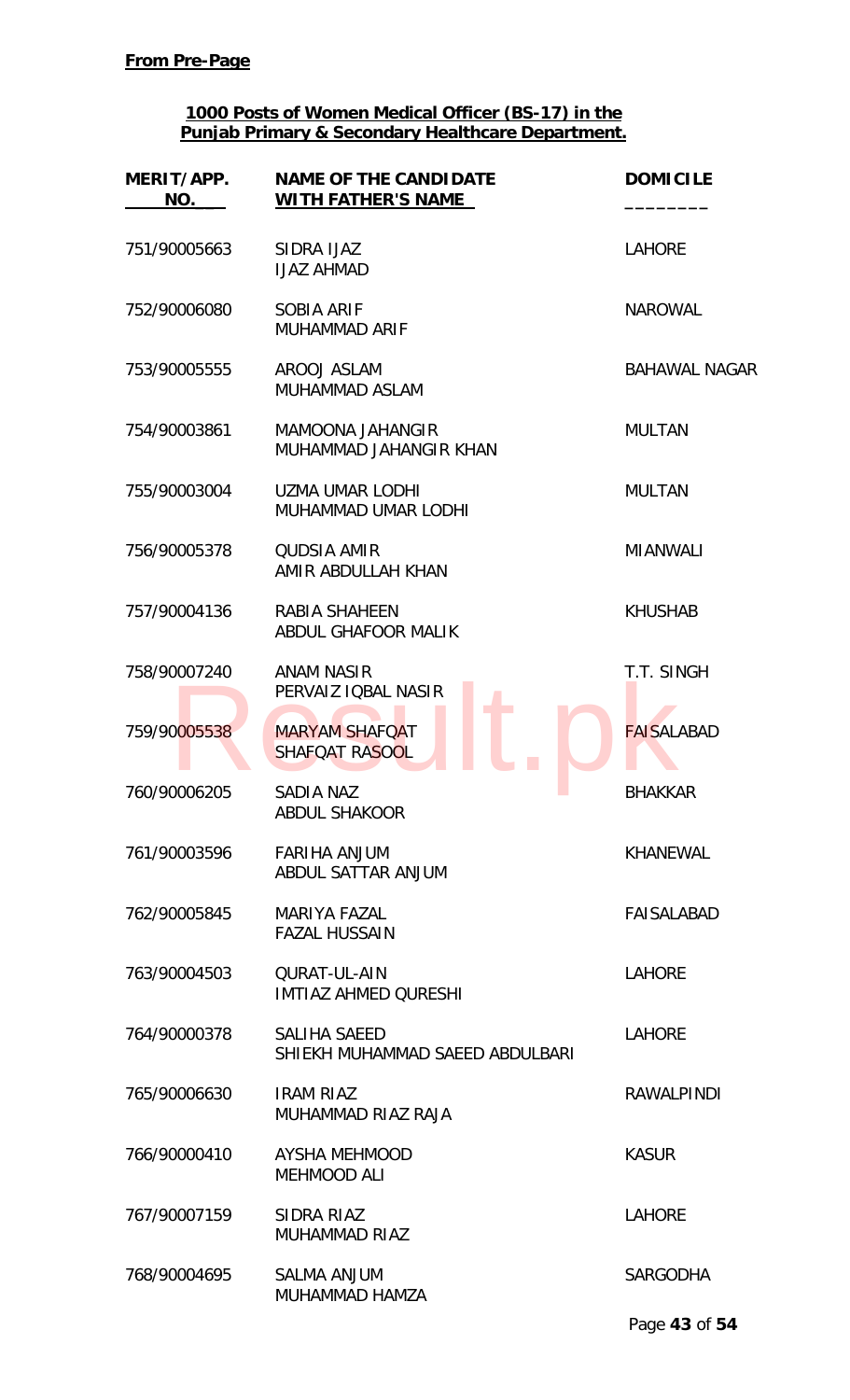**From Pre-Page**

**1000 Posts of Women Medical Officer (BS-17) in the Punjab Primary & Secondary Healthcare Department.**

| MERIT/APP. NO. | NAME OF THE CANDIDATE WITH FATHER'S NAME | DOMICILE |
|---|---|---|
| 751/90005663 | SIDRA IJAZ<br>IJAZ AHMAD | LAHORE |
| 752/90006080 | SOBIA ARIF<br>MUHAMMAD ARIF | NAROWAL |
| 753/90005555 | AROOJ ASLAM<br>MUHAMMAD ASLAM | BAHAWAL NAGAR |
| 754/90003861 | MAMOONA JAHANGIR<br>MUHAMMAD JAHANGIR KHAN | MULTAN |
| 755/90003004 | UZMA UMAR LODHI<br>MUHAMMAD UMAR LODHI | MULTAN |
| 756/90005378 | QUDSIA AMIR<br>AMIR ABDULLAH KHAN | MIANWALI |
| 757/90004136 | RABIA SHAHEEN<br>ABDUL GHAFOOR MALIK | KHUSHAB |
| 758/90007240 | ANAM NASIR<br>PERVAIZ IQBAL NASIR | T.T. SINGH |
| 759/90005538 | MARYAM SHAFQAT<br>SHAFQAT RASOOL | FAISALABAD |
| 760/90006205 | SADIA NAZ<br>ABDUL SHAKOOR | BHAKKAR |
| 761/90003596 | FARIHA ANJUM<br>ABDUL SATTAR ANJUM | KHANEWAL |
| 762/90005845 | MARIYA FAZAL<br>FAZAL HUSSAIN | FAISALABAD |
| 763/90004503 | QURAT-UL-AIN<br>IMTIAZ AHMED QURESHI | LAHORE |
| 764/90000378 | SALIHA SAEED<br>SHIEKH MUHAMMAD SAEED ABDULBARI | LAHORE |
| 765/90006630 | IRAM RIAZ<br>MUHAMMAD RIAZ RAJA | RAWALPINDI |
| 766/90000410 | AYSHA MEHMOOD<br>MEHMOOD ALI | KASUR |
| 767/90007159 | SIDRA RIAZ<br>MUHAMMAD RIAZ | LAHORE |
| 768/90004695 | SALMA ANJUM<br>MUHAMMAD HAMZA | SARGODHA |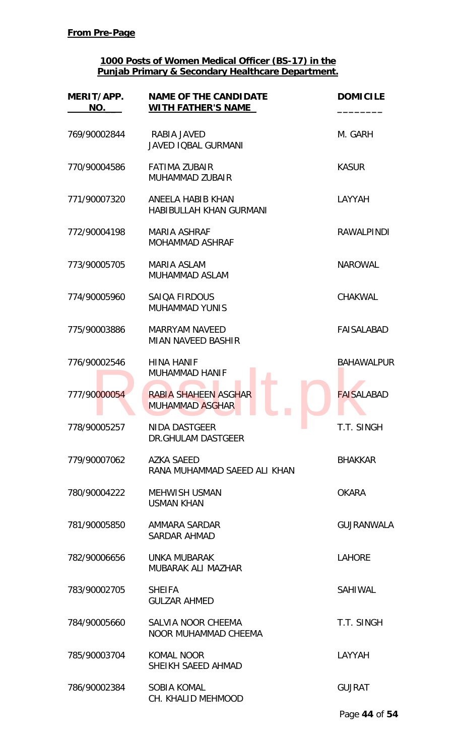**From Pre-Page**

**1000 Posts of Women Medical Officer (BS-17) in the Punjab Primary & Secondary Healthcare Department.**

| MERIT/APP. NO. | NAME OF THE CANDIDATE WITH FATHER'S NAME | DOMICILE |
|---|---|---|
| 769/90002844 | RABIA JAVED<br>JAVED IQBAL GURMANI | M. GARH |
| 770/90004586 | FATIMA ZUBAIR<br>MUHAMMAD ZUBAIR | KASUR |
| 771/90007320 | ANEELA HABIB KHAN<br>HABIBULLAH KHAN GURMANI | LAYYAH |
| 772/90004198 | MARIA ASHRAF<br>MOHAMMAD ASHRAF | RAWALPINDI |
| 773/90005705 | MARIA ASLAM<br>MUHAMMAD ASLAM | NAROWAL |
| 774/90005960 | SAIQA FIRDOUS<br>MUHAMMAD YUNIS | CHAKWAL |
| 775/90003886 | MARRYAM NAVEED<br>MIAN NAVEED BASHIR | FAISALABAD |
| 776/90002546 | HINA HANIF<br>MUHAMMAD HANIF | BAHAWALPUR |
| 777/90000054 | RABIA SHAHEEN ASGHAR<br>MUHAMMAD ASGHAR | FAISALABAD |
| 778/90005257 | NIDA DASTGEER<br>DR.GHULAM DASTGEER | T.T. SINGH |
| 779/90007062 | AZKA SAEED<br>RANA MUHAMMAD SAEED ALI KHAN | BHAKKAR |
| 780/90004222 | MEHWISH USMAN<br>USMAN KHAN | OKARA |
| 781/90005850 | AMMARA SARDAR<br>SARDAR AHMAD | GUJRANWALA |
| 782/90006656 | UNKA MUBARAK<br>MUBARAK ALI MAZHAR | LAHORE |
| 783/90002705 | SHEIFA<br>GULZAR AHMED | SAHIWAL |
| 784/90005660 | SALVIA NOOR CHEEMA<br>NOOR MUHAMMAD CHEEMA | T.T. SINGH |
| 785/90003704 | KOMAL NOOR<br>SHEIKH SAEED AHMAD | LAYYAH |
| 786/90002384 | SOBIA KOMAL<br>CH. KHALID MEHMOOD | GUJRAT |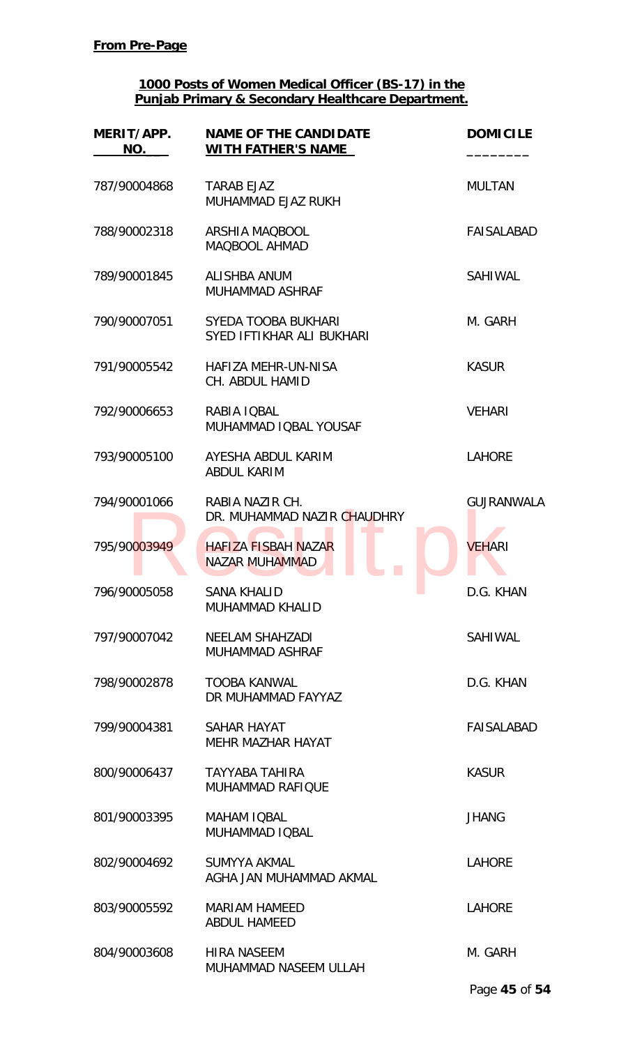**From Pre-Page**

**1000 Posts of Women Medical Officer (BS-17) in the Punjab Primary & Secondary Healthcare Department.**

| MERIT/APP. NO. | NAME OF THE CANDIDATE WITH FATHER'S NAME | DOMICILE |
|---|---|---|
| 787/90004868 | TARAB EJAZ<br>MUHAMMAD EJAZ RUKH | MULTAN |
| 788/90002318 | ARSHIA MAQBOOL<br>MAQBOOL AHMAD | FAISALABAD |
| 789/90001845 | ALISHBA ANUM<br>MUHAMMAD ASHRAF | SAHIWAL |
| 790/90007051 | SYEDA TOOBA BUKHARI<br>SYED IFTIKHAR ALI BUKHARI | M. GARH |
| 791/90005542 | HAFIZA MEHR-UN-NISA<br>CH. ABDUL HAMID | KASUR |
| 792/90006653 | RABIA IQBAL<br>MUHAMMAD IQBAL YOUSAF | VEHARI |
| 793/90005100 | AYESHA ABDUL KARIM<br>ABDUL KARIM | LAHORE |
| 794/90001066 | RABIA NAZIR CH.<br>DR. MUHAMMAD NAZIR CHAUDHRY | GUJRANWALA |
| 795/90003949 | HAFIZA FISBAH NAZAR<br>NAZAR MUHAMMAD | VEHARI |
| 796/90005058 | SANA KHALID<br>MUHAMMAD KHALID | D.G. KHAN |
| 797/90007042 | NEELAM SHAHZADI<br>MUHAMMAD ASHRAF | SAHIWAL |
| 798/90002878 | TOOBA KANWAL<br>DR MUHAMMAD FAYYAZ | D.G. KHAN |
| 799/90004381 | SAHAR HAYAT<br>MEHR MAZHAR HAYAT | FAISALABAD |
| 800/90006437 | TAYYABA TAHIRA<br>MUHAMMAD RAFIQUE | KASUR |
| 801/90003395 | MAHAM IQBAL<br>MUHAMMAD IQBAL | JHANG |
| 802/90004692 | SUMYYA AKMAL<br>AGHA JAN MUHAMMAD AKMAL | LAHORE |
| 803/90005592 | MARIAM HAMEED<br>ABDUL HAMEED | LAHORE |
| 804/90003608 | HIRA NASEEM<br>MUHAMMAD NASEEM ULLAH | M. GARH |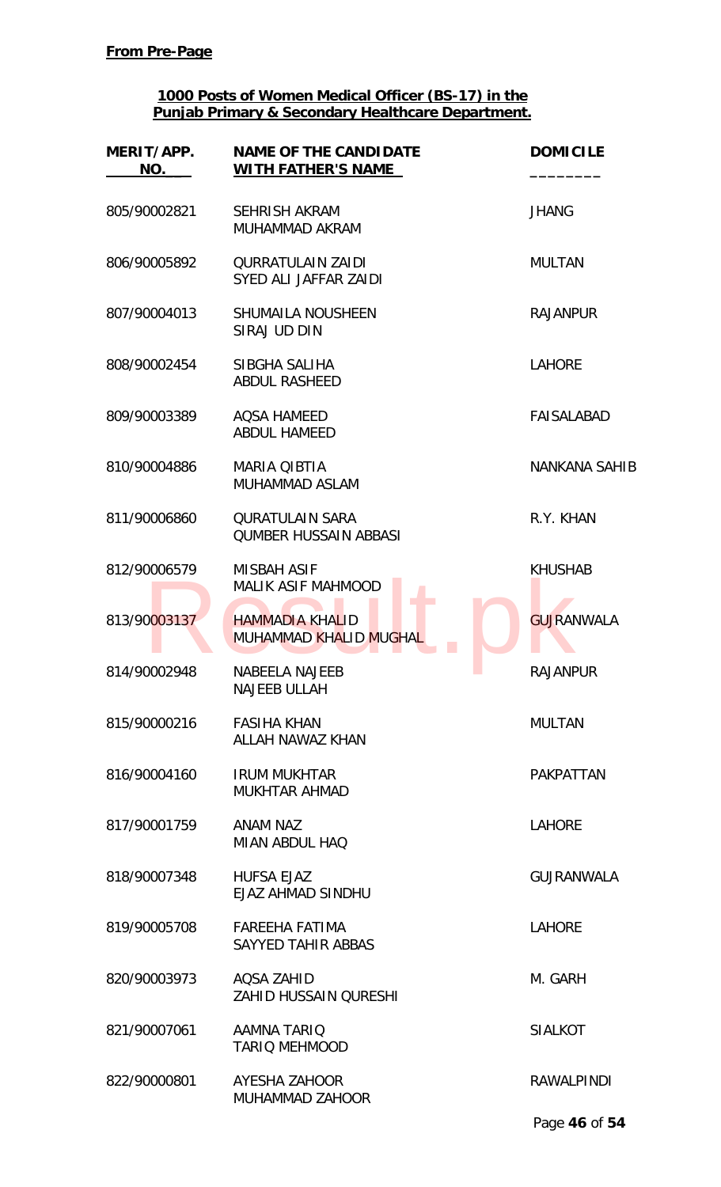**From Pre-Page**

**1000 Posts of Women Medical Officer (BS-17) in the Punjab Primary & Secondary Healthcare Department.**

| MERIT/APP. NO. | NAME OF THE CANDIDATE WITH FATHER'S NAME | DOMICILE |
|---|---|---|
| 805/90002821 | SEHRISH AKRAM<br>MUHAMMAD AKRAM | JHANG |
| 806/90005892 | QURRATULAIN ZAIDI<br>SYED ALI JAFFAR ZAIDI | MULTAN |
| 807/90004013 | SHUMAILA NOUSHEEN<br>SIRAJ UD DIN | RAJANPUR |
| 808/90002454 | SIBGHA SALIHA<br>ABDUL RASHEED | LAHORE |
| 809/90003389 | AQSA HAMEED<br>ABDUL HAMEED | FAISALABAD |
| 810/90004886 | MARIA QIBTIA<br>MUHAMMAD ASLAM | NANKANA SAHIB |
| 811/90006860 | QURATULAIN SARA<br>QUMBER HUSSAIN ABBASI | R.Y. KHAN |
| 812/90006579 | MISBAH ASIF<br>MALIK ASIF MAHMOOD | KHUSHAB |
| 813/90003137 | HAMMADIA KHALID<br>MUHAMMAD KHALID MUGHAL | GUJRANWALA |
| 814/90002948 | NABEELA NAJEEB<br>NAJEEB ULLAH | RAJANPUR |
| 815/90000216 | FASIHA KHAN<br>ALLAH NAWAZ KHAN | MULTAN |
| 816/90004160 | IRUM MUKHTAR<br>MUKHTAR AHMAD | PAKPATTAN |
| 817/90001759 | ANAM NAZ<br>MIAN ABDUL HAQ | LAHORE |
| 818/90007348 | HUFSA EJAZ<br>EJAZ AHMAD SINDHU | GUJRANWALA |
| 819/90005708 | FAREEHA FATIMA<br>SAYYED TAHIR ABBAS | LAHORE |
| 820/90003973 | AQSA ZAHID<br>ZAHID HUSSAIN QURESHI | M. GARH |
| 821/90007061 | AAMNA TARIQ<br>TARIQ MEHMOOD | SIALKOT |
| 822/90000801 | AYESHA ZAHOOR<br>MUHAMMAD ZAHOOR | RAWALPINDI |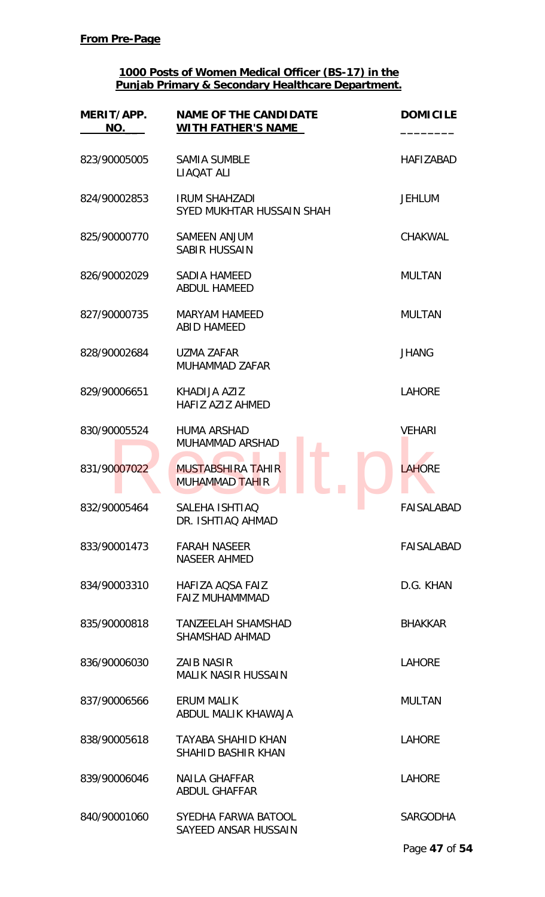**From Pre-Page**

**1000 Posts of Women Medical Officer (BS-17) in the Punjab Primary & Secondary Healthcare Department.**

| MERIT/APP. NO. | NAME OF THE CANDIDATE WITH FATHER'S NAME | DOMICILE |
|---|---|---|
| 823/90005005 | SAMIA SUMBLE<br>LIAQAT ALI | HAFIZABAD |
| 824/90002853 | IRUM SHAHZADI<br>SYED MUKHTAR HUSSAIN SHAH | JEHLUM |
| 825/90000770 | SAMEEN ANJUM<br>SABIR HUSSAIN | CHAKWAL |
| 826/90002029 | SADIA HAMEED<br>ABDUL HAMEED | MULTAN |
| 827/90000735 | MARYAM HAMEED<br>ABID HAMEED | MULTAN |
| 828/90002684 | UZMA ZAFAR<br>MUHAMMAD ZAFAR | JHANG |
| 829/90006651 | KHADIJA AZIZ<br>HAFIZ AZIZ AHMED | LAHORE |
| 830/90005524 | HUMA ARSHAD<br>MUHAMMAD ARSHAD | VEHARI |
| 831/90007022 | MUSTABSHIRA TAHIR<br>MUHAMMAD TAHIR | LAHORE |
| 832/90005464 | SALEHA ISHTIAQ<br>DR. ISHTIAQ AHMAD | FAISALABAD |
| 833/90001473 | FARAH NASEER<br>NASEER AHMED | FAISALABAD |
| 834/90003310 | HAFIZA AQSA FAIZ<br>FAIZ MUHAMMMAD | D.G. KHAN |
| 835/90000818 | TANZEELAH SHAMSHAD<br>SHAMSHAD AHMAD | BHAKKAR |
| 836/90006030 | ZAIB NASIR<br>MALIK NASIR HUSSAIN | LAHORE |
| 837/90006566 | ERUM MALIK<br>ABDUL MALIK KHAWAJA | MULTAN |
| 838/90005618 | TAYABA SHAHID KHAN<br>SHAHID BASHIR KHAN | LAHORE |
| 839/90006046 | NAILA GHAFFAR<br>ABDUL GHAFFAR | LAHORE |
| 840/90001060 | SYEDHA FARWA BATOOL<br>SAYEED ANSAR HUSSAIN | SARGODHA |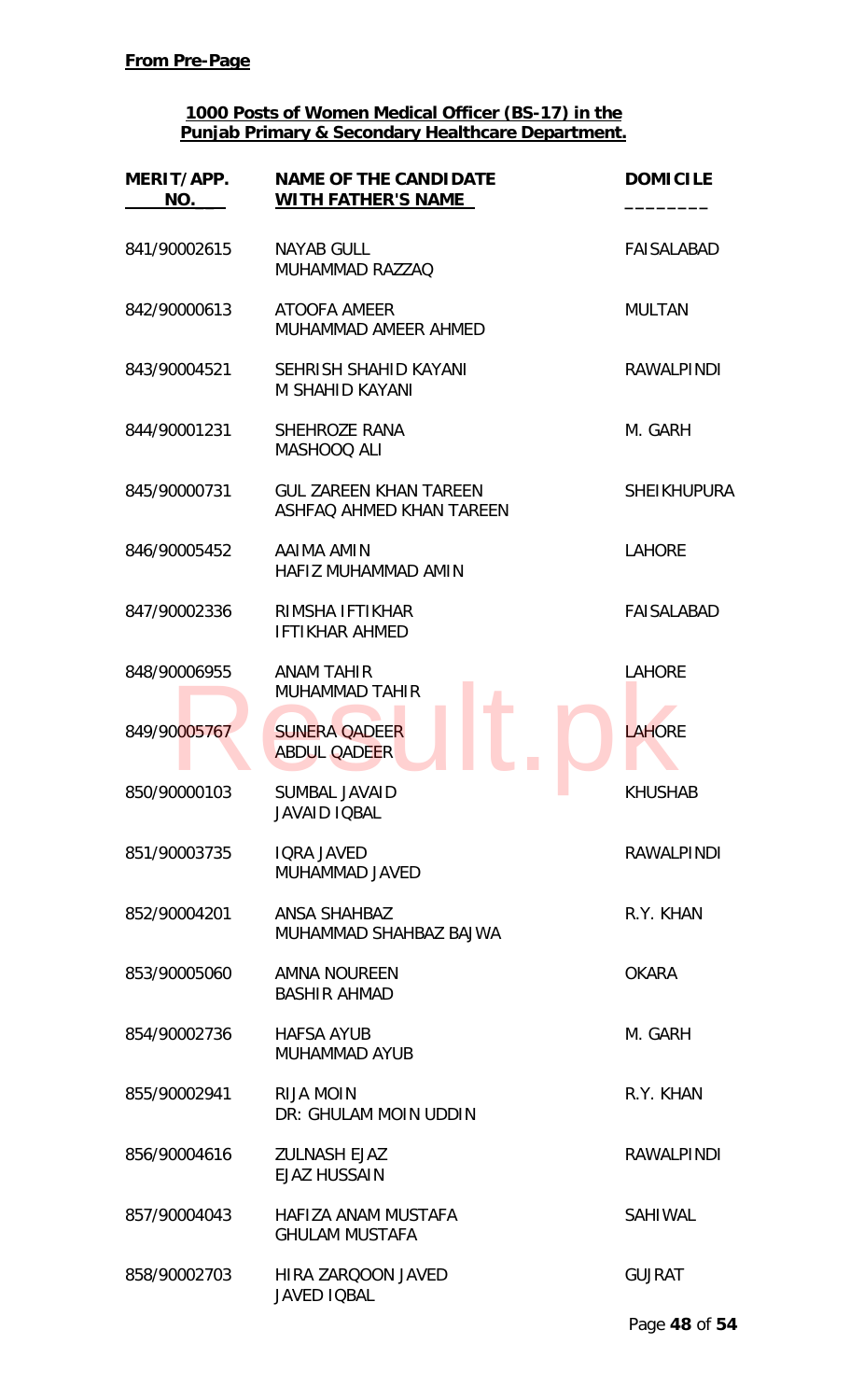**From Pre-Page**

**1000 Posts of Women Medical Officer (BS-17) in the Punjab Primary & Secondary Healthcare Department.**

| MERIT/APP. NO. | NAME OF THE CANDIDATE WITH FATHER'S NAME | DOMICILE |
|---|---|---|
| 841/90002615 | NAYAB GULL<br>MUHAMMAD RAZZAQ | FAISALABAD |
| 842/90000613 | ATOOFA AMEER<br>MUHAMMAD AMEER AHMED | MULTAN |
| 843/90004521 | SEHRISH SHAHID KAYANI<br>M SHAHID KAYANI | RAWALPINDI |
| 844/90001231 | SHEHROZE RANA<br>MASHOOQ ALI | M. GARH |
| 845/90000731 | GUL ZAREEN KHAN TAREEN<br>ASHFAQ AHMED KHAN TAREEN | SHEIKHUPURA |
| 846/90005452 | AAIMA AMIN<br>HAFIZ MUHAMMAD AMIN | LAHORE |
| 847/90002336 | RIMSHA IFTIKHAR<br>IFTIKHAR AHMED | FAISALABAD |
| 848/90006955 | ANAM TAHIR<br>MUHAMMAD TAHIR | LAHORE |
| 849/90005767 | SUNERA QADEER<br>ABDUL QADEER | LAHORE |
| 850/90000103 | SUMBAL JAVAID<br>JAVAID IQBAL | KHUSHAB |
| 851/90003735 | IQRA JAVED<br>MUHAMMAD JAVED | RAWALPINDI |
| 852/90004201 | ANSA SHAHBAZ<br>MUHAMMAD SHAHBAZ BAJWA | R.Y. KHAN |
| 853/90005060 | AMNA NOUREEN<br>BASHIR AHMAD | OKARA |
| 854/90002736 | HAFSA AYUB<br>MUHAMMAD AYUB | M. GARH |
| 855/90002941 | RIJA MOIN<br>DR: GHULAM MOIN UDDIN | R.Y. KHAN |
| 856/90004616 | ZULNASH EJAZ<br>EJAZ HUSSAIN | RAWALPINDI |
| 857/90004043 | HAFIZA ANAM MUSTAFA<br>GHULAM MUSTAFA | SAHIWAL |
| 858/90002703 | HIRA ZARQOON JAVED<br>JAVED IQBAL | GUJRAT |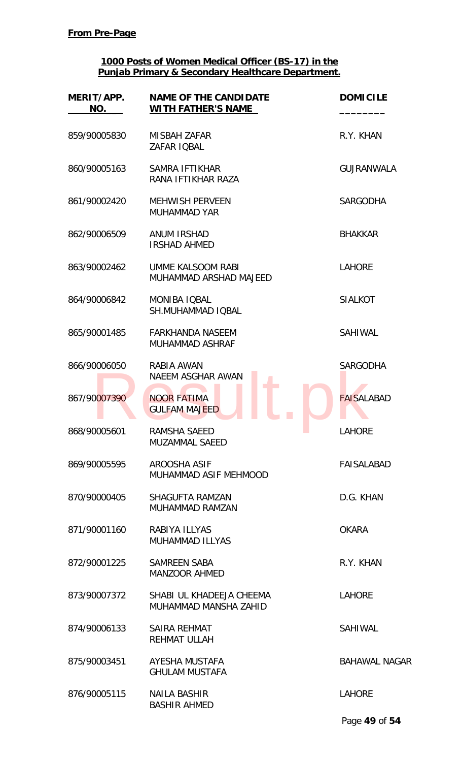**From Pre-Page**

**1000 Posts of Women Medical Officer (BS-17) in the Punjab Primary & Secondary Healthcare Department.**

| MERIT/APP. NO. | NAME OF THE CANDIDATE WITH FATHER'S NAME | DOMICILE |
|---|---|---|
| 859/90005830 | MISBAH ZAFAR<br>ZAFAR IQBAL | R.Y. KHAN |
| 860/90005163 | SAMRA IFTIKHAR<br>RANA IFTIKHAR RAZA | GUJRANWALA |
| 861/90002420 | MEHWISH PERVEEN<br>MUHAMMAD YAR | SARGODHA |
| 862/90006509 | ANUM IRSHAD<br>IRSHAD AHMED | BHAKKAR |
| 863/90002462 | UMME KALSOOM RABI<br>MUHAMMAD ARSHAD MAJEED | LAHORE |
| 864/90006842 | MONIBA IQBAL<br>SH.MUHAMMAD IQBAL | SIALKOT |
| 865/90001485 | FARKHANDA NASEEM<br>MUHAMMAD ASHRAF | SAHIWAL |
| 866/90006050 | RABIA AWAN<br>NAEEM ASGHAR AWAN | SARGODHA |
| 867/90007390 | NOOR FATIMA<br>GULFAM MAJEED | FAISALABAD |
| 868/90005601 | RAMSHA SAEED<br>MUZAMMAL SAEED | LAHORE |
| 869/90005595 | AROOSHA ASIF<br>MUHAMMAD ASIF MEHMOOD | FAISALABAD |
| 870/90000405 | SHAGUFTA RAMZAN<br>MUHAMMAD RAMZAN | D.G. KHAN |
| 871/90001160 | RABIYA ILLYAS<br>MUHAMMAD ILLYAS | OKARA |
| 872/90001225 | SAMREEN SABA<br>MANZOOR AHMED | R.Y. KHAN |
| 873/90007372 | SHABI UL KHADEEJA CHEEMA<br>MUHAMMAD MANSHA ZAHID | LAHORE |
| 874/90006133 | SAIRA REHMAT<br>REHMAT ULLAH | SAHIWAL |
| 875/90003451 | AYESHA MUSTAFA<br>GHULAM MUSTAFA | BAHAWAL NAGAR |
| 876/90005115 | NAILA BASHIR<br>BASHIR AHMED | LAHORE |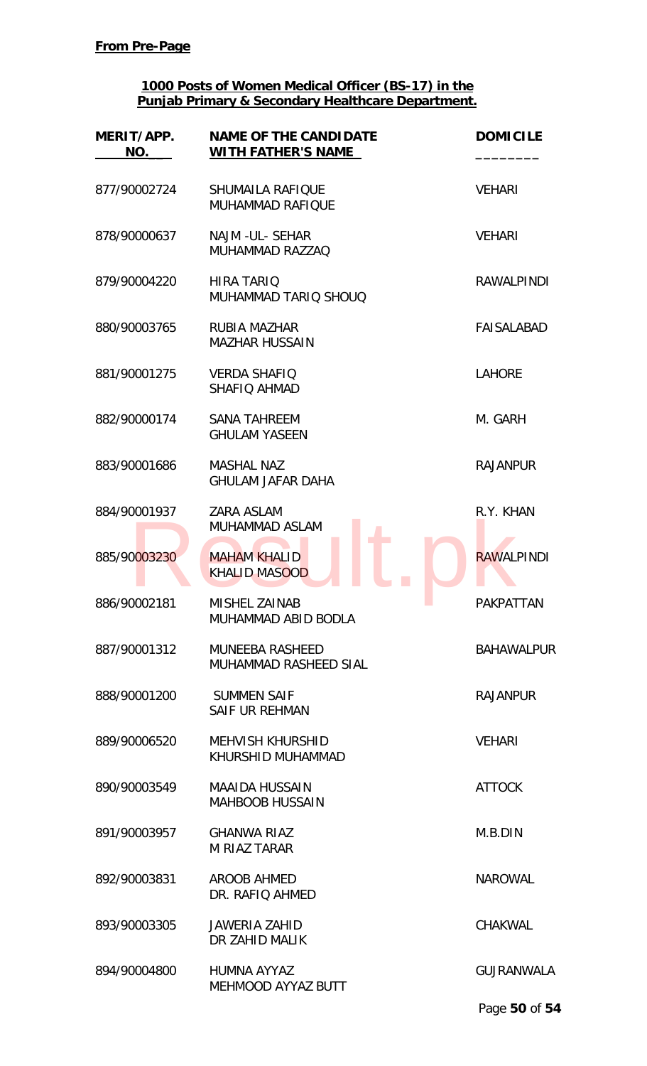**From Pre-Page**

**1000 Posts of Women Medical Officer (BS-17) in the Punjab Primary & Secondary Healthcare Department.**

| MERIT/APP. NO. | NAME OF THE CANDIDATE WITH FATHER'S NAME | DOMICILE |
|---|---|---|
| 877/90002724 | SHUMAILA RAFIQUE<br>MUHAMMAD RAFIQUE | VEHARI |
| 878/90000637 | NAJM -UL- SEHAR<br>MUHAMMAD RAZZAQ | VEHARI |
| 879/90004220 | HIRA TARIQ<br>MUHAMMAD TARIQ SHOUQ | RAWALPINDI |
| 880/90003765 | RUBIA MAZHAR<br>MAZHAR HUSSAIN | FAISALABAD |
| 881/90001275 | VERDA SHAFIQ<br>SHAFIQ AHMAD | LAHORE |
| 882/90000174 | SANA TAHREEM<br>GHULAM YASEEN | M. GARH |
| 883/90001686 | MASHAL NAZ<br>GHULAM JAFAR DAHA | RAJANPUR |
| 884/90001937 | ZARA ASLAM<br>MUHAMMAD ASLAM | R.Y. KHAN |
| 885/90003230 | MAHAM KHALID<br>KHALID MASOOD | RAWALPINDI |
| 886/90002181 | MISHEL ZAINAB<br>MUHAMMAD ABID BODLA | PAKPATTAN |
| 887/90001312 | MUNEEBA RASHEED<br>MUHAMMAD RASHEED SIAL | BAHAWALPUR |
| 888/90001200 | SUMMEN SAIF<br>SAIF UR REHMAN | RAJANPUR |
| 889/90006520 | MEHVISH KHURSHID<br>KHURSHID MUHAMMAD | VEHARI |
| 890/90003549 | MAAIDA HUSSAIN<br>MAHBOOB HUSSAIN | ATTOCK |
| 891/90003957 | GHANWA RIAZ<br>M RIAZ TARAR | M.B.DIN |
| 892/90003831 | AROOB AHMED<br>DR. RAFIQ AHMED | NAROWAL |
| 893/90003305 | JAWERIA ZAHID<br>DR ZAHID MALIK | CHAKWAL |
| 894/90004800 | HUMNA AYYAZ<br>MEHMOOD AYYAZ BUTT | GUJRANWALA |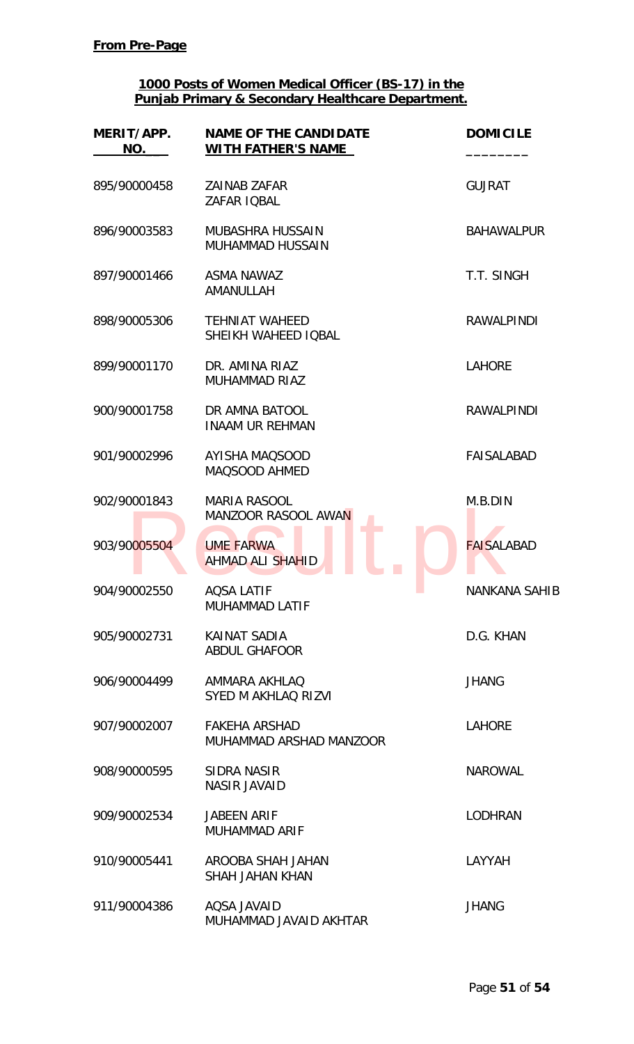**From Pre-Page**

**1000 Posts of Women Medical Officer (BS-17) in the Punjab Primary & Secondary Healthcare Department.**

| MERIT/APP. NO. | NAME OF THE CANDIDATE WITH FATHER'S NAME | DOMICILE |
|---|---|---|
| 895/90000458 | ZAINAB ZAFAR<br>ZAFAR IQBAL | GUJRAT |
| 896/90003583 | MUBASHRA HUSSAIN<br>MUHAMMAD HUSSAIN | BAHAWALPUR |
| 897/90001466 | ASMA NAWAZ<br>AMANULLAH | T.T. SINGH |
| 898/90005306 | TEHNIAT WAHEED<br>SHEIKH WAHEED IQBAL | RAWALPINDI |
| 899/90001170 | DR. AMINA RIAZ<br>MUHAMMAD RIAZ | LAHORE |
| 900/90001758 | DR AMNA BATOOL<br>INAAM UR REHMAN | RAWALPINDI |
| 901/90002996 | AYISHA MAQSOOD<br>MAQSOOD AHMED | FAISALABAD |
| 902/90001843 | MARIA RASOOL<br>MANZOOR RASOOL AWAN | M.B.DIN |
| 903/90005504 | UME FARWA<br>AHMAD ALI SHAHID | FAISALABAD |
| 904/90002550 | AQSA LATIF<br>MUHAMMAD LATIF | NANKANA SAHIB |
| 905/90002731 | KAINAT SADIA<br>ABDUL GHAFOOR | D.G. KHAN |
| 906/90004499 | AMMARA AKHLAQ<br>SYED M AKHLAQ RIZVI | JHANG |
| 907/90002007 | FAKEHA ARSHAD<br>MUHAMMAD ARSHAD MANZOOR | LAHORE |
| 908/90000595 | SIDRA NASIR<br>NASIR JAVAID | NAROWAL |
| 909/90002534 | JABEEN ARIF<br>MUHAMMAD ARIF | LODHRAN |
| 910/90005441 | AROOBA SHAH JAHAN<br>SHAH JAHAN KHAN | LAYYAH |
| 911/90004386 | AQSA JAVAID<br>MUHAMMAD JAVAID AKHTAR | JHANG |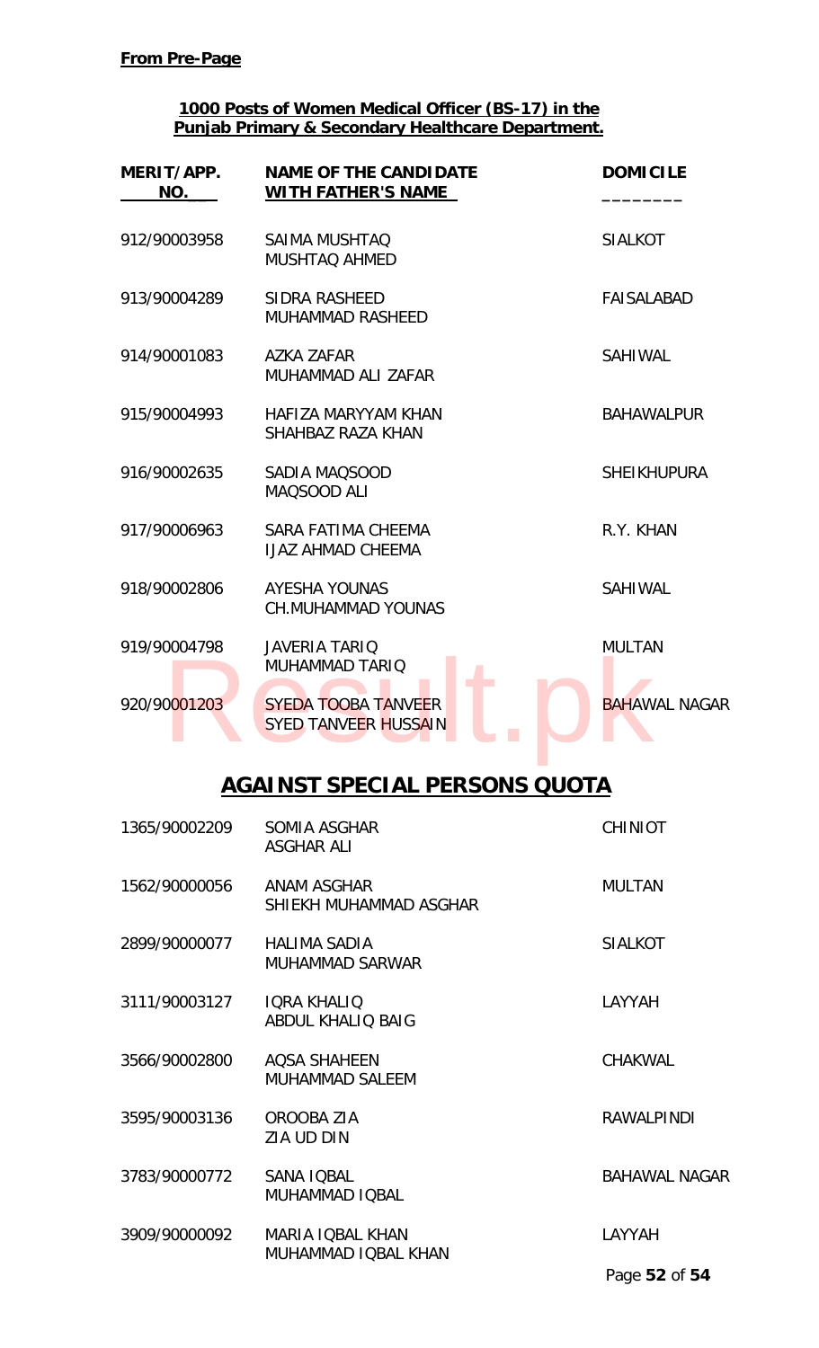**From Pre-Page**

**1000 Posts of Women Medical Officer (BS-17) in the Punjab Primary & Secondary Healthcare Department.**

| MERIT/APP. NO. | NAME OF THE CANDIDATE WITH FATHER'S NAME | DOMICILE |
|---|---|---|
| 912/90003958 | SAIMA MUSHTAQ<br>MUSHTAQ AHMED | SIALKOT |
| 913/90004289 | SIDRA RASHEED<br>MUHAMMAD RASHEED | FAISALABAD |
| 914/90001083 | AZKA ZAFAR<br>MUHAMMAD ALI ZAFAR | SAHIWAL |
| 915/90004993 | HAFIZA MARYYAM KHAN<br>SHAHBAZ RAZA KHAN | BAHAWALPUR |
| 916/90002635 | SADIA MAQSOOD<br>MAQSOOD ALI | SHEIKHUPURA |
| 917/90006963 | SARA FATIMA CHEEMA<br>IJAZ AHMAD CHEEMA | R.Y. KHAN |
| 918/90002806 | AYESHA YOUNAS<br>CH.MUHAMMAD YOUNAS | SAHIWAL |
| 919/90004798 | JAVERIA TARIQ<br>MUHAMMAD TARIQ | MULTAN |
| 920/90001203 | SYEDA TOOBA TANVEER<br>SYED TANVEER HUSSAIN | BAHAWAL NAGAR |

## AGAINST SPECIAL PERSONS QUOTA

| MERIT/APP. NO. | NAME OF THE CANDIDATE WITH FATHER'S NAME | DOMICILE |
|---|---|---|
| 1365/90002209 | SOMIA ASGHAR<br>ASGHAR ALI | CHINIOT |
| 1562/90000056 | ANAM ASGHAR<br>SHIEKH MUHAMMAD ASGHAR | MULTAN |
| 2899/90000077 | HALIMA SADIA<br>MUHAMMAD SARWAR | SIALKOT |
| 3111/90003127 | IQRA KHALIQ<br>ABDUL KHALIQ BAIG | LAYYAH |
| 3566/90002800 | AQSA SHAHEEN<br>MUHAMMAD SALEEM | CHAKWAL |
| 3595/90003136 | OROOBA ZIA<br>ZIA UD DIN | RAWALPINDI |
| 3783/90000772 | SANA IQBAL<br>MUHAMMAD IQBAL | BAHAWAL NAGAR |
| 3909/90000092 | MARIA IQBAL KHAN<br>MUHAMMAD IQBAL KHAN | LAYYAH |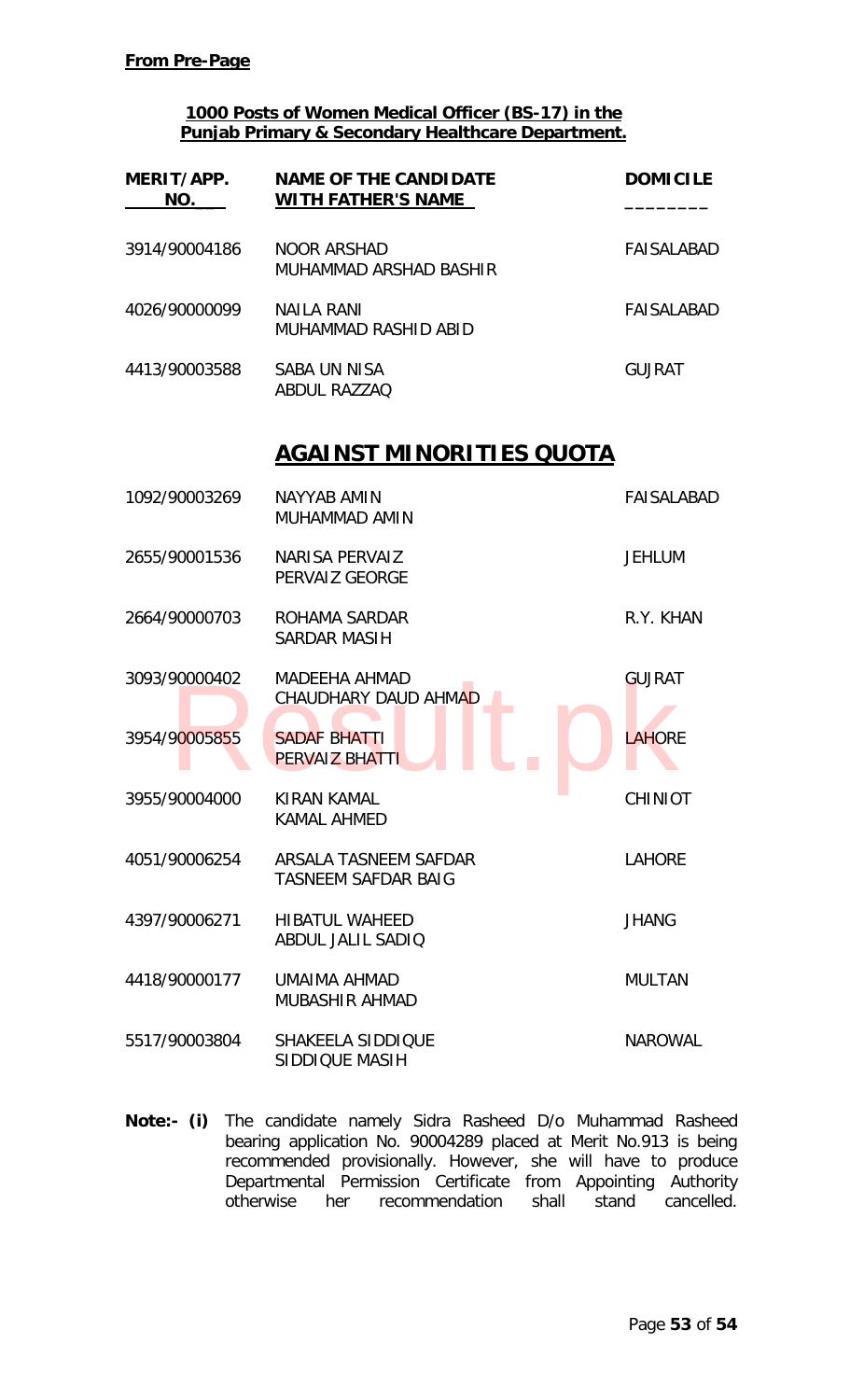**From Pre-Page**

**1000 Posts of Women Medical Officer (BS-17) in the Punjab Primary & Secondary Healthcare Department.**

| MERIT/APP. NO. | NAME OF THE CANDIDATE WITH FATHER'S NAME | DOMICILE |
|---|---|---|
| 3914/90004186 | NOOR ARSHAD<br>MUHAMMAD ARSHAD BASHIR | FAISALABAD |
| 4026/90000099 | NAILA RANI<br>MUHAMMAD RASHID ABID | FAISALABAD |
| 4413/90003588 | SABA UN NISA<br>ABDUL RAZZAQ | GUJRAT |

## AGAINST MINORITIES QUOTA

| MERIT/APP. NO. | NAME OF THE CANDIDATE WITH FATHER'S NAME | DOMICILE |
|---|---|---|
| 1092/90003269 | NAYYAB AMIN<br>MUHAMMAD AMIN | FAISALABAD |
| 2655/90001536 | NARISA PERVAIZ<br>PERVAIZ GEORGE | JEHLUM |
| 2664/90000703 | ROHAMA SARDAR<br>SARDAR MASIH | R.Y. KHAN |
| 3093/90000402 | MADEEHA AHMAD<br>CHAUDHARY DAUD AHMAD | GUJRAT |
| 3954/90005855 | SADAF BHATTI<br>PERVAIZ BHATTI | LAHORE |
| 3955/90004000 | KIRAN KAMAL<br>KAMAL AHMED | CHINIOT |
| 4051/90006254 | ARSALA TASNEEM SAFDAR<br>TASNEEM SAFDAR BAIG | LAHORE |
| 4397/90006271 | HIBATUL WAHEED<br>ABDUL JALIL SADIQ | JHANG |
| 4418/90000177 | UMAIMA AHMAD<br>MUBASHIR AHMAD | MULTAN |
| 5517/90003804 | SHAKEELA SIDDIQUE<br>SIDDIQUE MASIH | NAROWAL |

**Note:- (i)** The candidate namely Sidra Rasheed D/o Muhammad Rasheed bearing application No. 90004289 placed at Merit No.913 is being recommended provisionally. However, she will have to produce Departmental Permission Certificate from Appointing Authority otherwise her recommendation shall stand cancelled.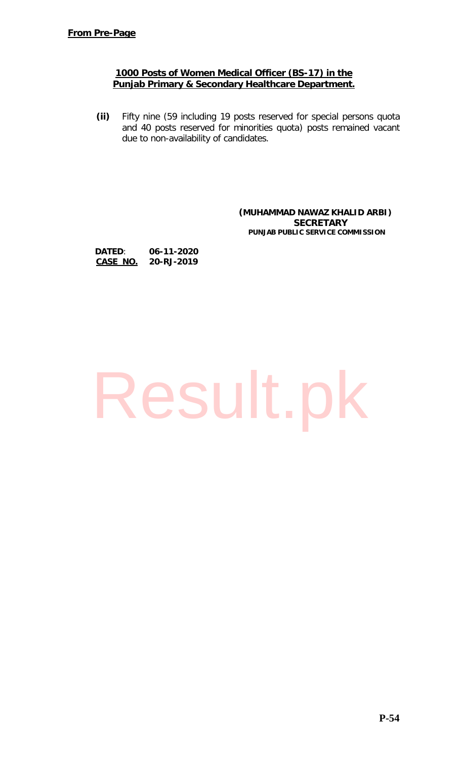**From Pre-Page**

**1000 Posts of Women Medical Officer (BS-17) in the Punjab Primary & Secondary Healthcare Department.**

**(ii)** Fifty nine (59 including 19 posts reserved for special persons quota and 40 posts reserved for minorities quota) posts remained vacant due to non-availability of candidates.

**(MUHAMMAD NAWAZ KHALID ARBI)**
**SECRETARY**
**PUNJAB PUBLIC SERVICE COMMISSION**

**DATED**: **06-11-2020**
**CASE NO.** **20-RJ-2019**

Result.pk